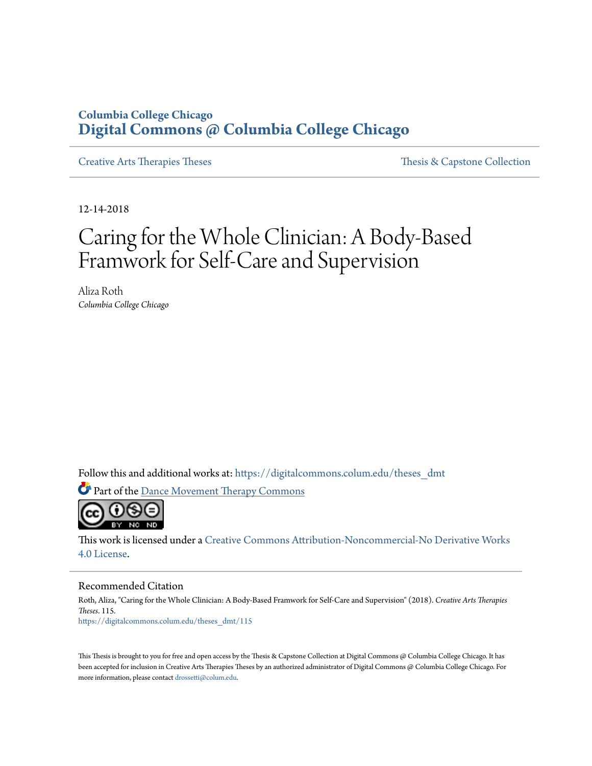Columbia College Chicago

# Digital Commons @ Columbia College Chicago

Creative Arts Therapies Theses | Thesis & Capstone Collection

12-14-2018

# Caring for the Whole Clinician: A Body-Based Framwork for Self-Care and Supervision

Aliza Roth
*Columbia College Chicago*

Follow this and additional works at: https://digitalcommons.colum.edu/theses_dmt

Part of the Dance Movement Therapy Commons

This work is licensed under a Creative Commons Attribution-Noncommercial-No Derivative Works 4.0 License.

## Recommended Citation

Roth, Aliza, "Caring for the Whole Clinician: A Body-Based Framwork for Self-Care and Supervision" (2018). *Creative Arts Therapies Theses*. 115.
https://digitalcommons.colum.edu/theses_dmt/115

This Thesis is brought to you for free and open access by the Thesis & Capstone Collection at Digital Commons @ Columbia College Chicago. It has been accepted for inclusion in Creative Arts Therapies Theses by an authorized administrator of Digital Commons @ Columbia College Chicago. For more information, please contact drossetti@colum.edu.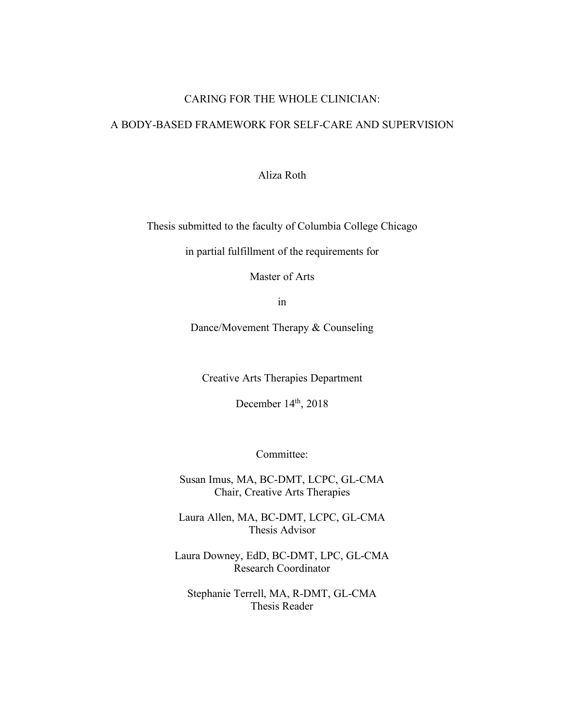# CARING FOR THE WHOLE CLINICIAN:

# A BODY-BASED FRAMEWORK FOR SELF-CARE AND SUPERVISION

Aliza Roth

Thesis submitted to the faculty of Columbia College Chicago

in partial fulfillment of the requirements for

Master of Arts

in

Dance/Movement Therapy & Counseling

Creative Arts Therapies Department

December 14th, 2018

Committee:

Susan Imus, MA, BC-DMT, LCPC, GL-CMA
Chair, Creative Arts Therapies

Laura Allen, MA, BC-DMT, LCPC, GL-CMA
Thesis Advisor

Laura Downey, EdD, BC-DMT, LPC, GL-CMA
Research Coordinator

Stephanie Terrell, MA, R-DMT, GL-CMA
Thesis Reader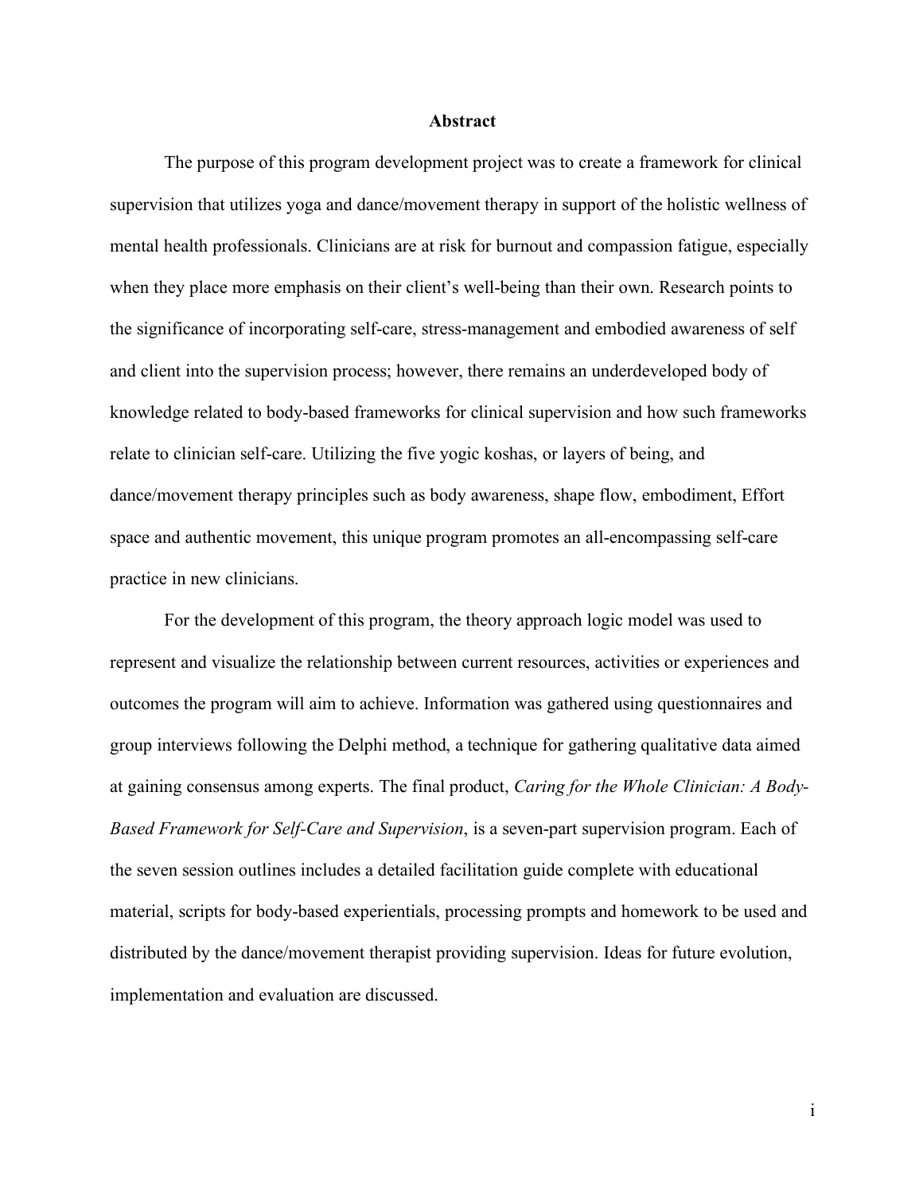# Abstract

The purpose of this program development project was to create a framework for clinical supervision that utilizes yoga and dance/movement therapy in support of the holistic wellness of mental health professionals. Clinicians are at risk for burnout and compassion fatigue, especially when they place more emphasis on their client's well-being than their own. Research points to the significance of incorporating self-care, stress-management and embodied awareness of self and client into the supervision process; however, there remains an underdeveloped body of knowledge related to body-based frameworks for clinical supervision and how such frameworks relate to clinician self-care. Utilizing the five yogic koshas, or layers of being, and dance/movement therapy principles such as body awareness, shape flow, embodiment, Effort space and authentic movement, this unique program promotes an all-encompassing self-care practice in new clinicians.

For the development of this program, the theory approach logic model was used to represent and visualize the relationship between current resources, activities or experiences and outcomes the program will aim to achieve. Information was gathered using questionnaires and group interviews following the Delphi method, a technique for gathering qualitative data aimed at gaining consensus among experts. The final product, *Caring for the Whole Clinician: A Body-Based Framework for Self-Care and Supervision*, is a seven-part supervision program. Each of the seven session outlines includes a detailed facilitation guide complete with educational material, scripts for body-based experientials, processing prompts and homework to be used and distributed by the dance/movement therapist providing supervision. Ideas for future evolution, implementation and evaluation are discussed.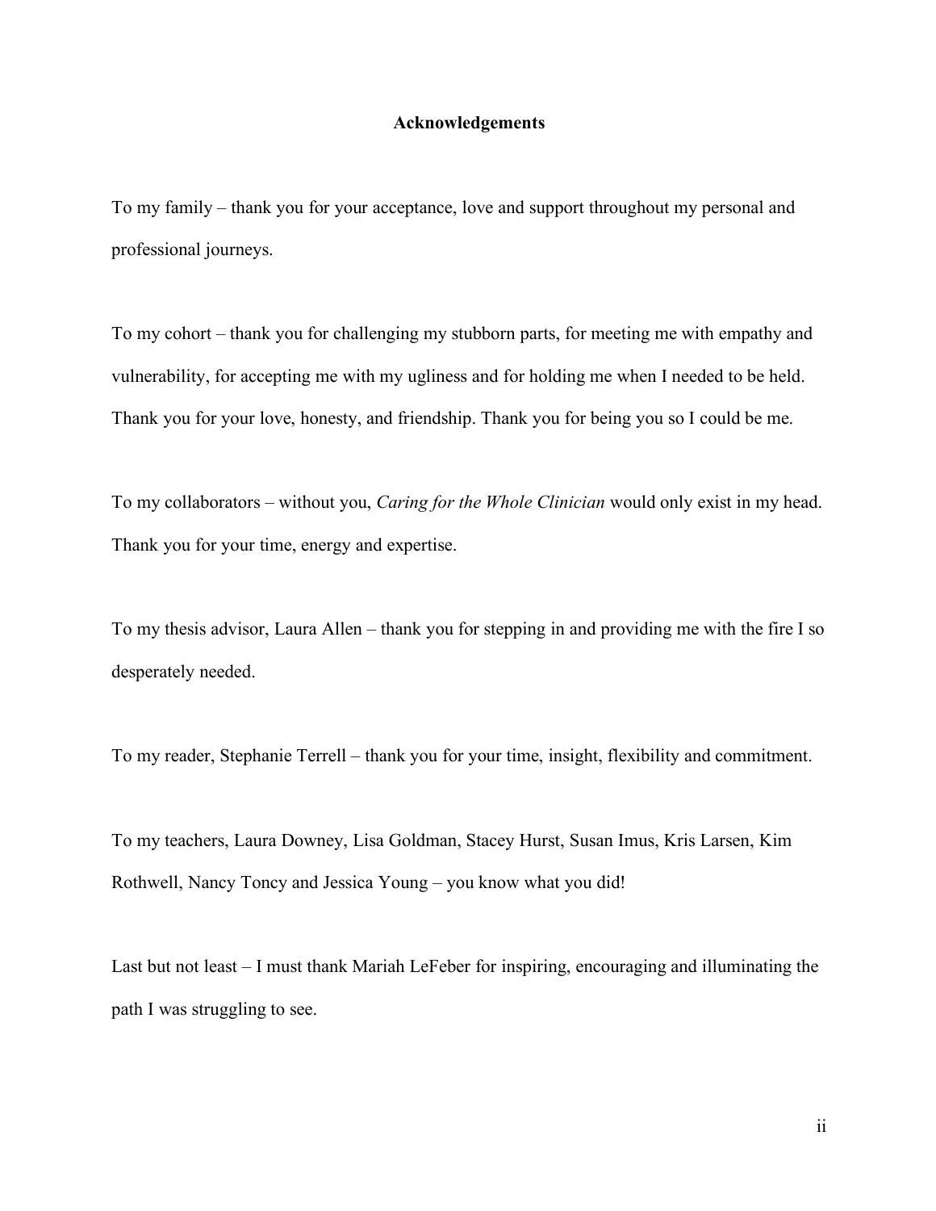# Acknowledgements

To my family – thank you for your acceptance, love and support throughout my personal and professional journeys.

To my cohort – thank you for challenging my stubborn parts, for meeting me with empathy and vulnerability, for accepting me with my ugliness and for holding me when I needed to be held. Thank you for your love, honesty, and friendship. Thank you for being you so I could be me.

To my collaborators – without you, *Caring for the Whole Clinician* would only exist in my head. Thank you for your time, energy and expertise.

To my thesis advisor, Laura Allen – thank you for stepping in and providing me with the fire I so desperately needed.

To my reader, Stephanie Terrell – thank you for your time, insight, flexibility and commitment.

To my teachers, Laura Downey, Lisa Goldman, Stacey Hurst, Susan Imus, Kris Larsen, Kim Rothwell, Nancy Toncy and Jessica Young – you know what you did!

Last but not least – I must thank Mariah LeFeber for inspiring, encouraging and illuminating the path I was struggling to see.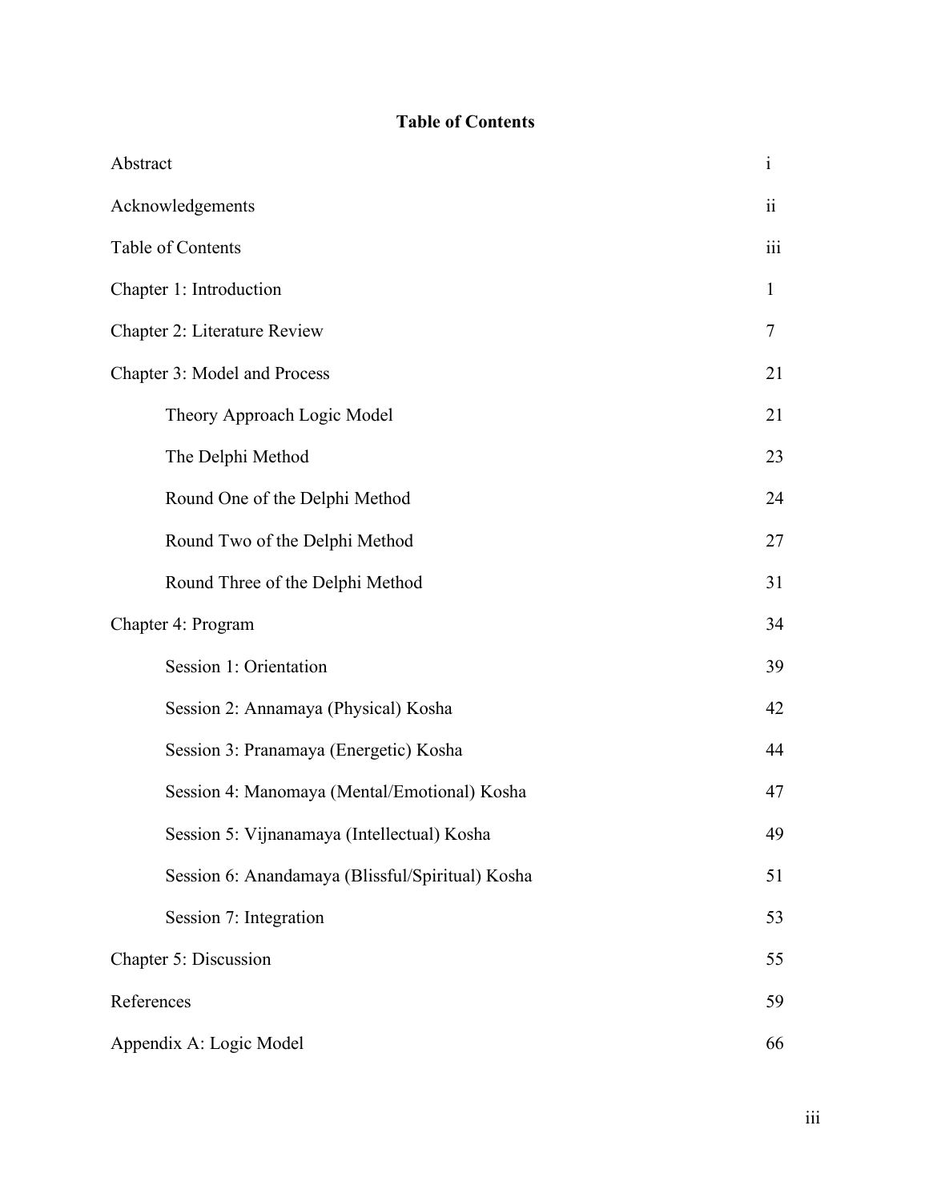**Table of Contents**

| | |
|---|---|
| Abstract | i |
| Acknowledgements | ii |
| Table of Contents | iii |
| Chapter 1: Introduction | 1 |
| Chapter 2: Literature Review | 7 |
| Chapter 3: Model and Process | 21 |
| Theory Approach Logic Model | 21 |
| The Delphi Method | 23 |
| Round One of the Delphi Method | 24 |
| Round Two of the Delphi Method | 27 |
| Round Three of the Delphi Method | 31 |
| Chapter 4: Program | 34 |
| Session 1: Orientation | 39 |
| Session 2: Annamaya (Physical) Kosha | 42 |
| Session 3: Pranamaya (Energetic) Kosha | 44 |
| Session 4: Manomaya (Mental/Emotional) Kosha | 47 |
| Session 5: Vijnanamaya (Intellectual) Kosha | 49 |
| Session 6: Anandamaya (Blissful/Spiritual) Kosha | 51 |
| Session 7: Integration | 53 |
| Chapter 5: Discussion | 55 |
| References | 59 |
| Appendix A: Logic Model | 66 |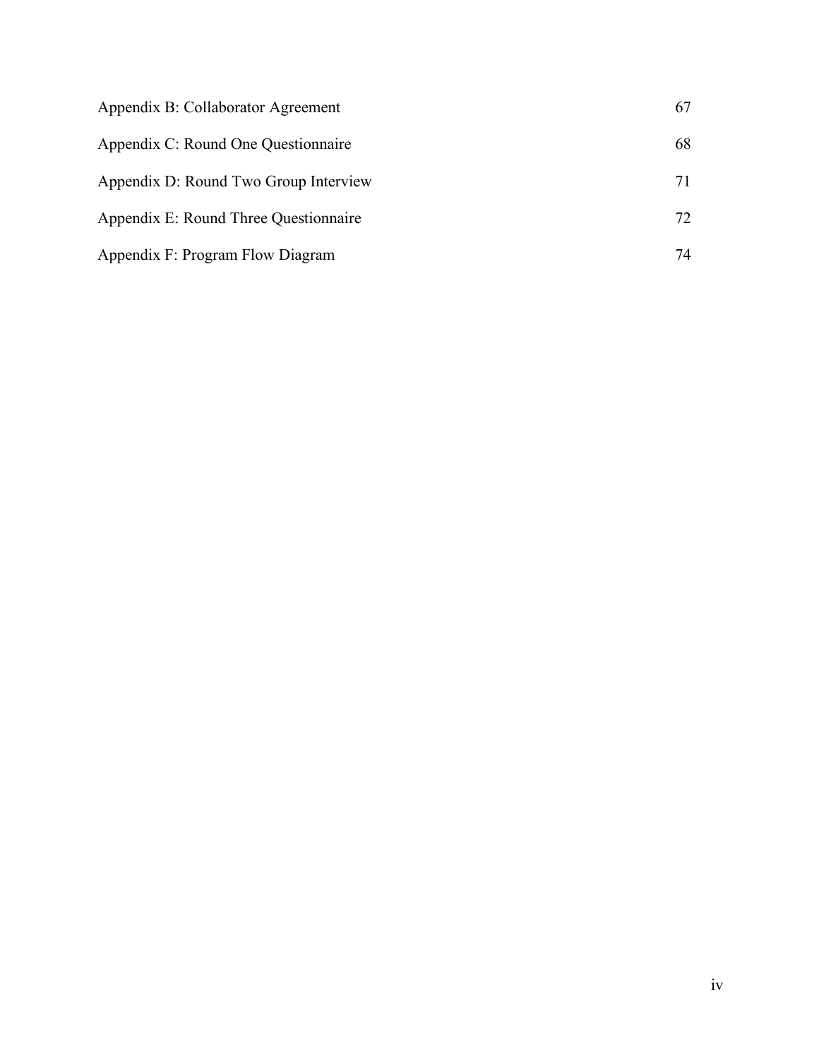| | |
|---|---|
| Appendix B: Collaborator Agreement | 67 |
| Appendix C: Round One Questionnaire | 68 |
| Appendix D: Round Two Group Interview | 71 |
| Appendix E: Round Three Questionnaire | 72 |
| Appendix F: Program Flow Diagram | 74 |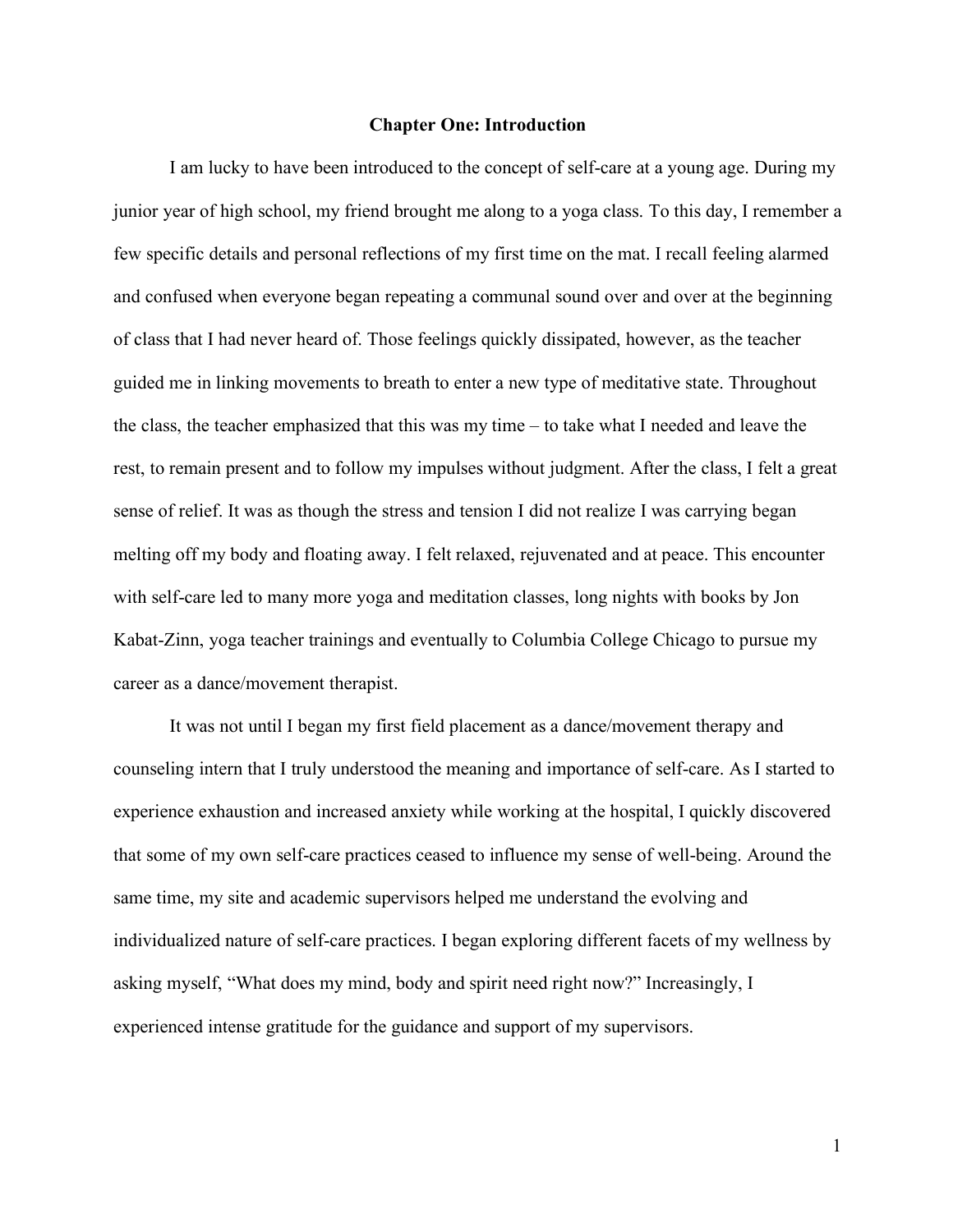# Chapter One: Introduction

I am lucky to have been introduced to the concept of self-care at a young age. During my junior year of high school, my friend brought me along to a yoga class. To this day, I remember a few specific details and personal reflections of my first time on the mat. I recall feeling alarmed and confused when everyone began repeating a communal sound over and over at the beginning of class that I had never heard of. Those feelings quickly dissipated, however, as the teacher guided me in linking movements to breath to enter a new type of meditative state. Throughout the class, the teacher emphasized that this was my time – to take what I needed and leave the rest, to remain present and to follow my impulses without judgment. After the class, I felt a great sense of relief. It was as though the stress and tension I did not realize I was carrying began melting off my body and floating away. I felt relaxed, rejuvenated and at peace. This encounter with self-care led to many more yoga and meditation classes, long nights with books by Jon Kabat-Zinn, yoga teacher trainings and eventually to Columbia College Chicago to pursue my career as a dance/movement therapist.

It was not until I began my first field placement as a dance/movement therapy and counseling intern that I truly understood the meaning and importance of self-care. As I started to experience exhaustion and increased anxiety while working at the hospital, I quickly discovered that some of my own self-care practices ceased to influence my sense of well-being. Around the same time, my site and academic supervisors helped me understand the evolving and individualized nature of self-care practices. I began exploring different facets of my wellness by asking myself, "What does my mind, body and spirit need right now?" Increasingly, I experienced intense gratitude for the guidance and support of my supervisors.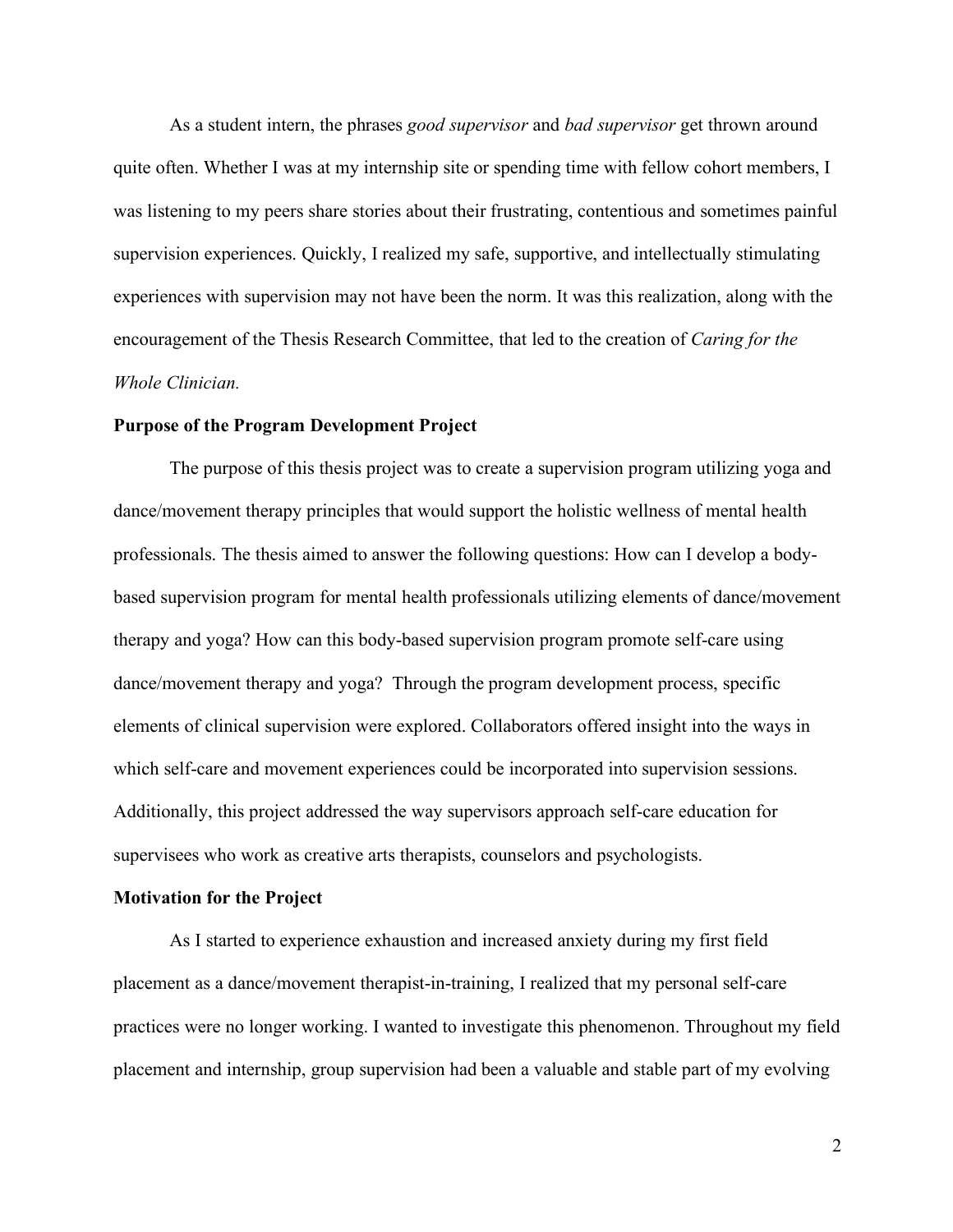As a student intern, the phrases *good supervisor* and *bad supervisor* get thrown around quite often. Whether I was at my internship site or spending time with fellow cohort members, I was listening to my peers share stories about their frustrating, contentious and sometimes painful supervision experiences. Quickly, I realized my safe, supportive, and intellectually stimulating experiences with supervision may not have been the norm. It was this realization, along with the encouragement of the Thesis Research Committee, that led to the creation of *Caring for the Whole Clinician.*

**Purpose of the Program Development Project**

The purpose of this thesis project was to create a supervision program utilizing yoga and dance/movement therapy principles that would support the holistic wellness of mental health professionals. The thesis aimed to answer the following questions: How can I develop a body-based supervision program for mental health professionals utilizing elements of dance/movement therapy and yoga? How can this body-based supervision program promote self-care using dance/movement therapy and yoga? Through the program development process, specific elements of clinical supervision were explored. Collaborators offered insight into the ways in which self-care and movement experiences could be incorporated into supervision sessions. Additionally, this project addressed the way supervisors approach self-care education for supervisees who work as creative arts therapists, counselors and psychologists.

**Motivation for the Project**

As I started to experience exhaustion and increased anxiety during my first field placement as a dance/movement therapist-in-training, I realized that my personal self-care practices were no longer working. I wanted to investigate this phenomenon. Throughout my field placement and internship, group supervision had been a valuable and stable part of my evolving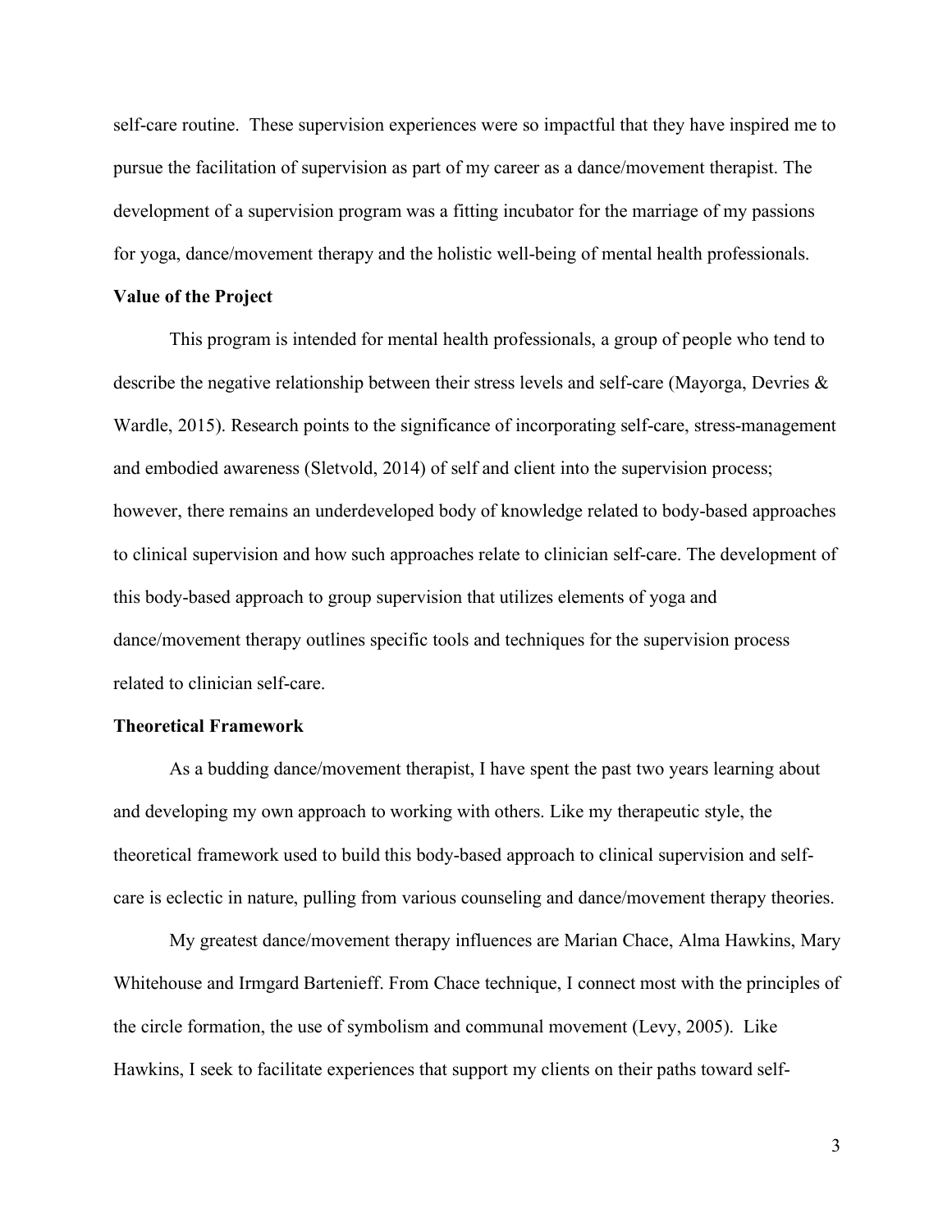self-care routine. These supervision experiences were so impactful that they have inspired me to pursue the facilitation of supervision as part of my career as a dance/movement therapist. The development of a supervision program was a fitting incubator for the marriage of my passions for yoga, dance/movement therapy and the holistic well-being of mental health professionals.

**Value of the Project**

This program is intended for mental health professionals, a group of people who tend to describe the negative relationship between their stress levels and self-care (Mayorga, Devries & Wardle, 2015). Research points to the significance of incorporating self-care, stress-management and embodied awareness (Sletvold, 2014) of self and client into the supervision process; however, there remains an underdeveloped body of knowledge related to body-based approaches to clinical supervision and how such approaches relate to clinician self-care. The development of this body-based approach to group supervision that utilizes elements of yoga and dance/movement therapy outlines specific tools and techniques for the supervision process related to clinician self-care.

**Theoretical Framework**

As a budding dance/movement therapist, I have spent the past two years learning about and developing my own approach to working with others. Like my therapeutic style, the theoretical framework used to build this body-based approach to clinical supervision and self-care is eclectic in nature, pulling from various counseling and dance/movement therapy theories.

My greatest dance/movement therapy influences are Marian Chace, Alma Hawkins, Mary Whitehouse and Irmgard Bartenieff. From Chace technique, I connect most with the principles of the circle formation, the use of symbolism and communal movement (Levy, 2005). Like Hawkins, I seek to facilitate experiences that support my clients on their paths toward self-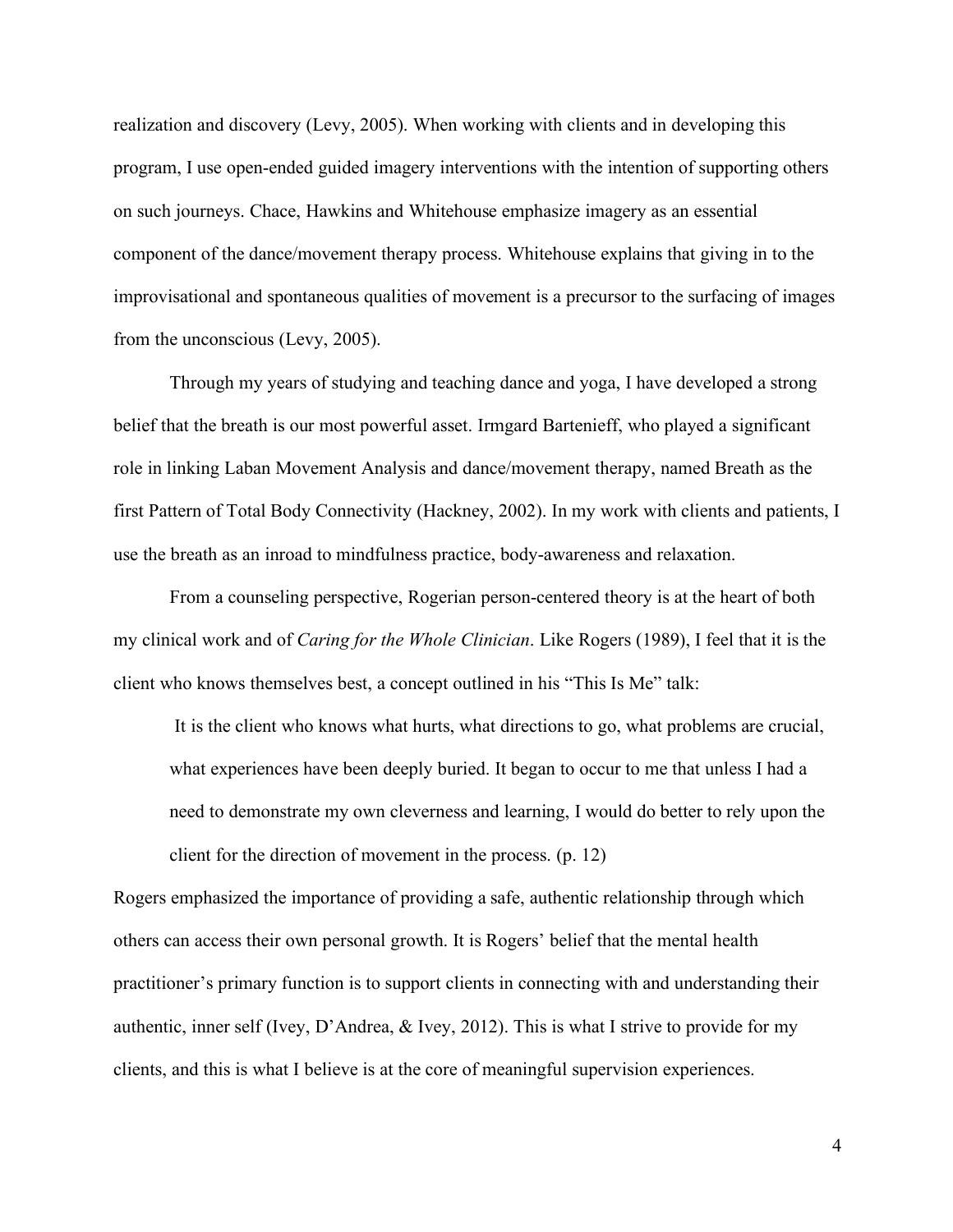realization and discovery (Levy, 2005). When working with clients and in developing this program, I use open-ended guided imagery interventions with the intention of supporting others on such journeys. Chace, Hawkins and Whitehouse emphasize imagery as an essential component of the dance/movement therapy process. Whitehouse explains that giving in to the improvisational and spontaneous qualities of movement is a precursor to the surfacing of images from the unconscious (Levy, 2005).

Through my years of studying and teaching dance and yoga, I have developed a strong belief that the breath is our most powerful asset. Irmgard Bartenieff, who played a significant role in linking Laban Movement Analysis and dance/movement therapy, named Breath as the first Pattern of Total Body Connectivity (Hackney, 2002). In my work with clients and patients, I use the breath as an inroad to mindfulness practice, body-awareness and relaxation.

From a counseling perspective, Rogerian person-centered theory is at the heart of both my clinical work and of *Caring for the Whole Clinician*. Like Rogers (1989), I feel that it is the client who knows themselves best, a concept outlined in his "This Is Me" talk:

> It is the client who knows what hurts, what directions to go, what problems are crucial, what experiences have been deeply buried. It began to occur to me that unless I had a need to demonstrate my own cleverness and learning, I would do better to rely upon the client for the direction of movement in the process. (p. 12)

Rogers emphasized the importance of providing a safe, authentic relationship through which others can access their own personal growth. It is Rogers' belief that the mental health practitioner's primary function is to support clients in connecting with and understanding their authentic, inner self (Ivey, D'Andrea, & Ivey, 2012). This is what I strive to provide for my clients, and this is what I believe is at the core of meaningful supervision experiences.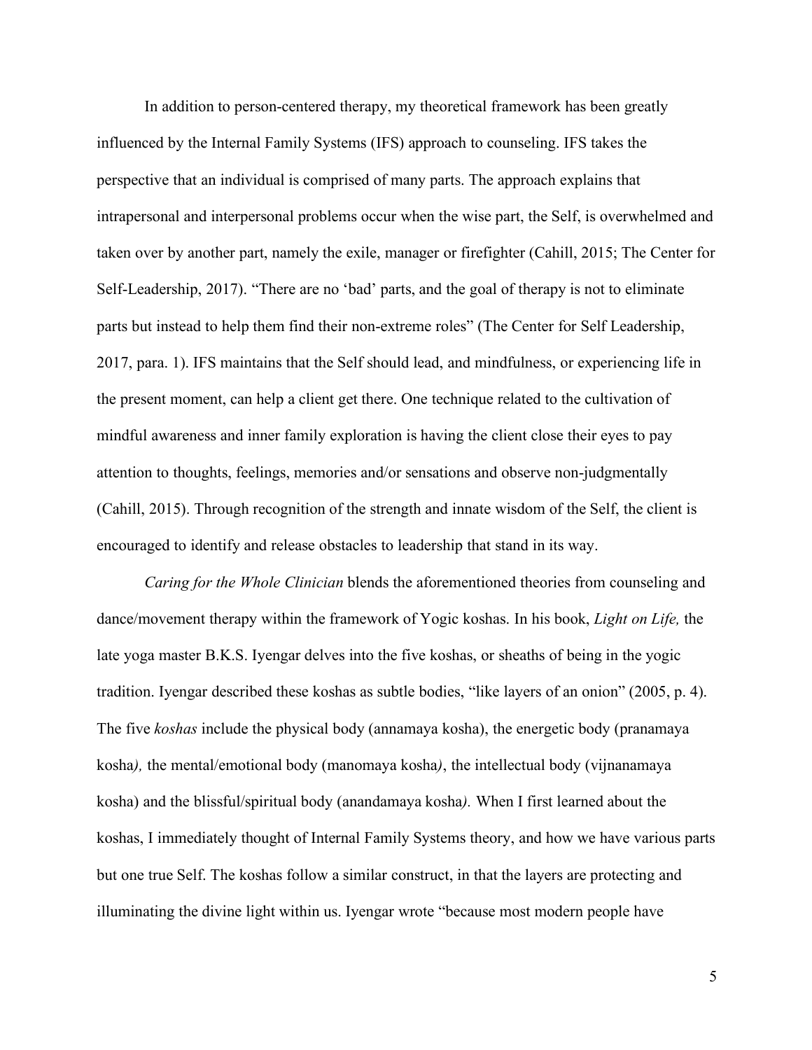In addition to person-centered therapy, my theoretical framework has been greatly influenced by the Internal Family Systems (IFS) approach to counseling. IFS takes the perspective that an individual is comprised of many parts. The approach explains that intrapersonal and interpersonal problems occur when the wise part, the Self, is overwhelmed and taken over by another part, namely the exile, manager or firefighter (Cahill, 2015; The Center for Self-Leadership, 2017). "There are no 'bad' parts, and the goal of therapy is not to eliminate parts but instead to help them find their non-extreme roles" (The Center for Self Leadership, 2017, para. 1). IFS maintains that the Self should lead, and mindfulness, or experiencing life in the present moment, can help a client get there. One technique related to the cultivation of mindful awareness and inner family exploration is having the client close their eyes to pay attention to thoughts, feelings, memories and/or sensations and observe non-judgmentally (Cahill, 2015). Through recognition of the strength and innate wisdom of the Self, the client is encouraged to identify and release obstacles to leadership that stand in its way.

*Caring for the Whole Clinician* blends the aforementioned theories from counseling and dance/movement therapy within the framework of Yogic koshas. In his book, *Light on Life,* the late yoga master B.K.S. Iyengar delves into the five koshas, or sheaths of being in the yogic tradition. Iyengar described these koshas as subtle bodies, "like layers of an onion" (2005, p. 4). The five *koshas* include the physical body (annamaya kosha), the energetic body (pranamaya kosha*),* the mental/emotional body (manomaya kosha*)*, the intellectual body (vijnanamaya kosha) and the blissful/spiritual body (anandamaya kosha*).* When I first learned about the koshas, I immediately thought of Internal Family Systems theory, and how we have various parts but one true Self. The koshas follow a similar construct, in that the layers are protecting and illuminating the divine light within us. Iyengar wrote "because most modern people have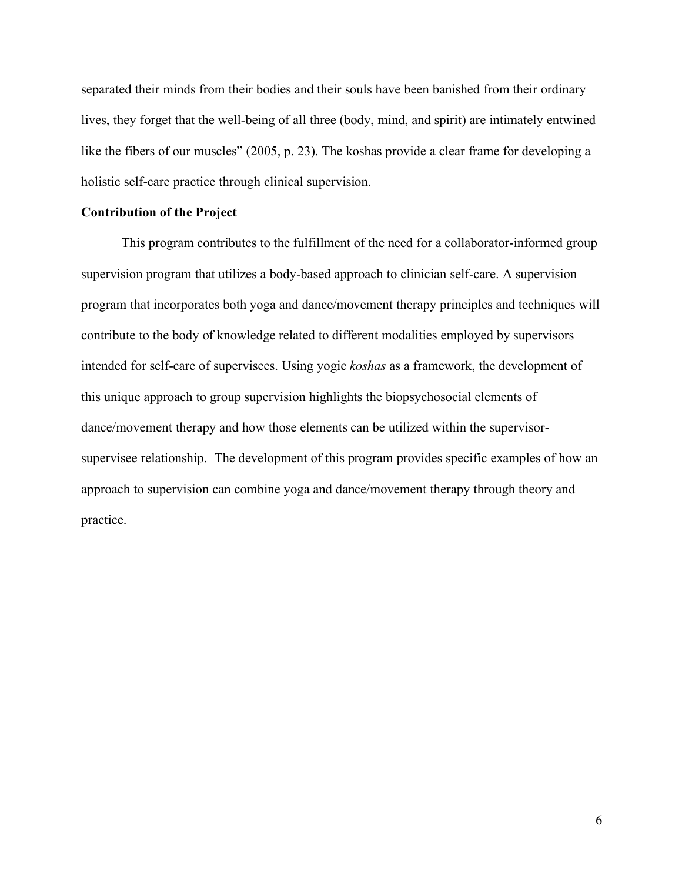separated their minds from their bodies and their souls have been banished from their ordinary lives, they forget that the well-being of all three (body, mind, and spirit) are intimately entwined like the fibers of our muscles" (2005, p. 23). The koshas provide a clear frame for developing a holistic self-care practice through clinical supervision.

**Contribution of the Project**

This program contributes to the fulfillment of the need for a collaborator-informed group supervision program that utilizes a body-based approach to clinician self-care. A supervision program that incorporates both yoga and dance/movement therapy principles and techniques will contribute to the body of knowledge related to different modalities employed by supervisors intended for self-care of supervisees. Using yogic *koshas* as a framework, the development of this unique approach to group supervision highlights the biopsychosocial elements of dance/movement therapy and how those elements can be utilized within the supervisor-supervisee relationship. The development of this program provides specific examples of how an approach to supervision can combine yoga and dance/movement therapy through theory and practice.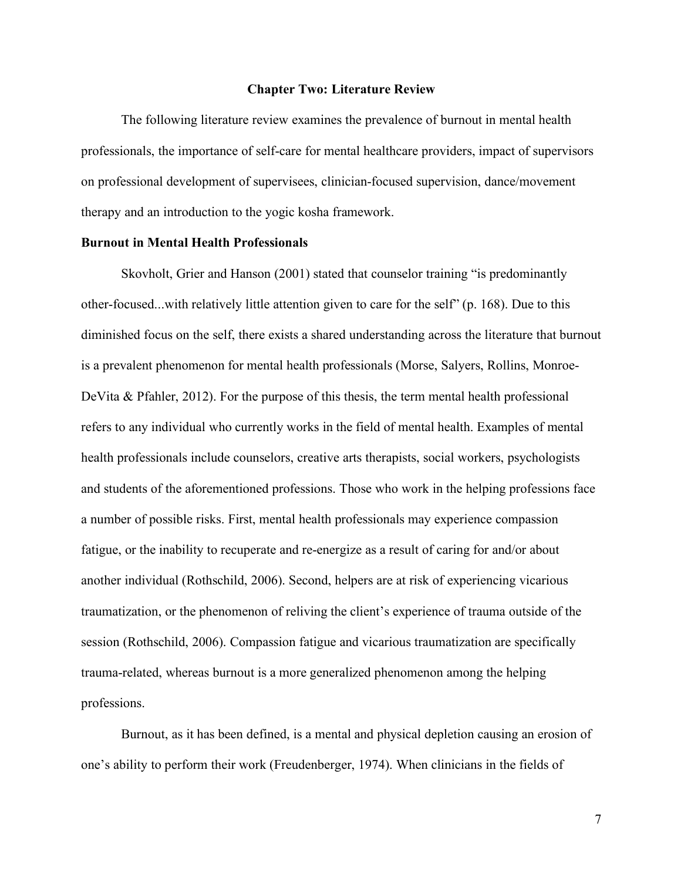## Chapter Two: Literature Review

The following literature review examines the prevalence of burnout in mental health professionals, the importance of self-care for mental healthcare providers, impact of supervisors on professional development of supervisees, clinician-focused supervision, dance/movement therapy and an introduction to the yogic kosha framework.

### Burnout in Mental Health Professionals

Skovholt, Grier and Hanson (2001) stated that counselor training "is predominantly other-focused...with relatively little attention given to care for the self" (p. 168). Due to this diminished focus on the self, there exists a shared understanding across the literature that burnout is a prevalent phenomenon for mental health professionals (Morse, Salyers, Rollins, Monroe-DeVita & Pfahler, 2012). For the purpose of this thesis, the term mental health professional refers to any individual who currently works in the field of mental health. Examples of mental health professionals include counselors, creative arts therapists, social workers, psychologists and students of the aforementioned professions. Those who work in the helping professions face a number of possible risks. First, mental health professionals may experience compassion fatigue, or the inability to recuperate and re-energize as a result of caring for and/or about another individual (Rothschild, 2006). Second, helpers are at risk of experiencing vicarious traumatization, or the phenomenon of reliving the client's experience of trauma outside of the session (Rothschild, 2006). Compassion fatigue and vicarious traumatization are specifically trauma-related, whereas burnout is a more generalized phenomenon among the helping professions.

Burnout, as it has been defined, is a mental and physical depletion causing an erosion of one's ability to perform their work (Freudenberger, 1974). When clinicians in the fields of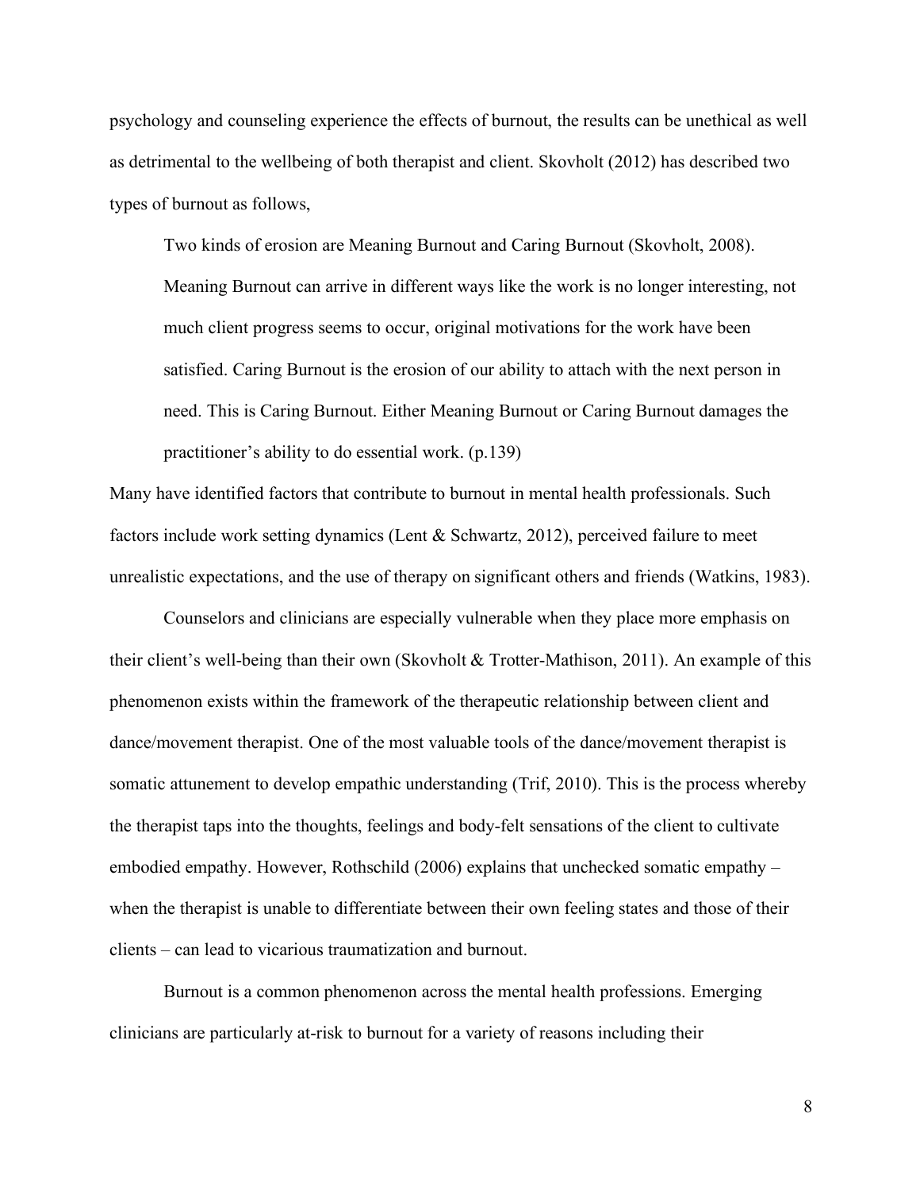psychology and counseling experience the effects of burnout, the results can be unethical as well as detrimental to the wellbeing of both therapist and client. Skovholt (2012) has described two types of burnout as follows,

> Two kinds of erosion are Meaning Burnout and Caring Burnout (Skovholt, 2008). Meaning Burnout can arrive in different ways like the work is no longer interesting, not much client progress seems to occur, original motivations for the work have been satisfied. Caring Burnout is the erosion of our ability to attach with the next person in need. This is Caring Burnout. Either Meaning Burnout or Caring Burnout damages the practitioner's ability to do essential work. (p.139)

Many have identified factors that contribute to burnout in mental health professionals. Such factors include work setting dynamics (Lent & Schwartz, 2012), perceived failure to meet unrealistic expectations, and the use of therapy on significant others and friends (Watkins, 1983).

Counselors and clinicians are especially vulnerable when they place more emphasis on their client's well-being than their own (Skovholt & Trotter-Mathison, 2011). An example of this phenomenon exists within the framework of the therapeutic relationship between client and dance/movement therapist. One of the most valuable tools of the dance/movement therapist is somatic attunement to develop empathic understanding (Trif, 2010). This is the process whereby the therapist taps into the thoughts, feelings and body-felt sensations of the client to cultivate embodied empathy. However, Rothschild (2006) explains that unchecked somatic empathy – when the therapist is unable to differentiate between their own feeling states and those of their clients – can lead to vicarious traumatization and burnout.

Burnout is a common phenomenon across the mental health professions. Emerging clinicians are particularly at-risk to burnout for a variety of reasons including their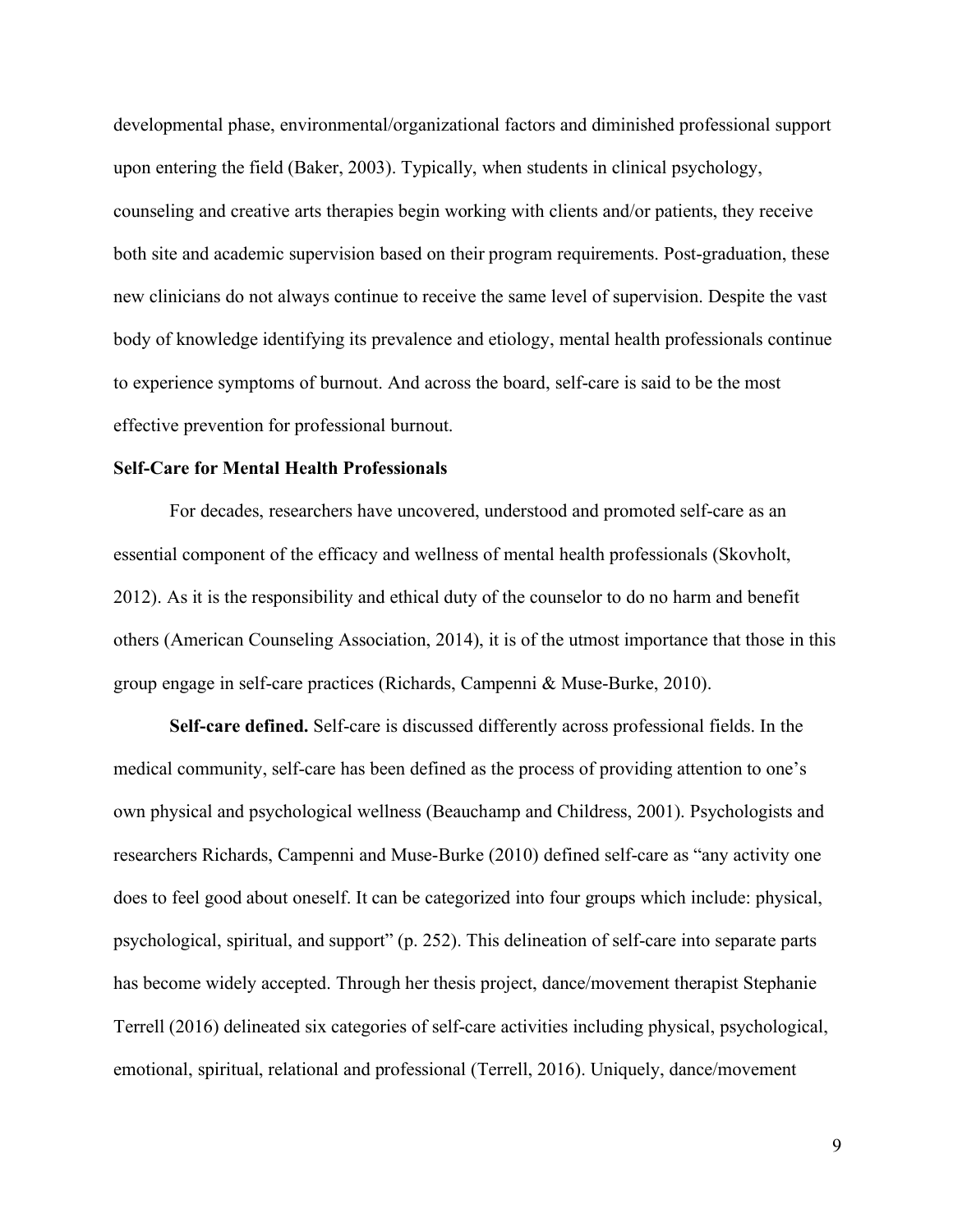developmental phase, environmental/organizational factors and diminished professional support upon entering the field (Baker, 2003). Typically, when students in clinical psychology, counseling and creative arts therapies begin working with clients and/or patients, they receive both site and academic supervision based on their program requirements. Post-graduation, these new clinicians do not always continue to receive the same level of supervision. Despite the vast body of knowledge identifying its prevalence and etiology, mental health professionals continue to experience symptoms of burnout. And across the board, self-care is said to be the most effective prevention for professional burnout.

## Self-Care for Mental Health Professionals

For decades, researchers have uncovered, understood and promoted self-care as an essential component of the efficacy and wellness of mental health professionals (Skovholt, 2012). As it is the responsibility and ethical duty of the counselor to do no harm and benefit others (American Counseling Association, 2014), it is of the utmost importance that those in this group engage in self-care practices (Richards, Campenni & Muse-Burke, 2010).

**Self-care defined.** Self-care is discussed differently across professional fields. In the medical community, self-care has been defined as the process of providing attention to one's own physical and psychological wellness (Beauchamp and Childress, 2001). Psychologists and researchers Richards, Campenni and Muse-Burke (2010) defined self-care as "any activity one does to feel good about oneself. It can be categorized into four groups which include: physical, psychological, spiritual, and support" (p. 252). This delineation of self-care into separate parts has become widely accepted. Through her thesis project, dance/movement therapist Stephanie Terrell (2016) delineated six categories of self-care activities including physical, psychological, emotional, spiritual, relational and professional (Terrell, 2016). Uniquely, dance/movement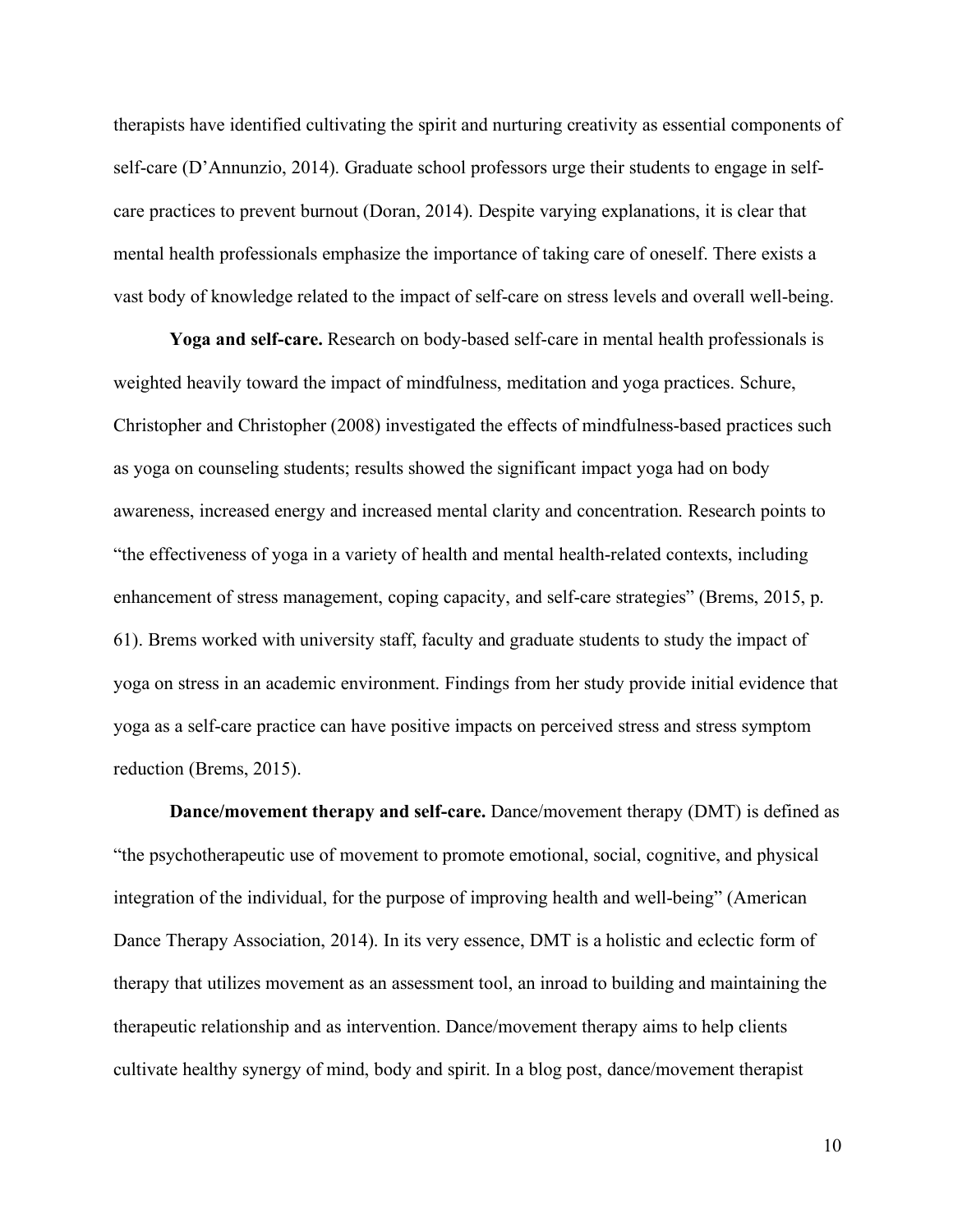therapists have identified cultivating the spirit and nurturing creativity as essential components of self-care (D'Annunzio, 2014). Graduate school professors urge their students to engage in self-care practices to prevent burnout (Doran, 2014). Despite varying explanations, it is clear that mental health professionals emphasize the importance of taking care of oneself. There exists a vast body of knowledge related to the impact of self-care on stress levels and overall well-being.

**Yoga and self-care.** Research on body-based self-care in mental health professionals is weighted heavily toward the impact of mindfulness, meditation and yoga practices. Schure, Christopher and Christopher (2008) investigated the effects of mindfulness-based practices such as yoga on counseling students; results showed the significant impact yoga had on body awareness, increased energy and increased mental clarity and concentration. Research points to "the effectiveness of yoga in a variety of health and mental health-related contexts, including enhancement of stress management, coping capacity, and self-care strategies" (Brems, 2015, p. 61). Brems worked with university staff, faculty and graduate students to study the impact of yoga on stress in an academic environment. Findings from her study provide initial evidence that yoga as a self-care practice can have positive impacts on perceived stress and stress symptom reduction (Brems, 2015).

**Dance/movement therapy and self-care.** Dance/movement therapy (DMT) is defined as "the psychotherapeutic use of movement to promote emotional, social, cognitive, and physical integration of the individual, for the purpose of improving health and well-being" (American Dance Therapy Association, 2014). In its very essence, DMT is a holistic and eclectic form of therapy that utilizes movement as an assessment tool, an inroad to building and maintaining the therapeutic relationship and as intervention. Dance/movement therapy aims to help clients cultivate healthy synergy of mind, body and spirit. In a blog post, dance/movement therapist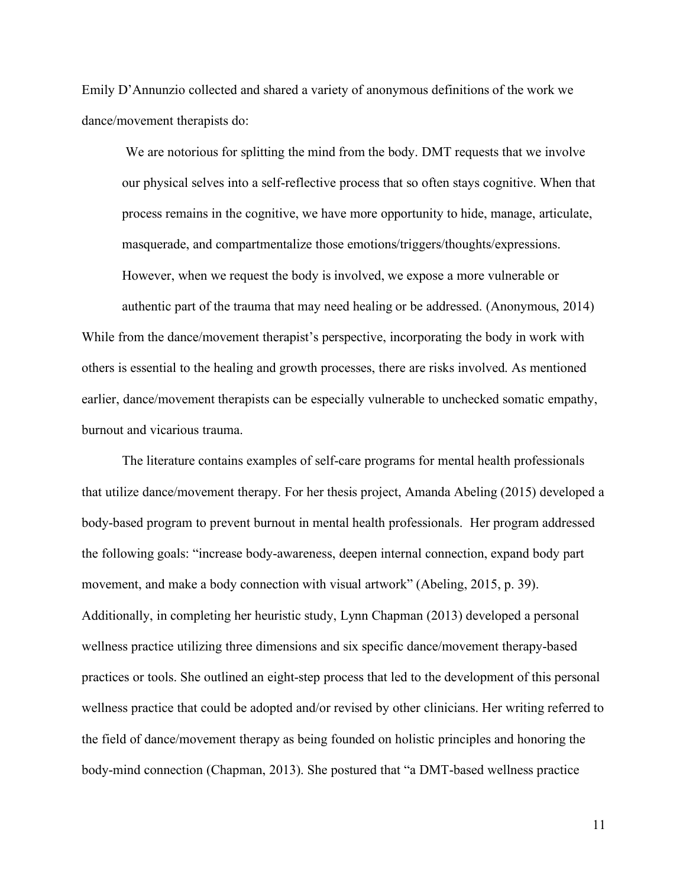Emily D'Annunzio collected and shared a variety of anonymous definitions of the work we dance/movement therapists do:

> We are notorious for splitting the mind from the body. DMT requests that we involve our physical selves into a self-reflective process that so often stays cognitive. When that process remains in the cognitive, we have more opportunity to hide, manage, articulate, masquerade, and compartmentalize those emotions/triggers/thoughts/expressions. However, when we request the body is involved, we expose a more vulnerable or authentic part of the trauma that may need healing or be addressed. (Anonymous, 2014)

While from the dance/movement therapist's perspective, incorporating the body in work with others is essential to the healing and growth processes, there are risks involved. As mentioned earlier, dance/movement therapists can be especially vulnerable to unchecked somatic empathy, burnout and vicarious trauma.

The literature contains examples of self-care programs for mental health professionals that utilize dance/movement therapy. For her thesis project, Amanda Abeling (2015) developed a body-based program to prevent burnout in mental health professionals. Her program addressed the following goals: "increase body-awareness, deepen internal connection, expand body part movement, and make a body connection with visual artwork" (Abeling, 2015, p. 39). Additionally, in completing her heuristic study, Lynn Chapman (2013) developed a personal wellness practice utilizing three dimensions and six specific dance/movement therapy-based practices or tools. She outlined an eight-step process that led to the development of this personal wellness practice that could be adopted and/or revised by other clinicians. Her writing referred to the field of dance/movement therapy as being founded on holistic principles and honoring the body-mind connection (Chapman, 2013). She postured that "a DMT-based wellness practice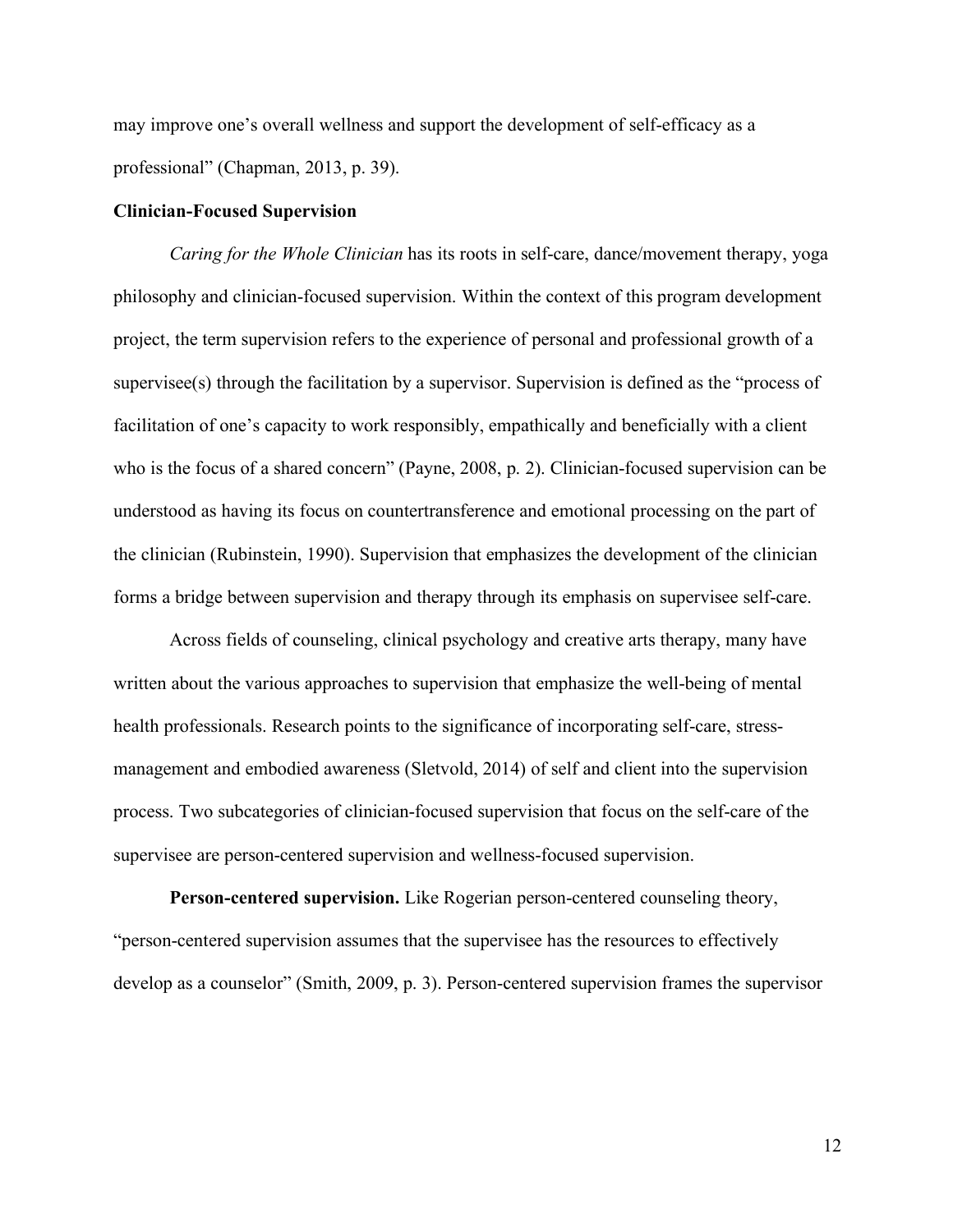may improve one's overall wellness and support the development of self-efficacy as a professional" (Chapman, 2013, p. 39).

### Clinician-Focused Supervision

*Caring for the Whole Clinician* has its roots in self-care, dance/movement therapy, yoga philosophy and clinician-focused supervision. Within the context of this program development project, the term supervision refers to the experience of personal and professional growth of a supervisee(s) through the facilitation by a supervisor. Supervision is defined as the "process of facilitation of one's capacity to work responsibly, empathically and beneficially with a client who is the focus of a shared concern" (Payne, 2008, p. 2). Clinician-focused supervision can be understood as having its focus on countertransference and emotional processing on the part of the clinician (Rubinstein, 1990). Supervision that emphasizes the development of the clinician forms a bridge between supervision and therapy through its emphasis on supervisee self-care.

Across fields of counseling, clinical psychology and creative arts therapy, many have written about the various approaches to supervision that emphasize the well-being of mental health professionals. Research points to the significance of incorporating self-care, stress-management and embodied awareness (Sletvold, 2014) of self and client into the supervision process. Two subcategories of clinician-focused supervision that focus on the self-care of the supervisee are person-centered supervision and wellness-focused supervision.

**Person-centered supervision.** Like Rogerian person-centered counseling theory, "person-centered supervision assumes that the supervisee has the resources to effectively develop as a counselor" (Smith, 2009, p. 3). Person-centered supervision frames the supervisor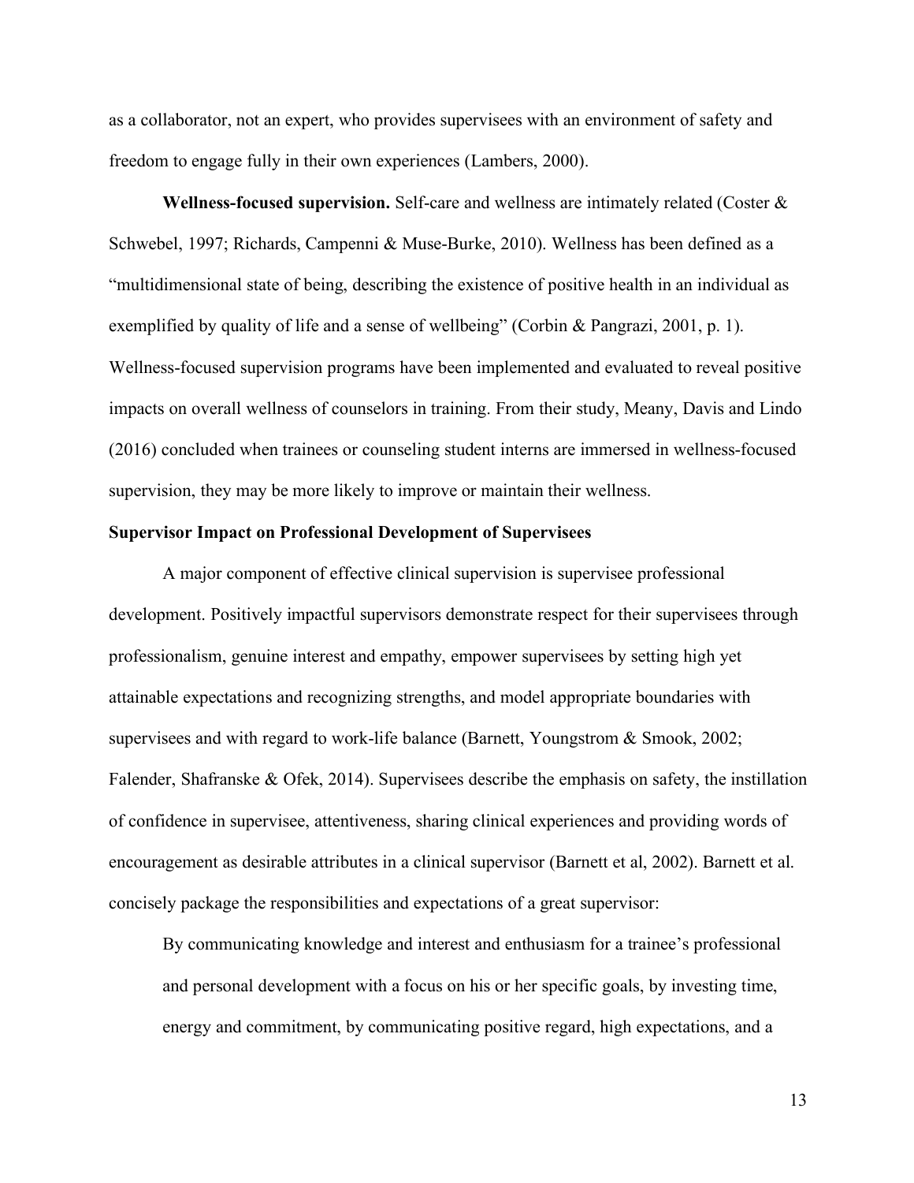as a collaborator, not an expert, who provides supervisees with an environment of safety and freedom to engage fully in their own experiences (Lambers, 2000).

**Wellness-focused supervision.** Self-care and wellness are intimately related (Coster & Schwebel, 1997; Richards, Campenni & Muse-Burke, 2010). Wellness has been defined as a "multidimensional state of being, describing the existence of positive health in an individual as exemplified by quality of life and a sense of wellbeing" (Corbin & Pangrazi, 2001, p. 1). Wellness-focused supervision programs have been implemented and evaluated to reveal positive impacts on overall wellness of counselors in training. From their study, Meany, Davis and Lindo (2016) concluded when trainees or counseling student interns are immersed in wellness-focused supervision, they may be more likely to improve or maintain their wellness.

### Supervisor Impact on Professional Development of Supervisees

A major component of effective clinical supervision is supervisee professional development. Positively impactful supervisors demonstrate respect for their supervisees through professionalism, genuine interest and empathy, empower supervisees by setting high yet attainable expectations and recognizing strengths, and model appropriate boundaries with supervisees and with regard to work-life balance (Barnett, Youngstrom & Smook, 2002; Falender, Shafranske & Ofek, 2014). Supervisees describe the emphasis on safety, the instillation of confidence in supervisee, attentiveness, sharing clinical experiences and providing words of encouragement as desirable attributes in a clinical supervisor (Barnett et al, 2002). Barnett et al. concisely package the responsibilities and expectations of a great supervisor:

> By communicating knowledge and interest and enthusiasm for a trainee's professional and personal development with a focus on his or her specific goals, by investing time, energy and commitment, by communicating positive regard, high expectations, and a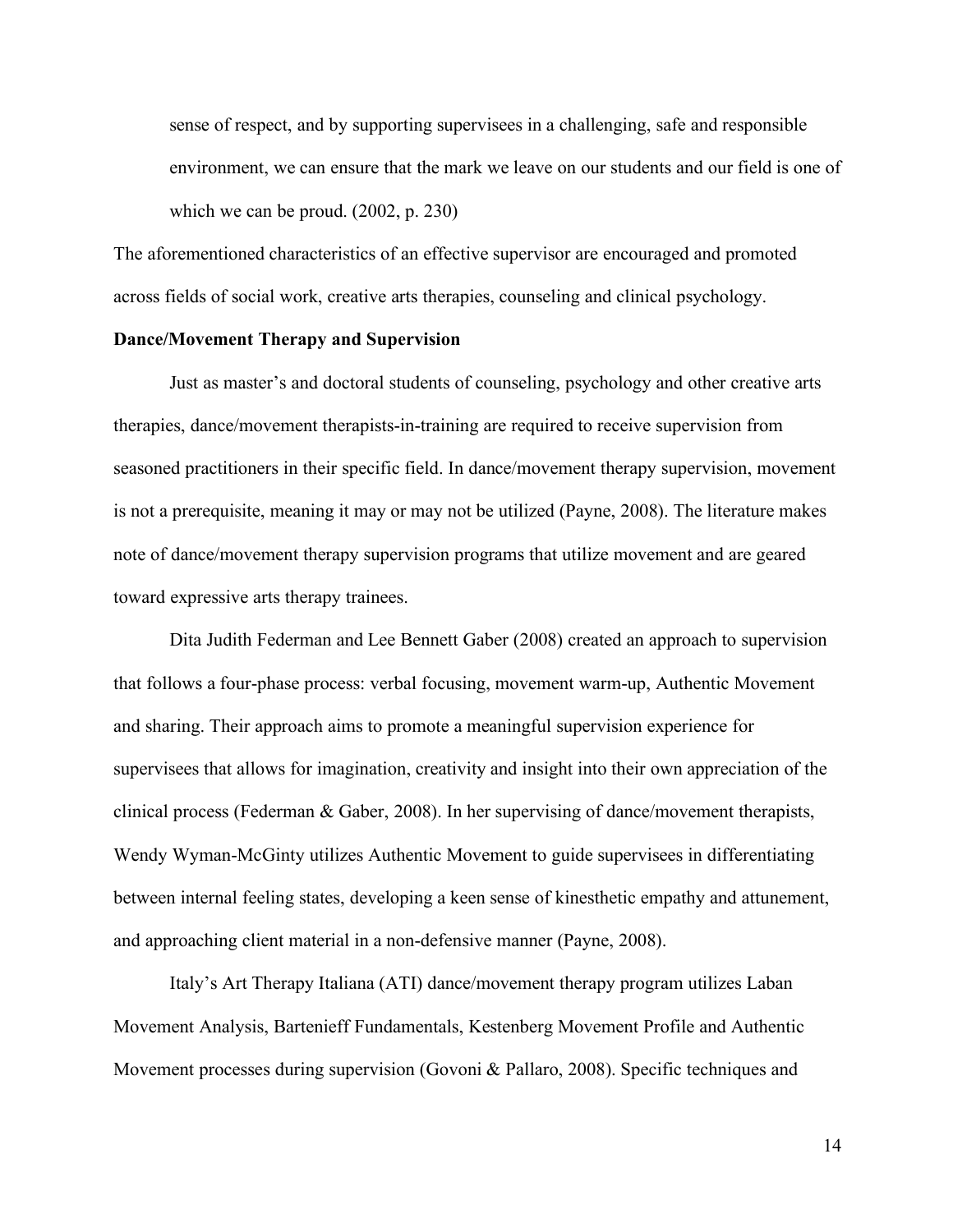> sense of respect, and by supporting supervisees in a challenging, safe and responsible environment, we can ensure that the mark we leave on our students and our field is one of which we can be proud. (2002, p. 230)

The aforementioned characteristics of an effective supervisor are encouraged and promoted across fields of social work, creative arts therapies, counseling and clinical psychology.

**Dance/Movement Therapy and Supervision**

Just as master's and doctoral students of counseling, psychology and other creative arts therapies, dance/movement therapists-in-training are required to receive supervision from seasoned practitioners in their specific field. In dance/movement therapy supervision, movement is not a prerequisite, meaning it may or may not be utilized (Payne, 2008). The literature makes note of dance/movement therapy supervision programs that utilize movement and are geared toward expressive arts therapy trainees.

Dita Judith Federman and Lee Bennett Gaber (2008) created an approach to supervision that follows a four-phase process: verbal focusing, movement warm-up, Authentic Movement and sharing. Their approach aims to promote a meaningful supervision experience for supervisees that allows for imagination, creativity and insight into their own appreciation of the clinical process (Federman & Gaber, 2008). In her supervising of dance/movement therapists, Wendy Wyman-McGinty utilizes Authentic Movement to guide supervisees in differentiating between internal feeling states, developing a keen sense of kinesthetic empathy and attunement, and approaching client material in a non-defensive manner (Payne, 2008).

Italy's Art Therapy Italiana (ATI) dance/movement therapy program utilizes Laban Movement Analysis, Bartenieff Fundamentals, Kestenberg Movement Profile and Authentic Movement processes during supervision (Govoni & Pallaro, 2008). Specific techniques and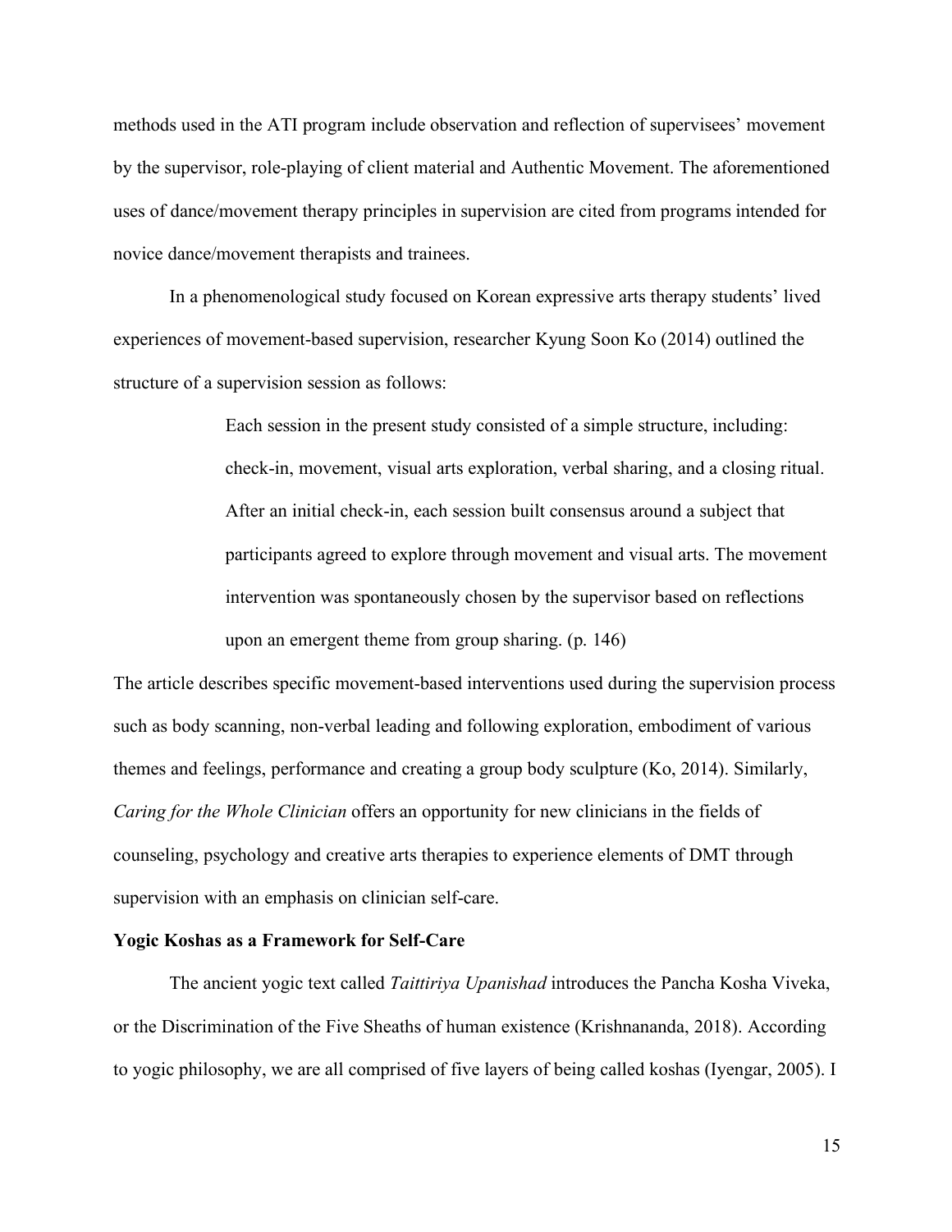methods used in the ATI program include observation and reflection of supervisees' movement by the supervisor, role-playing of client material and Authentic Movement. The aforementioned uses of dance/movement therapy principles in supervision are cited from programs intended for novice dance/movement therapists and trainees.

In a phenomenological study focused on Korean expressive arts therapy students' lived experiences of movement-based supervision, researcher Kyung Soon Ko (2014) outlined the structure of a supervision session as follows:

> Each session in the present study consisted of a simple structure, including: check-in, movement, visual arts exploration, verbal sharing, and a closing ritual. After an initial check-in, each session built consensus around a subject that participants agreed to explore through movement and visual arts. The movement intervention was spontaneously chosen by the supervisor based on reflections upon an emergent theme from group sharing. (p. 146)

The article describes specific movement-based interventions used during the supervision process such as body scanning, non-verbal leading and following exploration, embodiment of various themes and feelings, performance and creating a group body sculpture (Ko, 2014). Similarly, *Caring for the Whole Clinician* offers an opportunity for new clinicians in the fields of counseling, psychology and creative arts therapies to experience elements of DMT through supervision with an emphasis on clinician self-care.

**Yogic Koshas as a Framework for Self-Care**

The ancient yogic text called *Taittiriya Upanishad* introduces the Pancha Kosha Viveka, or the Discrimination of the Five Sheaths of human existence (Krishnananda, 2018). According to yogic philosophy, we are all comprised of five layers of being called koshas (Iyengar, 2005). I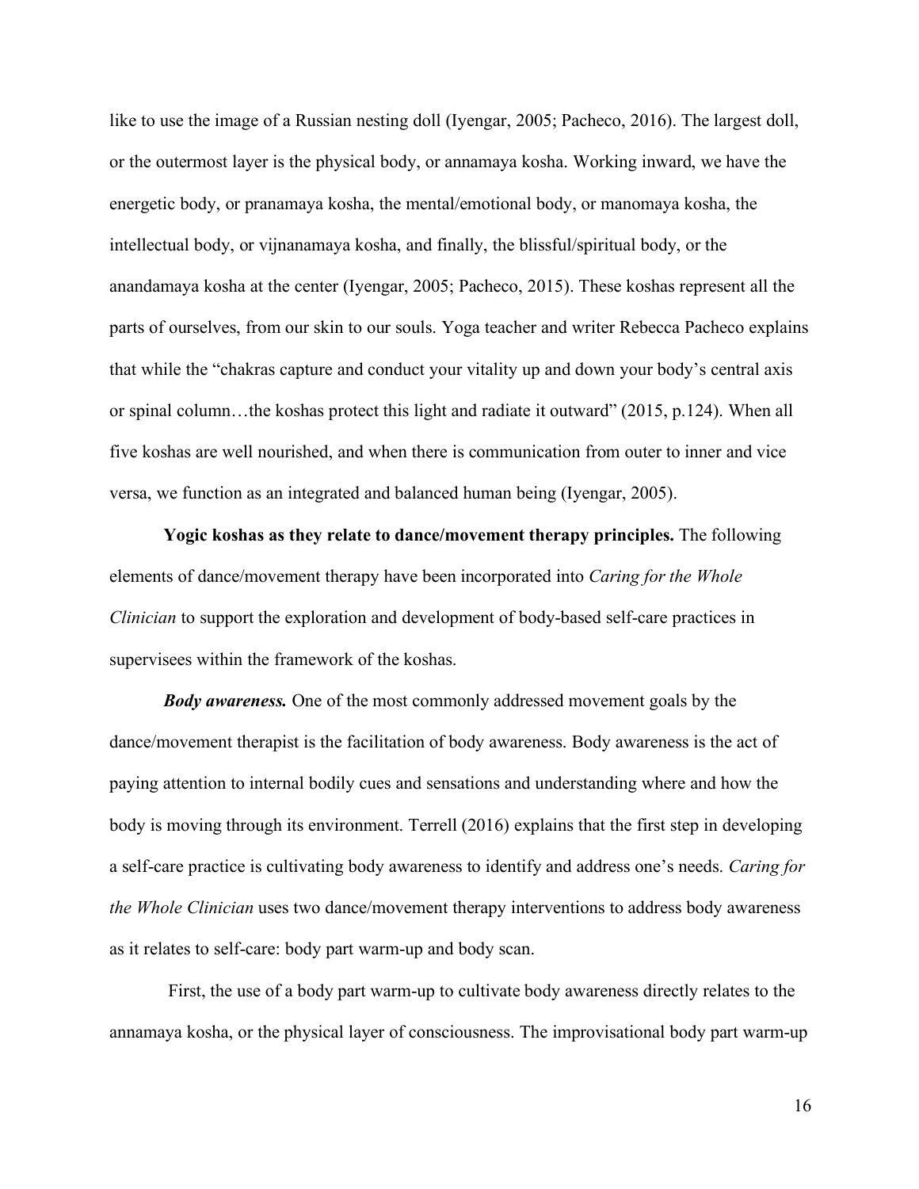like to use the image of a Russian nesting doll (Iyengar, 2005; Pacheco, 2016). The largest doll, or the outermost layer is the physical body, or annamaya kosha. Working inward, we have the energetic body, or pranamaya kosha, the mental/emotional body, or manomaya kosha, the intellectual body, or vijnanamaya kosha, and finally, the blissful/spiritual body, or the anandamaya kosha at the center (Iyengar, 2005; Pacheco, 2015). These koshas represent all the parts of ourselves, from our skin to our souls. Yoga teacher and writer Rebecca Pacheco explains that while the "chakras capture and conduct your vitality up and down your body's central axis or spinal column…the koshas protect this light and radiate it outward" (2015, p.124). When all five koshas are well nourished, and when there is communication from outer to inner and vice versa, we function as an integrated and balanced human being (Iyengar, 2005).

**Yogic koshas as they relate to dance/movement therapy principles.** The following elements of dance/movement therapy have been incorporated into *Caring for the Whole Clinician* to support the exploration and development of body-based self-care practices in supervisees within the framework of the koshas.

***Body awareness.*** One of the most commonly addressed movement goals by the dance/movement therapist is the facilitation of body awareness. Body awareness is the act of paying attention to internal bodily cues and sensations and understanding where and how the body is moving through its environment. Terrell (2016) explains that the first step in developing a self-care practice is cultivating body awareness to identify and address one's needs. *Caring for the Whole Clinician* uses two dance/movement therapy interventions to address body awareness as it relates to self-care: body part warm-up and body scan.

First, the use of a body part warm-up to cultivate body awareness directly relates to the annamaya kosha, or the physical layer of consciousness. The improvisational body part warm-up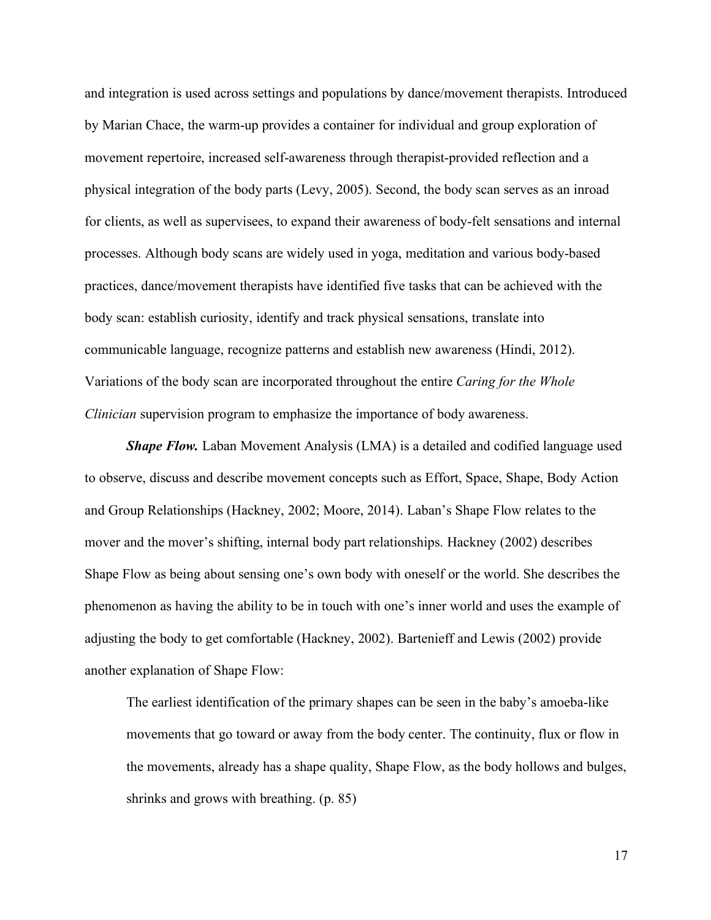and integration is used across settings and populations by dance/movement therapists. Introduced by Marian Chace, the warm-up provides a container for individual and group exploration of movement repertoire, increased self-awareness through therapist-provided reflection and a physical integration of the body parts (Levy, 2005). Second, the body scan serves as an inroad for clients, as well as supervisees, to expand their awareness of body-felt sensations and internal processes. Although body scans are widely used in yoga, meditation and various body-based practices, dance/movement therapists have identified five tasks that can be achieved with the body scan: establish curiosity, identify and track physical sensations, translate into communicable language, recognize patterns and establish new awareness (Hindi, 2012). Variations of the body scan are incorporated throughout the entire *Caring for the Whole Clinician* supervision program to emphasize the importance of body awareness.

***Shape Flow.*** Laban Movement Analysis (LMA) is a detailed and codified language used to observe, discuss and describe movement concepts such as Effort, Space, Shape, Body Action and Group Relationships (Hackney, 2002; Moore, 2014). Laban's Shape Flow relates to the mover and the mover's shifting, internal body part relationships. Hackney (2002) describes Shape Flow as being about sensing one's own body with oneself or the world. She describes the phenomenon as having the ability to be in touch with one's inner world and uses the example of adjusting the body to get comfortable (Hackney, 2002). Bartenieff and Lewis (2002) provide another explanation of Shape Flow:

> The earliest identification of the primary shapes can be seen in the baby's amoeba-like movements that go toward or away from the body center. The continuity, flux or flow in the movements, already has a shape quality, Shape Flow, as the body hollows and bulges, shrinks and grows with breathing. (p. 85)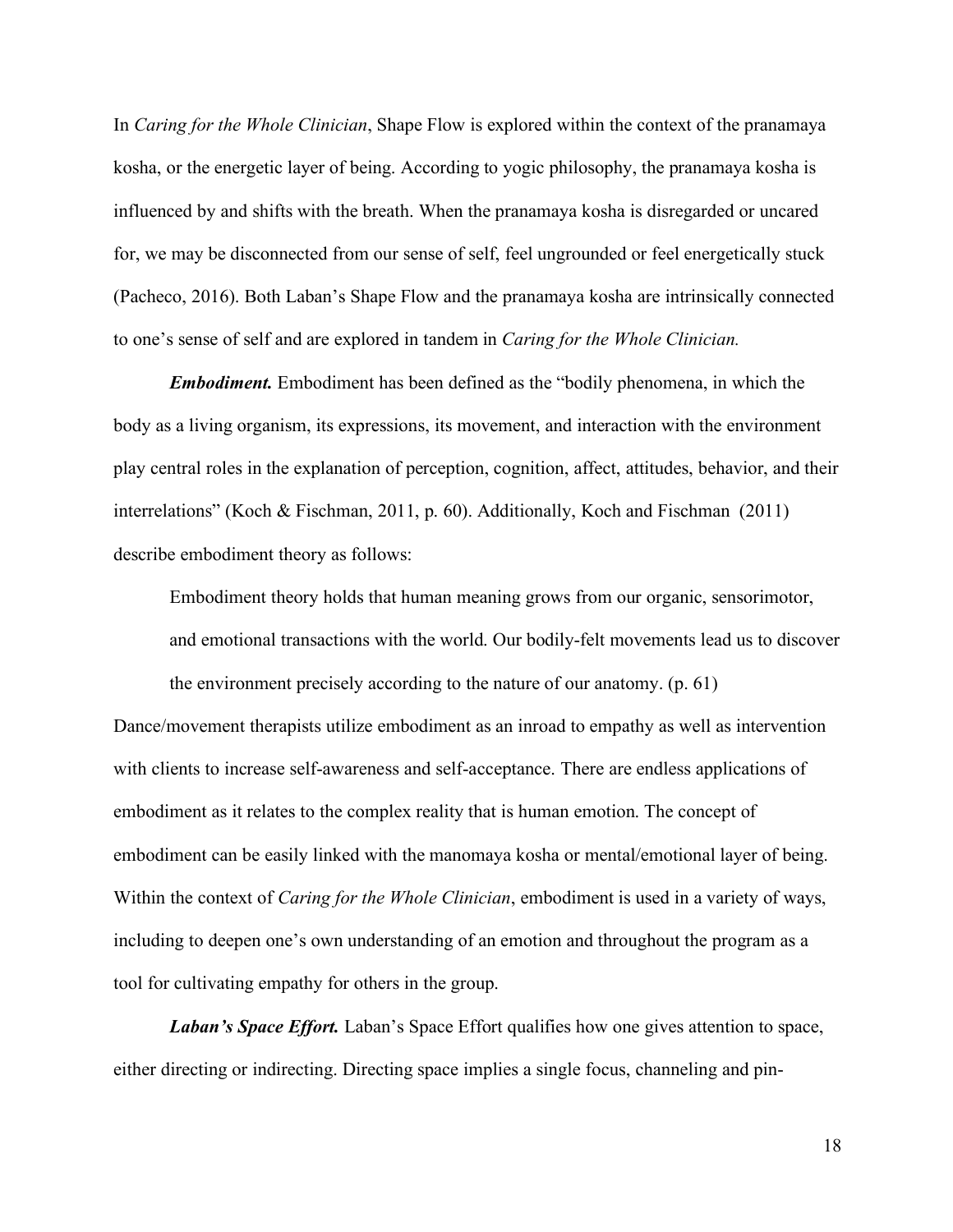In *Caring for the Whole Clinician*, Shape Flow is explored within the context of the pranamaya kosha, or the energetic layer of being. According to yogic philosophy, the pranamaya kosha is influenced by and shifts with the breath. When the pranamaya kosha is disregarded or uncared for, we may be disconnected from our sense of self, feel ungrounded or feel energetically stuck (Pacheco, 2016). Both Laban's Shape Flow and the pranamaya kosha are intrinsically connected to one's sense of self and are explored in tandem in *Caring for the Whole Clinician.*

***Embodiment.*** Embodiment has been defined as the "bodily phenomena, in which the body as a living organism, its expressions, its movement, and interaction with the environment play central roles in the explanation of perception, cognition, affect, attitudes, behavior, and their interrelations" (Koch & Fischman, 2011, p. 60). Additionally, Koch and Fischman (2011) describe embodiment theory as follows:

> Embodiment theory holds that human meaning grows from our organic, sensorimotor, and emotional transactions with the world. Our bodily-felt movements lead us to discover the environment precisely according to the nature of our anatomy. (p. 61)

Dance/movement therapists utilize embodiment as an inroad to empathy as well as intervention with clients to increase self-awareness and self-acceptance. There are endless applications of embodiment as it relates to the complex reality that is human emotion. The concept of embodiment can be easily linked with the manomaya kosha or mental/emotional layer of being. Within the context of *Caring for the Whole Clinician*, embodiment is used in a variety of ways, including to deepen one's own understanding of an emotion and throughout the program as a tool for cultivating empathy for others in the group.

***Laban's Space Effort.*** Laban's Space Effort qualifies how one gives attention to space, either directing or indirecting. Directing space implies a single focus, channeling and pin-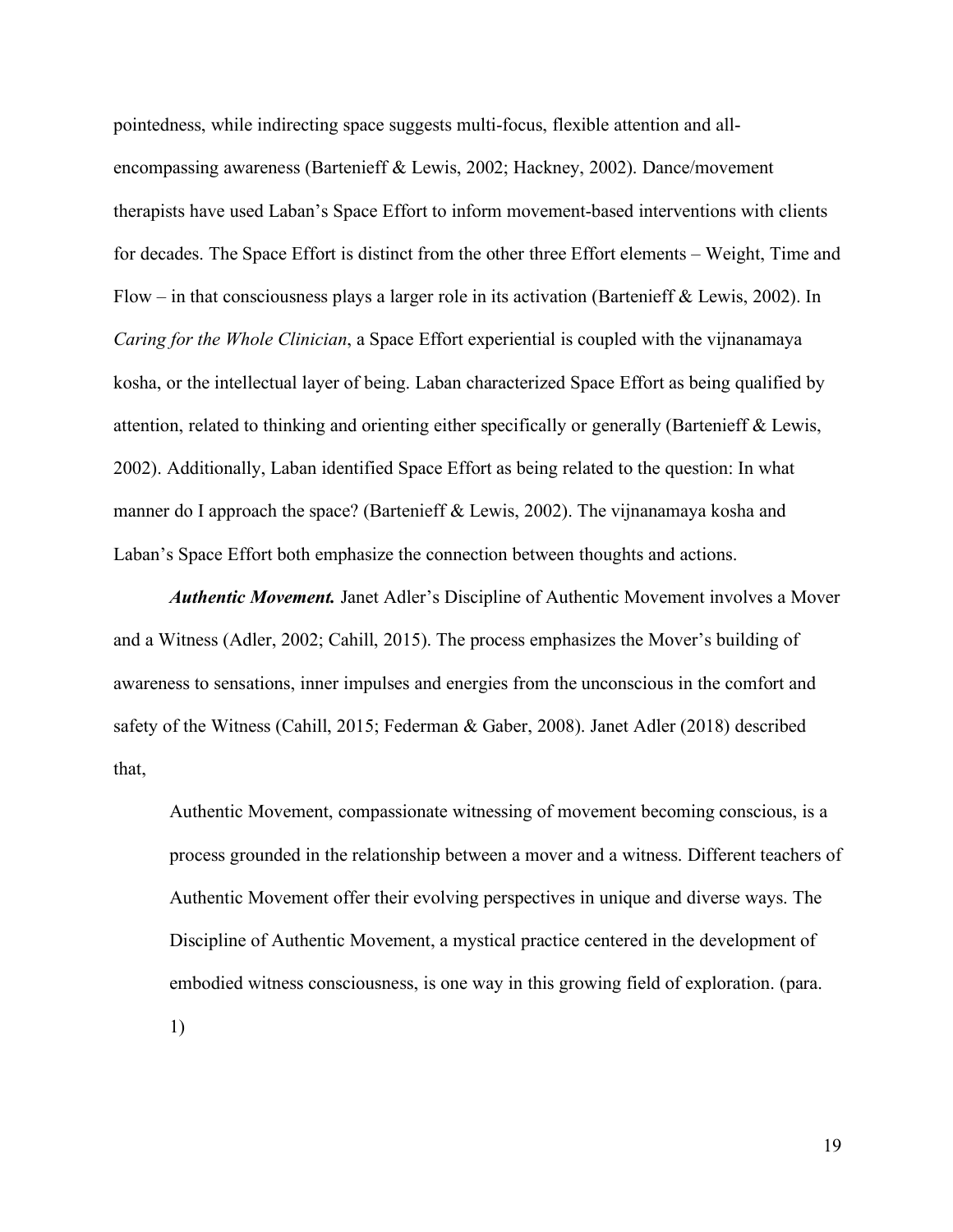pointedness, while indirecting space suggests multi-focus, flexible attention and all-encompassing awareness (Bartenieff & Lewis, 2002; Hackney, 2002). Dance/movement therapists have used Laban's Space Effort to inform movement-based interventions with clients for decades. The Space Effort is distinct from the other three Effort elements – Weight, Time and Flow – in that consciousness plays a larger role in its activation (Bartenieff & Lewis, 2002). In *Caring for the Whole Clinician*, a Space Effort experiential is coupled with the vijnanamaya kosha, or the intellectual layer of being. Laban characterized Space Effort as being qualified by attention, related to thinking and orienting either specifically or generally (Bartenieff & Lewis, 2002). Additionally, Laban identified Space Effort as being related to the question: In what manner do I approach the space? (Bartenieff & Lewis, 2002). The vijnanamaya kosha and Laban's Space Effort both emphasize the connection between thoughts and actions.

***Authentic Movement.*** Janet Adler's Discipline of Authentic Movement involves a Mover and a Witness (Adler, 2002; Cahill, 2015). The process emphasizes the Mover's building of awareness to sensations, inner impulses and energies from the unconscious in the comfort and safety of the Witness (Cahill, 2015; Federman & Gaber, 2008). Janet Adler (2018) described that,

> Authentic Movement, compassionate witnessing of movement becoming conscious, is a process grounded in the relationship between a mover and a witness. Different teachers of Authentic Movement offer their evolving perspectives in unique and diverse ways. The Discipline of Authentic Movement, a mystical practice centered in the development of embodied witness consciousness, is one way in this growing field of exploration. (para. 1)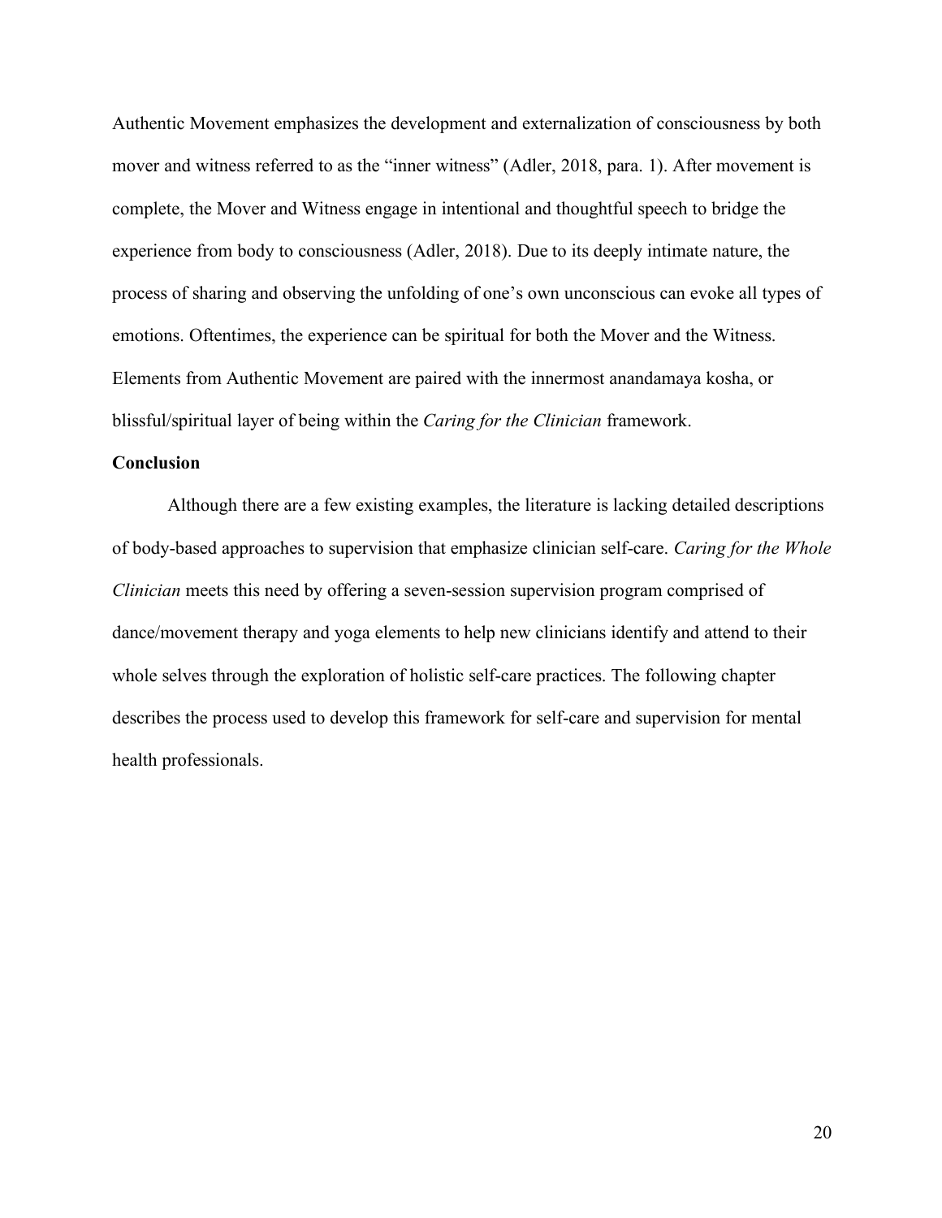Authentic Movement emphasizes the development and externalization of consciousness by both mover and witness referred to as the "inner witness" (Adler, 2018, para. 1). After movement is complete, the Mover and Witness engage in intentional and thoughtful speech to bridge the experience from body to consciousness (Adler, 2018). Due to its deeply intimate nature, the process of sharing and observing the unfolding of one's own unconscious can evoke all types of emotions. Oftentimes, the experience can be spiritual for both the Mover and the Witness. Elements from Authentic Movement are paired with the innermost anandamaya kosha, or blissful/spiritual layer of being within the *Caring for the Clinician* framework.

## Conclusion

Although there are a few existing examples, the literature is lacking detailed descriptions of body-based approaches to supervision that emphasize clinician self-care. *Caring for the Whole Clinician* meets this need by offering a seven-session supervision program comprised of dance/movement therapy and yoga elements to help new clinicians identify and attend to their whole selves through the exploration of holistic self-care practices. The following chapter describes the process used to develop this framework for self-care and supervision for mental health professionals.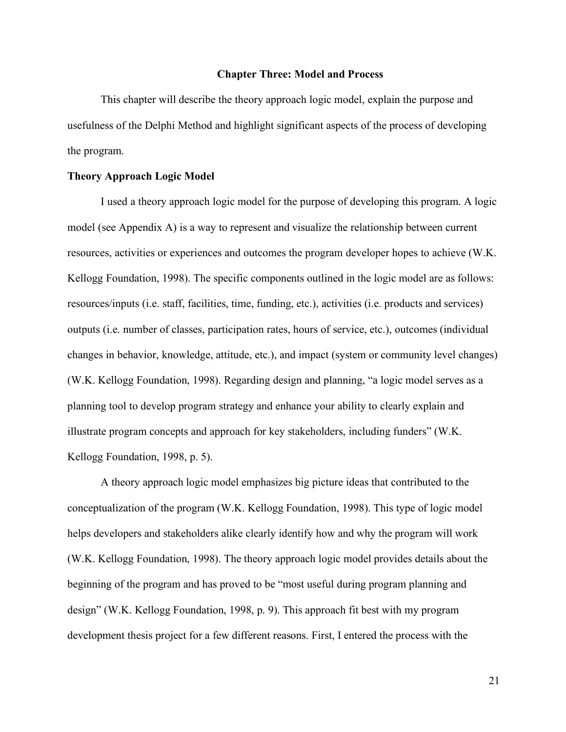# Chapter Three: Model and Process

This chapter will describe the theory approach logic model, explain the purpose and usefulness of the Delphi Method and highlight significant aspects of the process of developing the program.

## Theory Approach Logic Model

I used a theory approach logic model for the purpose of developing this program. A logic model (see Appendix A) is a way to represent and visualize the relationship between current resources, activities or experiences and outcomes the program developer hopes to achieve (W.K. Kellogg Foundation, 1998). The specific components outlined in the logic model are as follows: resources/inputs (i.e. staff, facilities, time, funding, etc.), activities (i.e. products and services) outputs (i.e. number of classes, participation rates, hours of service, etc.), outcomes (individual changes in behavior, knowledge, attitude, etc.), and impact (system or community level changes) (W.K. Kellogg Foundation, 1998). Regarding design and planning, "a logic model serves as a planning tool to develop program strategy and enhance your ability to clearly explain and illustrate program concepts and approach for key stakeholders, including funders" (W.K. Kellogg Foundation, 1998, p. 5).

A theory approach logic model emphasizes big picture ideas that contributed to the conceptualization of the program (W.K. Kellogg Foundation, 1998). This type of logic model helps developers and stakeholders alike clearly identify how and why the program will work (W.K. Kellogg Foundation, 1998). The theory approach logic model provides details about the beginning of the program and has proved to be "most useful during program planning and design" (W.K. Kellogg Foundation, 1998, p. 9). This approach fit best with my program development thesis project for a few different reasons. First, I entered the process with the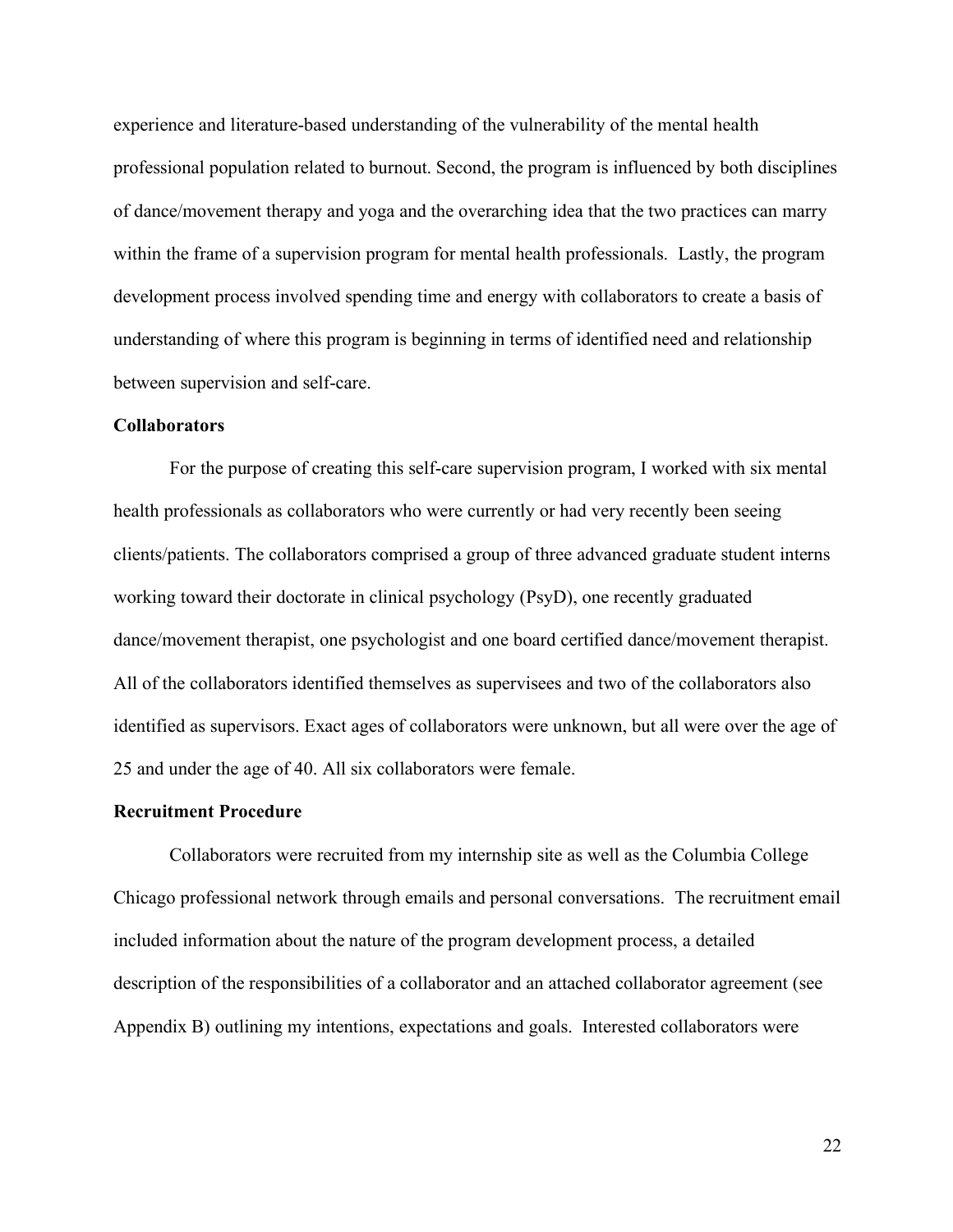experience and literature-based understanding of the vulnerability of the mental health professional population related to burnout. Second, the program is influenced by both disciplines of dance/movement therapy and yoga and the overarching idea that the two practices can marry within the frame of a supervision program for mental health professionals. Lastly, the program development process involved spending time and energy with collaborators to create a basis of understanding of where this program is beginning in terms of identified need and relationship between supervision and self-care.

**Collaborators**

For the purpose of creating this self-care supervision program, I worked with six mental health professionals as collaborators who were currently or had very recently been seeing clients/patients. The collaborators comprised a group of three advanced graduate student interns working toward their doctorate in clinical psychology (PsyD), one recently graduated dance/movement therapist, one psychologist and one board certified dance/movement therapist. All of the collaborators identified themselves as supervisees and two of the collaborators also identified as supervisors. Exact ages of collaborators were unknown, but all were over the age of 25 and under the age of 40. All six collaborators were female.

**Recruitment Procedure**

Collaborators were recruited from my internship site as well as the Columbia College Chicago professional network through emails and personal conversations. The recruitment email included information about the nature of the program development process, a detailed description of the responsibilities of a collaborator and an attached collaborator agreement (see Appendix B) outlining my intentions, expectations and goals. Interested collaborators were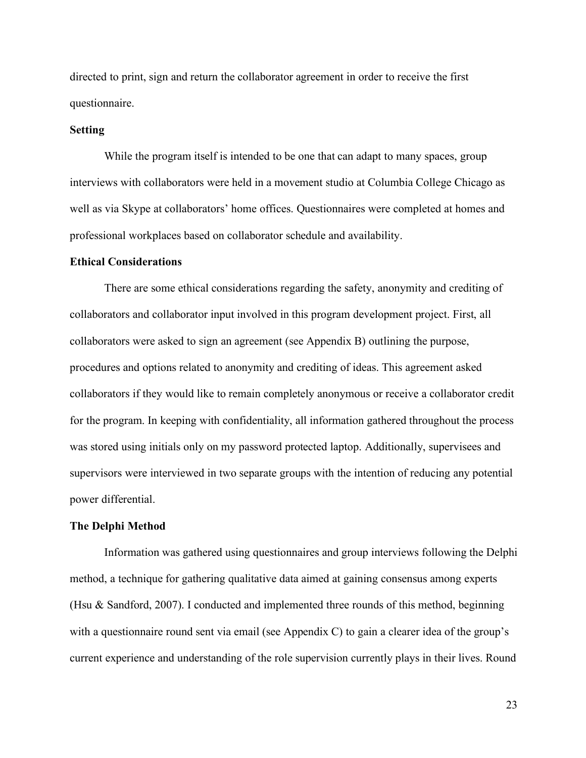directed to print, sign and return the collaborator agreement in order to receive the first questionnaire.

### Setting

While the program itself is intended to be one that can adapt to many spaces, group interviews with collaborators were held in a movement studio at Columbia College Chicago as well as via Skype at collaborators' home offices. Questionnaires were completed at homes and professional workplaces based on collaborator schedule and availability.

### Ethical Considerations

There are some ethical considerations regarding the safety, anonymity and crediting of collaborators and collaborator input involved in this program development project. First, all collaborators were asked to sign an agreement (see Appendix B) outlining the purpose, procedures and options related to anonymity and crediting of ideas. This agreement asked collaborators if they would like to remain completely anonymous or receive a collaborator credit for the program. In keeping with confidentiality, all information gathered throughout the process was stored using initials only on my password protected laptop. Additionally, supervisees and supervisors were interviewed in two separate groups with the intention of reducing any potential power differential.

### The Delphi Method

Information was gathered using questionnaires and group interviews following the Delphi method, a technique for gathering qualitative data aimed at gaining consensus among experts (Hsu & Sandford, 2007). I conducted and implemented three rounds of this method, beginning with a questionnaire round sent via email (see Appendix C) to gain a clearer idea of the group's current experience and understanding of the role supervision currently plays in their lives. Round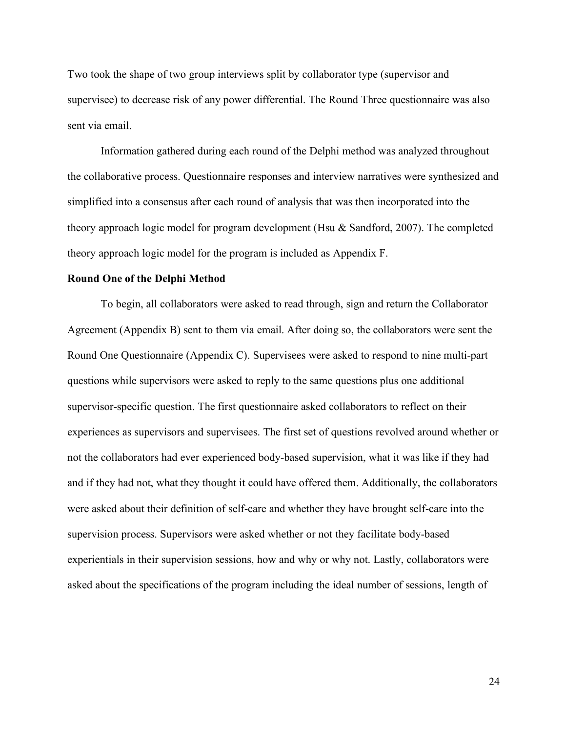Two took the shape of two group interviews split by collaborator type (supervisor and supervisee) to decrease risk of any power differential. The Round Three questionnaire was also sent via email.

Information gathered during each round of the Delphi method was analyzed throughout the collaborative process. Questionnaire responses and interview narratives were synthesized and simplified into a consensus after each round of analysis that was then incorporated into the theory approach logic model for program development (Hsu & Sandford, 2007). The completed theory approach logic model for the program is included as Appendix F.

**Round One of the Delphi Method**

To begin, all collaborators were asked to read through, sign and return the Collaborator Agreement (Appendix B) sent to them via email. After doing so, the collaborators were sent the Round One Questionnaire (Appendix C). Supervisees were asked to respond to nine multi-part questions while supervisors were asked to reply to the same questions plus one additional supervisor-specific question. The first questionnaire asked collaborators to reflect on their experiences as supervisors and supervisees. The first set of questions revolved around whether or not the collaborators had ever experienced body-based supervision, what it was like if they had and if they had not, what they thought it could have offered them. Additionally, the collaborators were asked about their definition of self-care and whether they have brought self-care into the supervision process. Supervisors were asked whether or not they facilitate body-based experientials in their supervision sessions, how and why or why not. Lastly, collaborators were asked about the specifications of the program including the ideal number of sessions, length of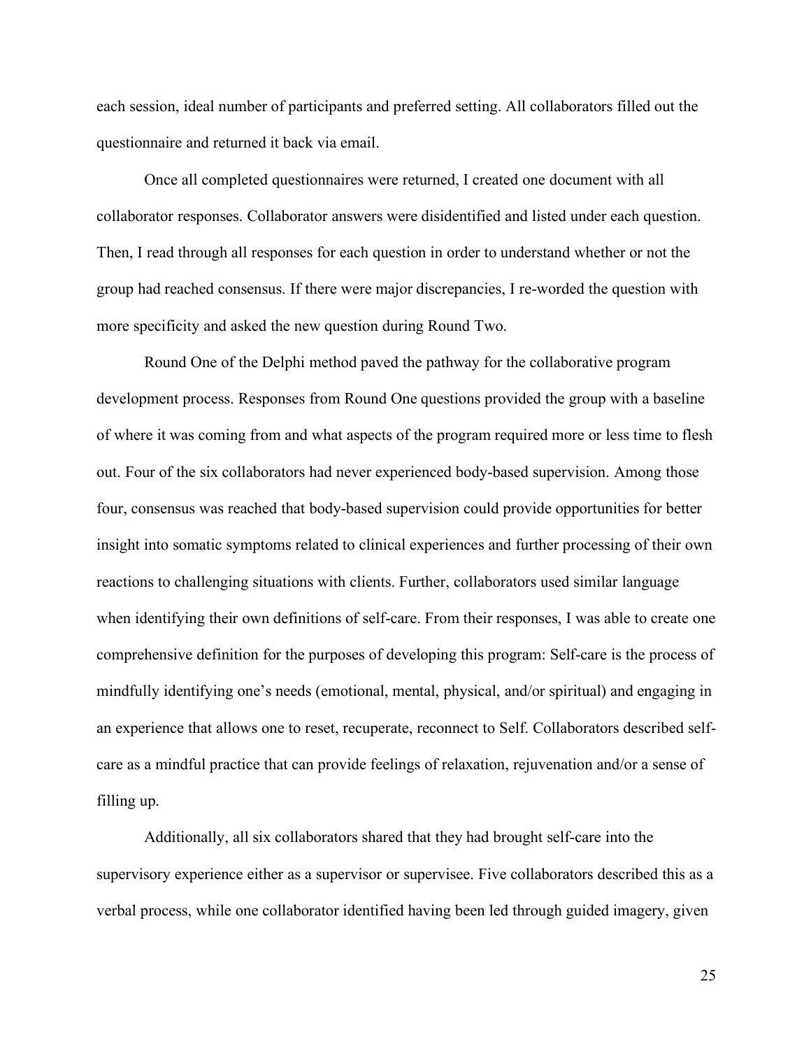each session, ideal number of participants and preferred setting. All collaborators filled out the questionnaire and returned it back via email.

Once all completed questionnaires were returned, I created one document with all collaborator responses. Collaborator answers were disidentified and listed under each question. Then, I read through all responses for each question in order to understand whether or not the group had reached consensus. If there were major discrepancies, I re-worded the question with more specificity and asked the new question during Round Two.

Round One of the Delphi method paved the pathway for the collaborative program development process. Responses from Round One questions provided the group with a baseline of where it was coming from and what aspects of the program required more or less time to flesh out. Four of the six collaborators had never experienced body-based supervision. Among those four, consensus was reached that body-based supervision could provide opportunities for better insight into somatic symptoms related to clinical experiences and further processing of their own reactions to challenging situations with clients. Further, collaborators used similar language when identifying their own definitions of self-care. From their responses, I was able to create one comprehensive definition for the purposes of developing this program: Self-care is the process of mindfully identifying one's needs (emotional, mental, physical, and/or spiritual) and engaging in an experience that allows one to reset, recuperate, reconnect to Self. Collaborators described self-care as a mindful practice that can provide feelings of relaxation, rejuvenation and/or a sense of filling up.

Additionally, all six collaborators shared that they had brought self-care into the supervisory experience either as a supervisor or supervisee. Five collaborators described this as a verbal process, while one collaborator identified having been led through guided imagery, given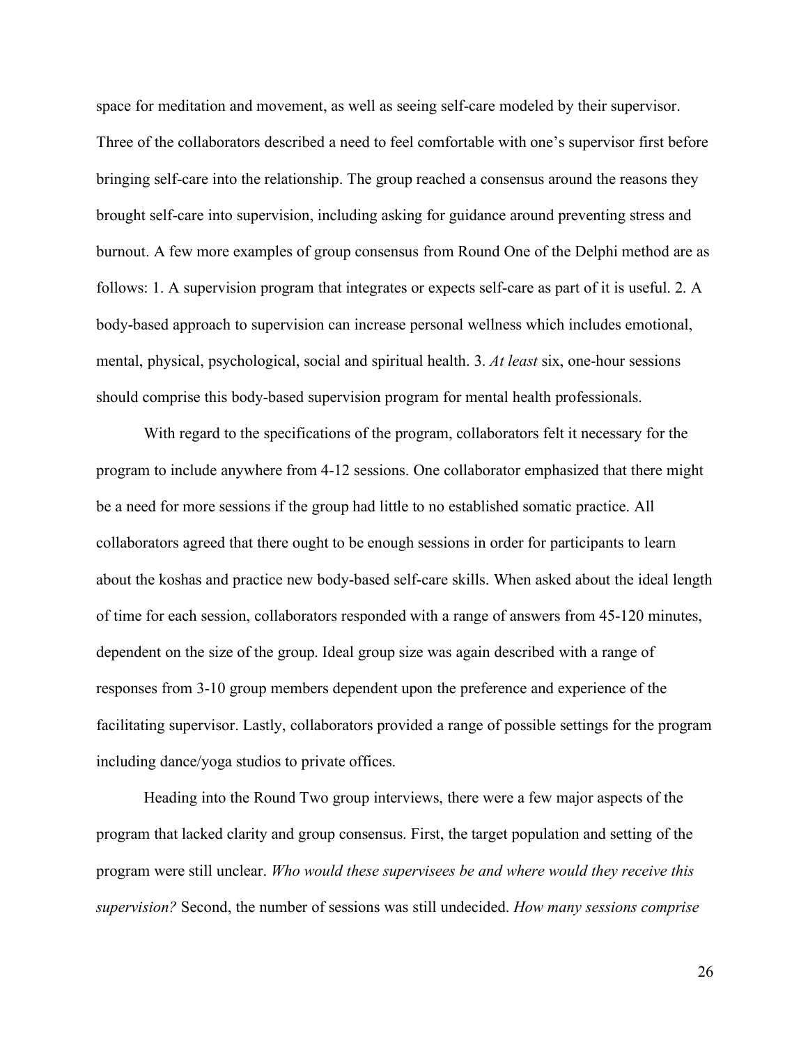space for meditation and movement, as well as seeing self-care modeled by their supervisor. Three of the collaborators described a need to feel comfortable with one's supervisor first before bringing self-care into the relationship. The group reached a consensus around the reasons they brought self-care into supervision, including asking for guidance around preventing stress and burnout. A few more examples of group consensus from Round One of the Delphi method are as follows: 1. A supervision program that integrates or expects self-care as part of it is useful. 2. A body-based approach to supervision can increase personal wellness which includes emotional, mental, physical, psychological, social and spiritual health. 3. *At least* six, one-hour sessions should comprise this body-based supervision program for mental health professionals.

With regard to the specifications of the program, collaborators felt it necessary for the program to include anywhere from 4-12 sessions. One collaborator emphasized that there might be a need for more sessions if the group had little to no established somatic practice. All collaborators agreed that there ought to be enough sessions in order for participants to learn about the koshas and practice new body-based self-care skills. When asked about the ideal length of time for each session, collaborators responded with a range of answers from 45-120 minutes, dependent on the size of the group. Ideal group size was again described with a range of responses from 3-10 group members dependent upon the preference and experience of the facilitating supervisor. Lastly, collaborators provided a range of possible settings for the program including dance/yoga studios to private offices.

Heading into the Round Two group interviews, there were a few major aspects of the program that lacked clarity and group consensus. First, the target population and setting of the program were still unclear. *Who would these supervisees be and where would they receive this supervision?* Second, the number of sessions was still undecided. *How many sessions comprise*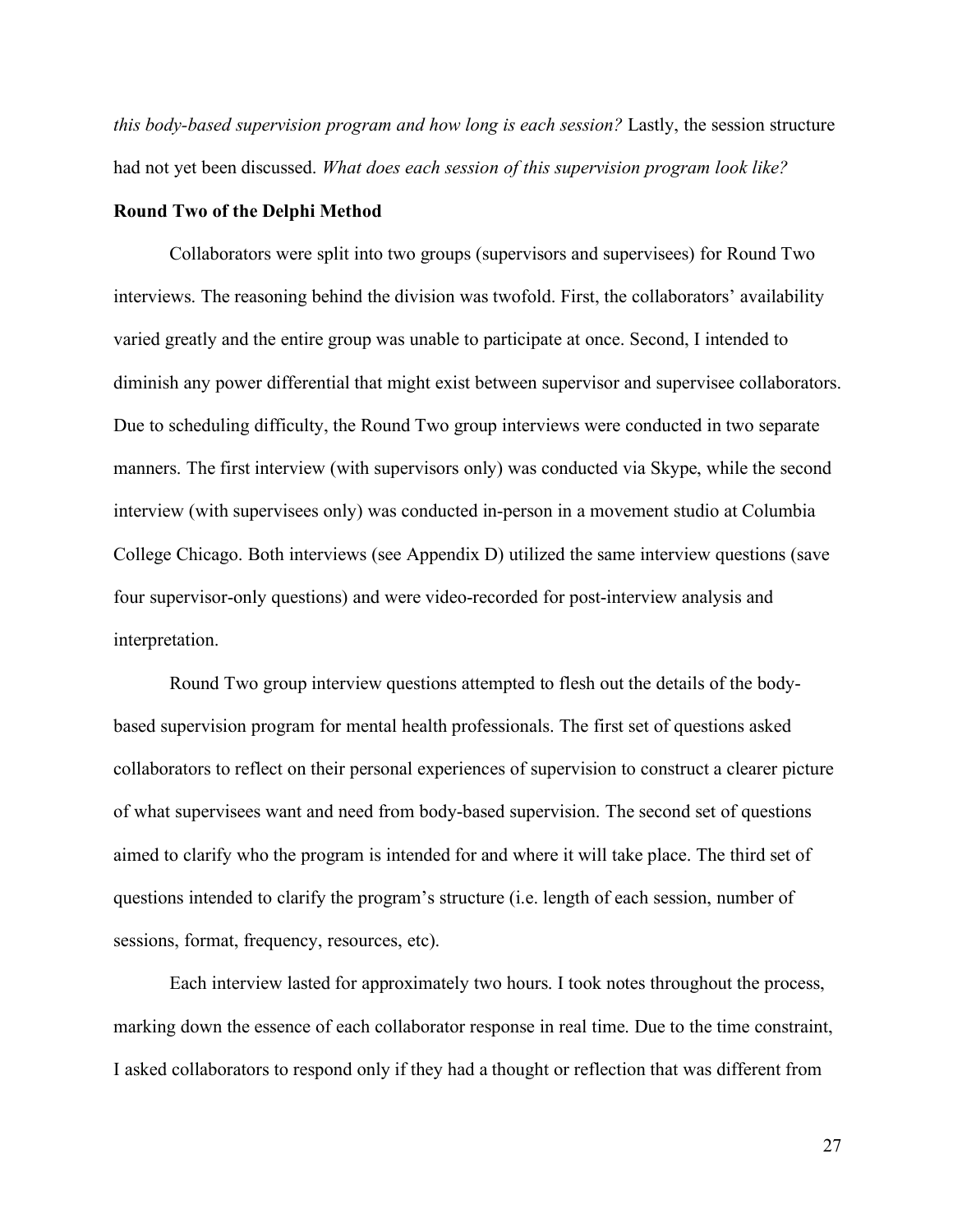*this body-based supervision program and how long is each session?* Lastly, the session structure had not yet been discussed. *What does each session of this supervision program look like?*

**Round Two of the Delphi Method**

Collaborators were split into two groups (supervisors and supervisees) for Round Two interviews. The reasoning behind the division was twofold. First, the collaborators' availability varied greatly and the entire group was unable to participate at once. Second, I intended to diminish any power differential that might exist between supervisor and supervisee collaborators. Due to scheduling difficulty, the Round Two group interviews were conducted in two separate manners. The first interview (with supervisors only) was conducted via Skype, while the second interview (with supervisees only) was conducted in-person in a movement studio at Columbia College Chicago. Both interviews (see Appendix D) utilized the same interview questions (save four supervisor-only questions) and were video-recorded for post-interview analysis and interpretation.

Round Two group interview questions attempted to flesh out the details of the body-based supervision program for mental health professionals. The first set of questions asked collaborators to reflect on their personal experiences of supervision to construct a clearer picture of what supervisees want and need from body-based supervision. The second set of questions aimed to clarify who the program is intended for and where it will take place. The third set of questions intended to clarify the program's structure (i.e. length of each session, number of sessions, format, frequency, resources, etc).

Each interview lasted for approximately two hours. I took notes throughout the process, marking down the essence of each collaborator response in real time. Due to the time constraint, I asked collaborators to respond only if they had a thought or reflection that was different from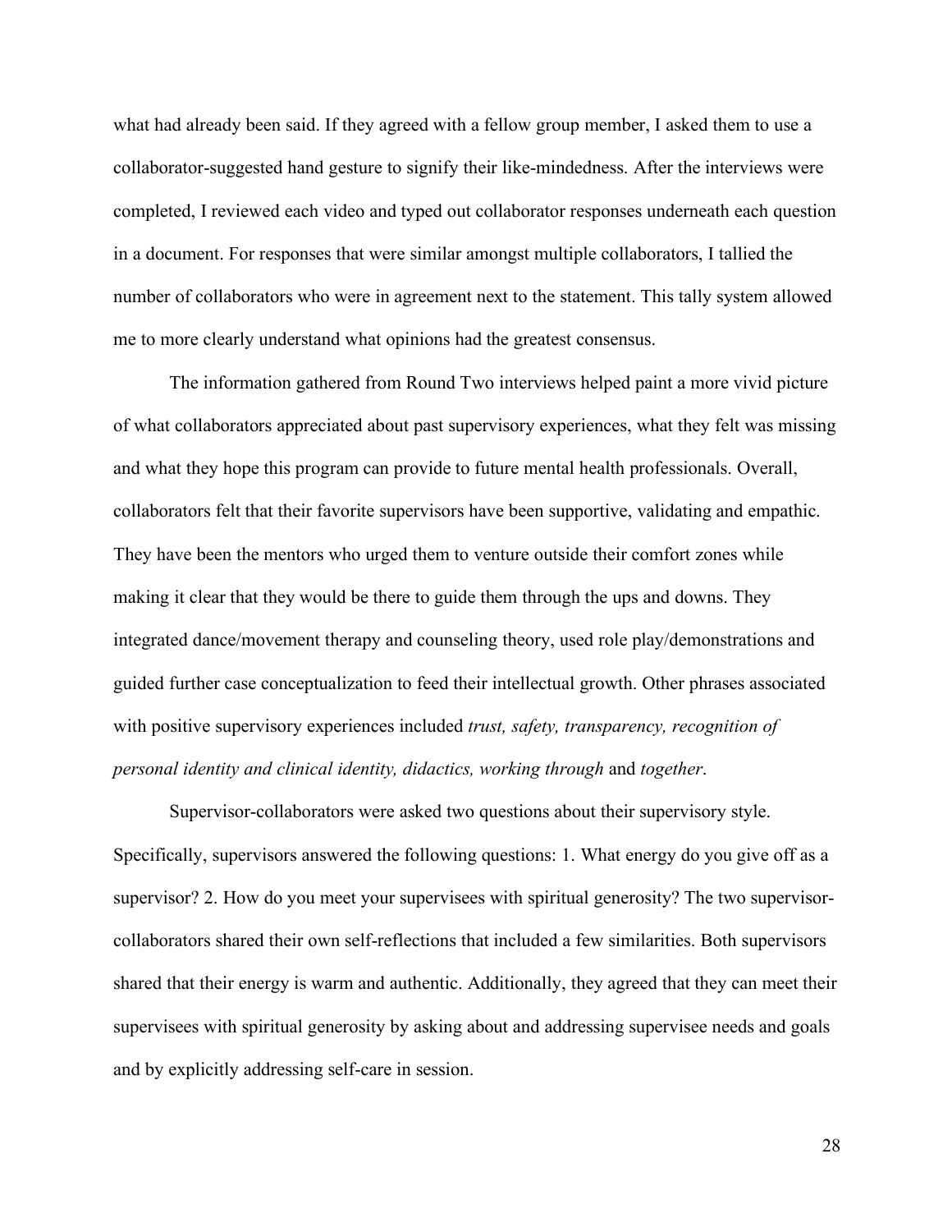what had already been said. If they agreed with a fellow group member, I asked them to use a collaborator-suggested hand gesture to signify their like-mindedness. After the interviews were completed, I reviewed each video and typed out collaborator responses underneath each question in a document. For responses that were similar amongst multiple collaborators, I tallied the number of collaborators who were in agreement next to the statement. This tally system allowed me to more clearly understand what opinions had the greatest consensus.

The information gathered from Round Two interviews helped paint a more vivid picture of what collaborators appreciated about past supervisory experiences, what they felt was missing and what they hope this program can provide to future mental health professionals. Overall, collaborators felt that their favorite supervisors have been supportive, validating and empathic. They have been the mentors who urged them to venture outside their comfort zones while making it clear that they would be there to guide them through the ups and downs. They integrated dance/movement therapy and counseling theory, used role play/demonstrations and guided further case conceptualization to feed their intellectual growth. Other phrases associated with positive supervisory experiences included *trust, safety, transparency, recognition of personal identity and clinical identity, didactics, working through* and *together*.

Supervisor-collaborators were asked two questions about their supervisory style. Specifically, supervisors answered the following questions: 1. What energy do you give off as a supervisor? 2. How do you meet your supervisees with spiritual generosity? The two supervisor-collaborators shared their own self-reflections that included a few similarities. Both supervisors shared that their energy is warm and authentic. Additionally, they agreed that they can meet their supervisees with spiritual generosity by asking about and addressing supervisee needs and goals and by explicitly addressing self-care in session.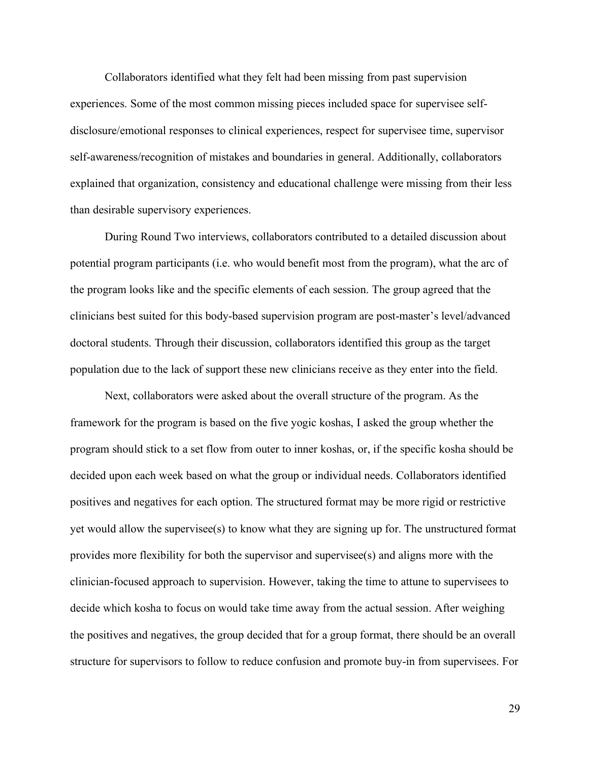Collaborators identified what they felt had been missing from past supervision experiences. Some of the most common missing pieces included space for supervisee self-disclosure/emotional responses to clinical experiences, respect for supervisee time, supervisor self-awareness/recognition of mistakes and boundaries in general. Additionally, collaborators explained that organization, consistency and educational challenge were missing from their less than desirable supervisory experiences.

During Round Two interviews, collaborators contributed to a detailed discussion about potential program participants (i.e. who would benefit most from the program), what the arc of the program looks like and the specific elements of each session. The group agreed that the clinicians best suited for this body-based supervision program are post-master's level/advanced doctoral students. Through their discussion, collaborators identified this group as the target population due to the lack of support these new clinicians receive as they enter into the field.

Next, collaborators were asked about the overall structure of the program. As the framework for the program is based on the five yogic koshas, I asked the group whether the program should stick to a set flow from outer to inner koshas, or, if the specific kosha should be decided upon each week based on what the group or individual needs. Collaborators identified positives and negatives for each option. The structured format may be more rigid or restrictive yet would allow the supervisee(s) to know what they are signing up for. The unstructured format provides more flexibility for both the supervisor and supervisee(s) and aligns more with the clinician-focused approach to supervision. However, taking the time to attune to supervisees to decide which kosha to focus on would take time away from the actual session. After weighing the positives and negatives, the group decided that for a group format, there should be an overall structure for supervisors to follow to reduce confusion and promote buy-in from supervisees. For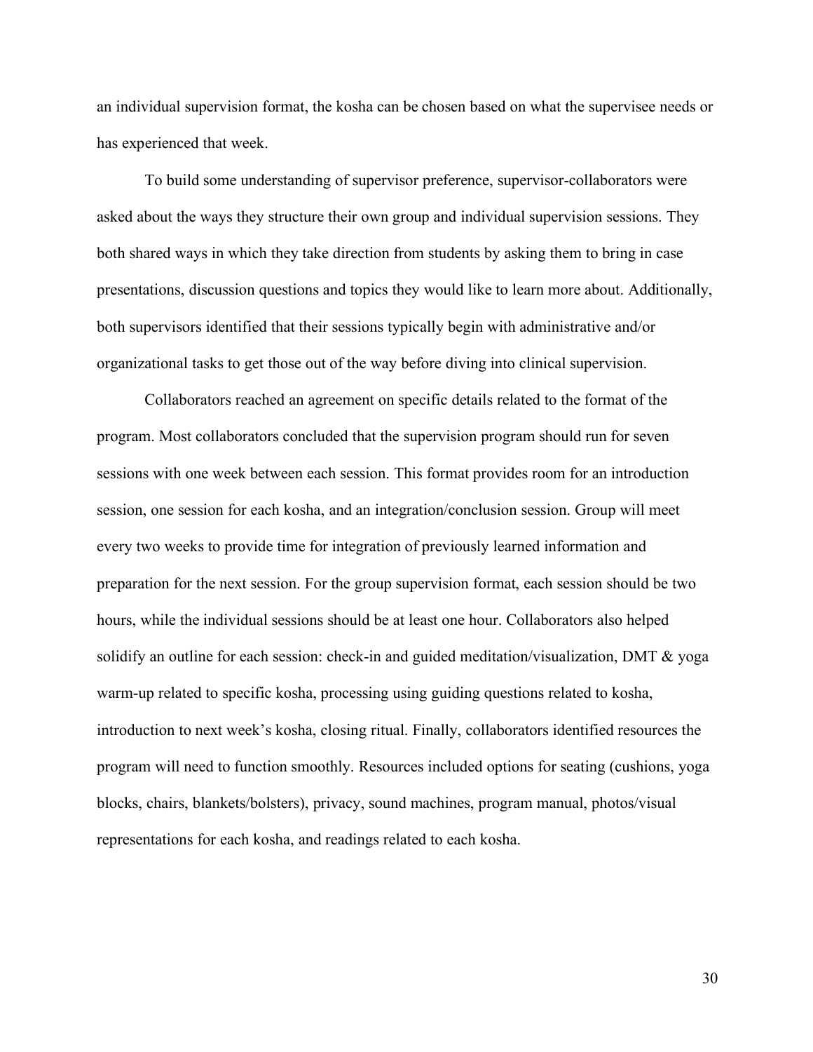an individual supervision format, the kosha can be chosen based on what the supervisee needs or has experienced that week.

To build some understanding of supervisor preference, supervisor-collaborators were asked about the ways they structure their own group and individual supervision sessions. They both shared ways in which they take direction from students by asking them to bring in case presentations, discussion questions and topics they would like to learn more about. Additionally, both supervisors identified that their sessions typically begin with administrative and/or organizational tasks to get those out of the way before diving into clinical supervision.

Collaborators reached an agreement on specific details related to the format of the program. Most collaborators concluded that the supervision program should run for seven sessions with one week between each session. This format provides room for an introduction session, one session for each kosha, and an integration/conclusion session. Group will meet every two weeks to provide time for integration of previously learned information and preparation for the next session. For the group supervision format, each session should be two hours, while the individual sessions should be at least one hour. Collaborators also helped solidify an outline for each session: check-in and guided meditation/visualization, DMT & yoga warm-up related to specific kosha, processing using guiding questions related to kosha, introduction to next week's kosha, closing ritual. Finally, collaborators identified resources the program will need to function smoothly. Resources included options for seating (cushions, yoga blocks, chairs, blankets/bolsters), privacy, sound machines, program manual, photos/visual representations for each kosha, and readings related to each kosha.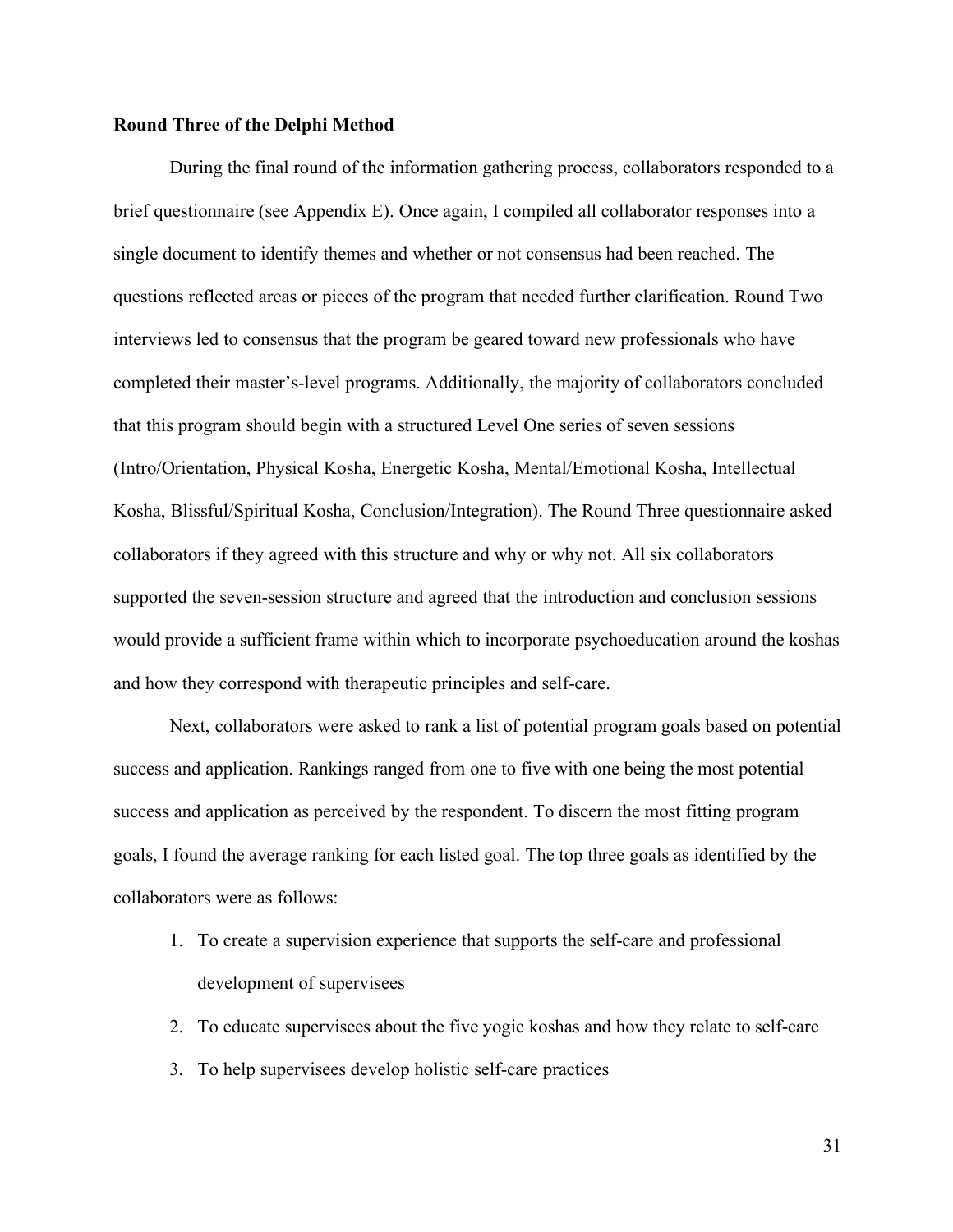### Round Three of the Delphi Method

During the final round of the information gathering process, collaborators responded to a brief questionnaire (see Appendix E). Once again, I compiled all collaborator responses into a single document to identify themes and whether or not consensus had been reached. The questions reflected areas or pieces of the program that needed further clarification. Round Two interviews led to consensus that the program be geared toward new professionals who have completed their master's-level programs. Additionally, the majority of collaborators concluded that this program should begin with a structured Level One series of seven sessions (Intro/Orientation, Physical Kosha, Energetic Kosha, Mental/Emotional Kosha, Intellectual Kosha, Blissful/Spiritual Kosha, Conclusion/Integration). The Round Three questionnaire asked collaborators if they agreed with this structure and why or why not. All six collaborators supported the seven-session structure and agreed that the introduction and conclusion sessions would provide a sufficient frame within which to incorporate psychoeducation around the koshas and how they correspond with therapeutic principles and self-care.

Next, collaborators were asked to rank a list of potential program goals based on potential success and application. Rankings ranged from one to five with one being the most potential success and application as perceived by the respondent. To discern the most fitting program goals, I found the average ranking for each listed goal. The top three goals as identified by the collaborators were as follows:

1. To create a supervision experience that supports the self-care and professional development of supervisees
2. To educate supervisees about the five yogic koshas and how they relate to self-care
3. To help supervisees develop holistic self-care practices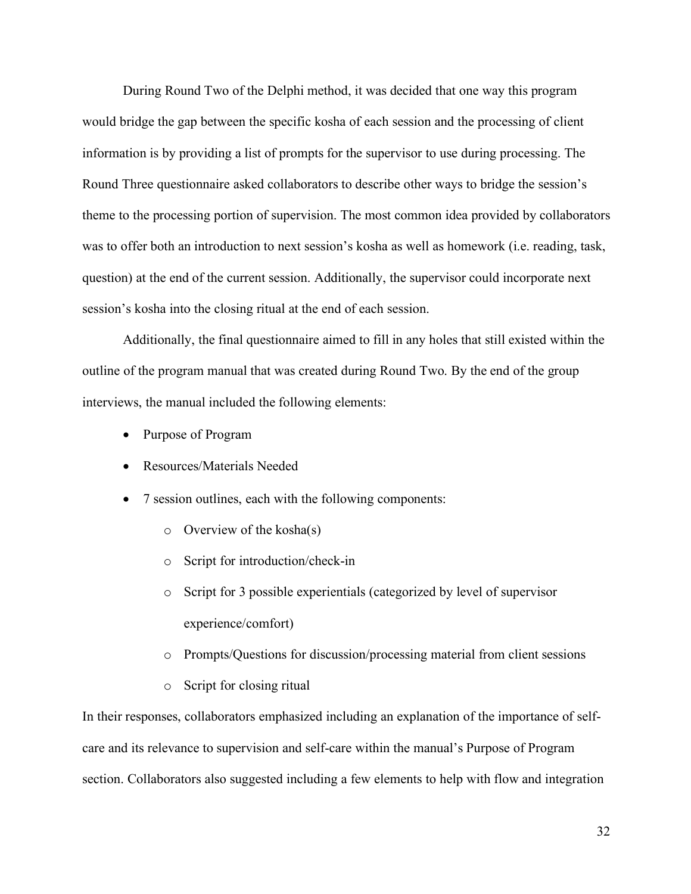During Round Two of the Delphi method, it was decided that one way this program would bridge the gap between the specific kosha of each session and the processing of client information is by providing a list of prompts for the supervisor to use during processing. The Round Three questionnaire asked collaborators to describe other ways to bridge the session's theme to the processing portion of supervision. The most common idea provided by collaborators was to offer both an introduction to next session's kosha as well as homework (i.e. reading, task, question) at the end of the current session. Additionally, the supervisor could incorporate next session's kosha into the closing ritual at the end of each session.

Additionally, the final questionnaire aimed to fill in any holes that still existed within the outline of the program manual that was created during Round Two. By the end of the group interviews, the manual included the following elements:

- Purpose of Program
- Resources/Materials Needed
- 7 session outlines, each with the following components:
  - Overview of the kosha(s)
  - Script for introduction/check-in
  - Script for 3 possible experientials (categorized by level of supervisor experience/comfort)
  - Prompts/Questions for discussion/processing material from client sessions
  - Script for closing ritual

In their responses, collaborators emphasized including an explanation of the importance of self-care and its relevance to supervision and self-care within the manual's Purpose of Program section. Collaborators also suggested including a few elements to help with flow and integration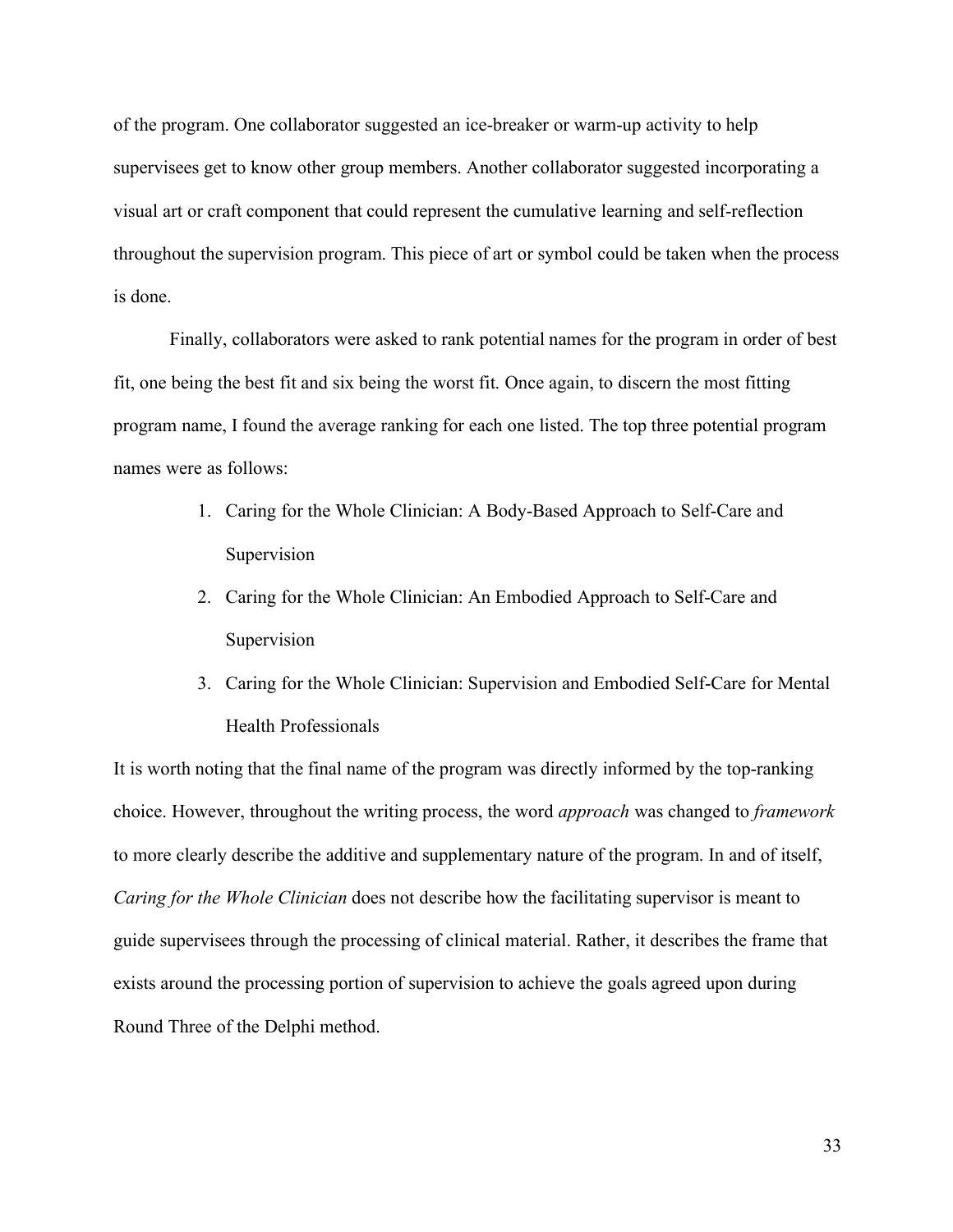of the program. One collaborator suggested an ice-breaker or warm-up activity to help supervisees get to know other group members. Another collaborator suggested incorporating a visual art or craft component that could represent the cumulative learning and self-reflection throughout the supervision program. This piece of art or symbol could be taken when the process is done.

Finally, collaborators were asked to rank potential names for the program in order of best fit, one being the best fit and six being the worst fit. Once again, to discern the most fitting program name, I found the average ranking for each one listed. The top three potential program names were as follows:

1. Caring for the Whole Clinician: A Body-Based Approach to Self-Care and Supervision
2. Caring for the Whole Clinician: An Embodied Approach to Self-Care and Supervision
3. Caring for the Whole Clinician: Supervision and Embodied Self-Care for Mental Health Professionals

It is worth noting that the final name of the program was directly informed by the top-ranking choice. However, throughout the writing process, the word *approach* was changed to *framework* to more clearly describe the additive and supplementary nature of the program. In and of itself, *Caring for the Whole Clinician* does not describe how the facilitating supervisor is meant to guide supervisees through the processing of clinical material. Rather, it describes the frame that exists around the processing portion of supervision to achieve the goals agreed upon during Round Three of the Delphi method.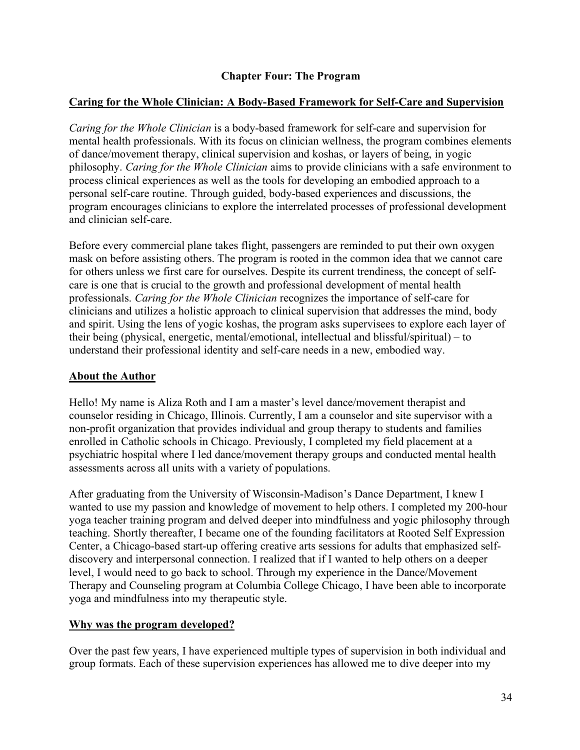# Chapter Four: The Program

## Caring for the Whole Clinician: A Body-Based Framework for Self-Care and Supervision

*Caring for the Whole Clinician* is a body-based framework for self-care and supervision for mental health professionals. With its focus on clinician wellness, the program combines elements of dance/movement therapy, clinical supervision and koshas, or layers of being, in yogic philosophy. *Caring for the Whole Clinician* aims to provide clinicians with a safe environment to process clinical experiences as well as the tools for developing an embodied approach to a personal self-care routine. Through guided, body-based experiences and discussions, the program encourages clinicians to explore the interrelated processes of professional development and clinician self-care.

Before every commercial plane takes flight, passengers are reminded to put their own oxygen mask on before assisting others. The program is rooted in the common idea that we cannot care for others unless we first care for ourselves. Despite its current trendiness, the concept of self-care is one that is crucial to the growth and professional development of mental health professionals. *Caring for the Whole Clinician* recognizes the importance of self-care for clinicians and utilizes a holistic approach to clinical supervision that addresses the mind, body and spirit. Using the lens of yogic koshas, the program asks supervisees to explore each layer of their being (physical, energetic, mental/emotional, intellectual and blissful/spiritual) – to understand their professional identity and self-care needs in a new, embodied way.

## About the Author

Hello! My name is Aliza Roth and I am a master's level dance/movement therapist and counselor residing in Chicago, Illinois. Currently, I am a counselor and site supervisor with a non-profit organization that provides individual and group therapy to students and families enrolled in Catholic schools in Chicago. Previously, I completed my field placement at a psychiatric hospital where I led dance/movement therapy groups and conducted mental health assessments across all units with a variety of populations.

After graduating from the University of Wisconsin-Madison's Dance Department, I knew I wanted to use my passion and knowledge of movement to help others. I completed my 200-hour yoga teacher training program and delved deeper into mindfulness and yogic philosophy through teaching. Shortly thereafter, I became one of the founding facilitators at Rooted Self Expression Center, a Chicago-based start-up offering creative arts sessions for adults that emphasized self-discovery and interpersonal connection. I realized that if I wanted to help others on a deeper level, I would need to go back to school. Through my experience in the Dance/Movement Therapy and Counseling program at Columbia College Chicago, I have been able to incorporate yoga and mindfulness into my therapeutic style.

## Why was the program developed?

Over the past few years, I have experienced multiple types of supervision in both individual and group formats. Each of these supervision experiences has allowed me to dive deeper into my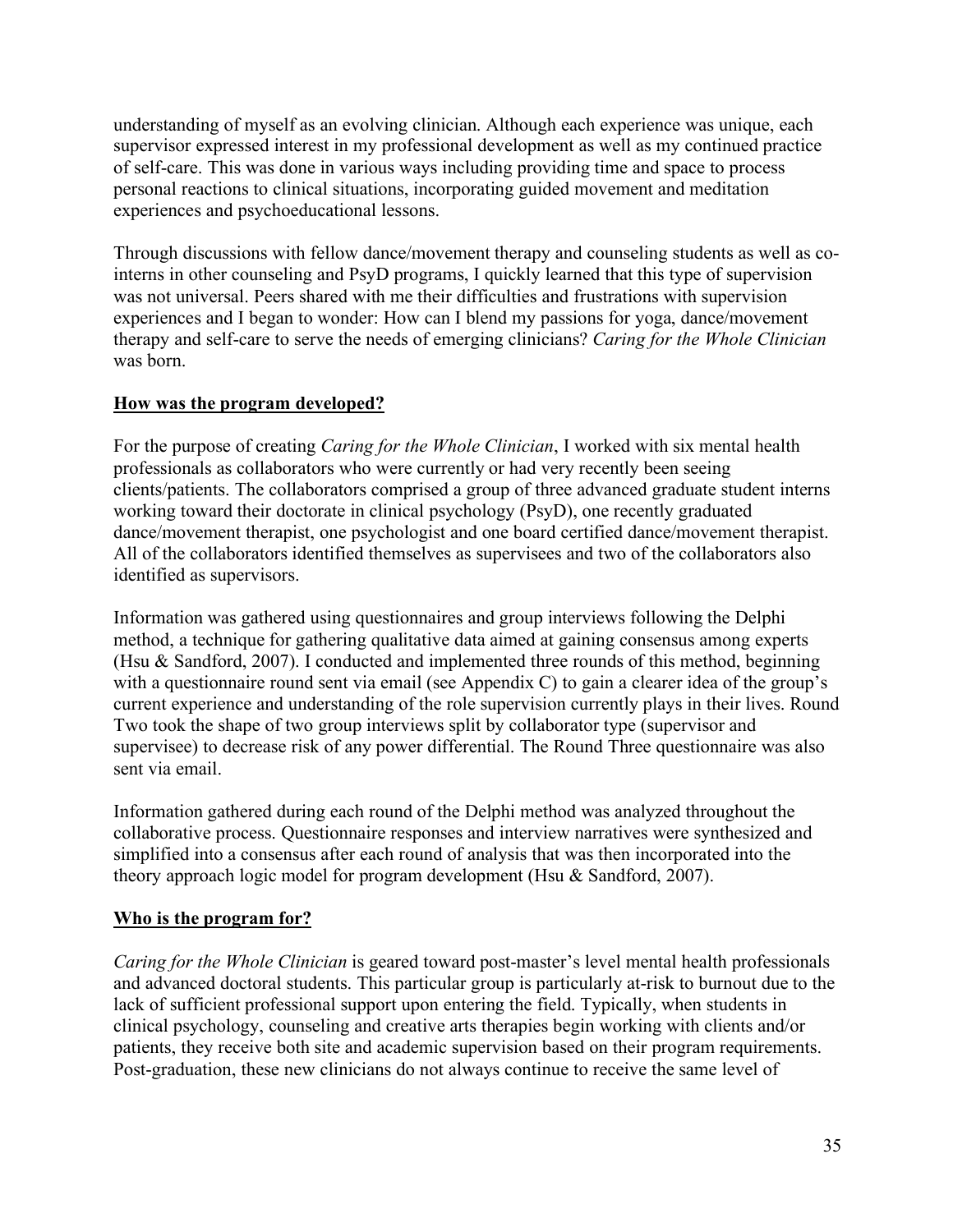understanding of myself as an evolving clinician. Although each experience was unique, each supervisor expressed interest in my professional development as well as my continued practice of self-care. This was done in various ways including providing time and space to process personal reactions to clinical situations, incorporating guided movement and meditation experiences and psychoeducational lessons.

Through discussions with fellow dance/movement therapy and counseling students as well as co-interns in other counseling and PsyD programs, I quickly learned that this type of supervision was not universal. Peers shared with me their difficulties and frustrations with supervision experiences and I began to wonder: How can I blend my passions for yoga, dance/movement therapy and self-care to serve the needs of emerging clinicians? *Caring for the Whole Clinician* was born.

**How was the program developed?**

For the purpose of creating *Caring for the Whole Clinician*, I worked with six mental health professionals as collaborators who were currently or had very recently been seeing clients/patients. The collaborators comprised a group of three advanced graduate student interns working toward their doctorate in clinical psychology (PsyD), one recently graduated dance/movement therapist, one psychologist and one board certified dance/movement therapist. All of the collaborators identified themselves as supervisees and two of the collaborators also identified as supervisors.

Information was gathered using questionnaires and group interviews following the Delphi method, a technique for gathering qualitative data aimed at gaining consensus among experts (Hsu & Sandford, 2007). I conducted and implemented three rounds of this method, beginning with a questionnaire round sent via email (see Appendix C) to gain a clearer idea of the group's current experience and understanding of the role supervision currently plays in their lives. Round Two took the shape of two group interviews split by collaborator type (supervisor and supervisee) to decrease risk of any power differential. The Round Three questionnaire was also sent via email.

Information gathered during each round of the Delphi method was analyzed throughout the collaborative process. Questionnaire responses and interview narratives were synthesized and simplified into a consensus after each round of analysis that was then incorporated into the theory approach logic model for program development (Hsu & Sandford, 2007).

**Who is the program for?**

*Caring for the Whole Clinician* is geared toward post-master's level mental health professionals and advanced doctoral students. This particular group is particularly at-risk to burnout due to the lack of sufficient professional support upon entering the field. Typically, when students in clinical psychology, counseling and creative arts therapies begin working with clients and/or patients, they receive both site and academic supervision based on their program requirements. Post-graduation, these new clinicians do not always continue to receive the same level of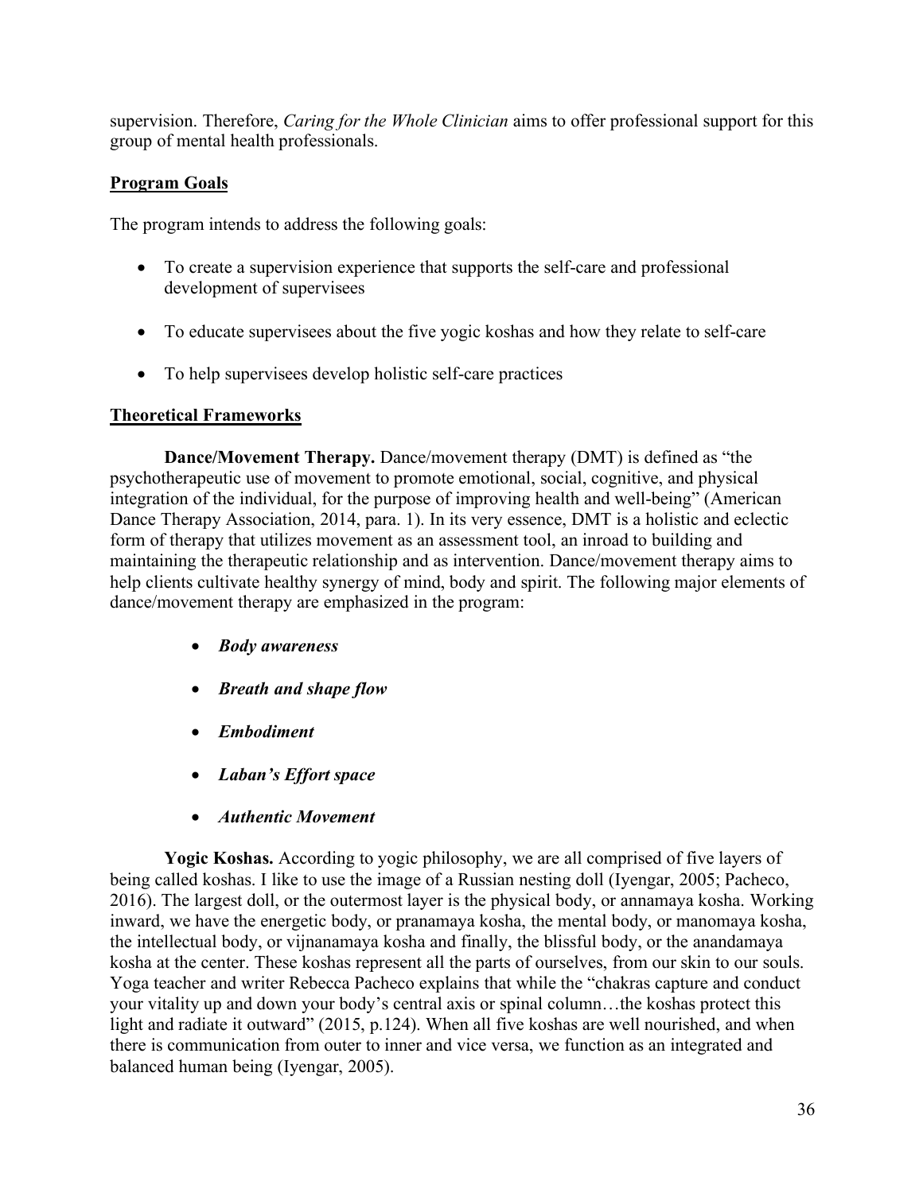supervision. Therefore, *Caring for the Whole Clinician* aims to offer professional support for this group of mental health professionals.

## Program Goals

The program intends to address the following goals:

- To create a supervision experience that supports the self-care and professional development of supervisees
- To educate supervisees about the five yogic koshas and how they relate to self-care
- To help supervisees develop holistic self-care practices

## Theoretical Frameworks

**Dance/Movement Therapy.** Dance/movement therapy (DMT) is defined as "the psychotherapeutic use of movement to promote emotional, social, cognitive, and physical integration of the individual, for the purpose of improving health and well-being" (American Dance Therapy Association, 2014, para. 1). In its very essence, DMT is a holistic and eclectic form of therapy that utilizes movement as an assessment tool, an inroad to building and maintaining the therapeutic relationship and as intervention. Dance/movement therapy aims to help clients cultivate healthy synergy of mind, body and spirit. The following major elements of dance/movement therapy are emphasized in the program:

- ***Body awareness***
- ***Breath and shape flow***
- ***Embodiment***
- ***Laban's Effort space***
- ***Authentic Movement***

**Yogic Koshas.** According to yogic philosophy, we are all comprised of five layers of being called koshas. I like to use the image of a Russian nesting doll (Iyengar, 2005; Pacheco, 2016). The largest doll, or the outermost layer is the physical body, or annamaya kosha. Working inward, we have the energetic body, or pranamaya kosha, the mental body, or manomaya kosha, the intellectual body, or vijnanamaya kosha and finally, the blissful body, or the anandamaya kosha at the center. These koshas represent all the parts of ourselves, from our skin to our souls. Yoga teacher and writer Rebecca Pacheco explains that while the "chakras capture and conduct your vitality up and down your body's central axis or spinal column…the koshas protect this light and radiate it outward" (2015, p.124). When all five koshas are well nourished, and when there is communication from outer to inner and vice versa, we function as an integrated and balanced human being (Iyengar, 2005).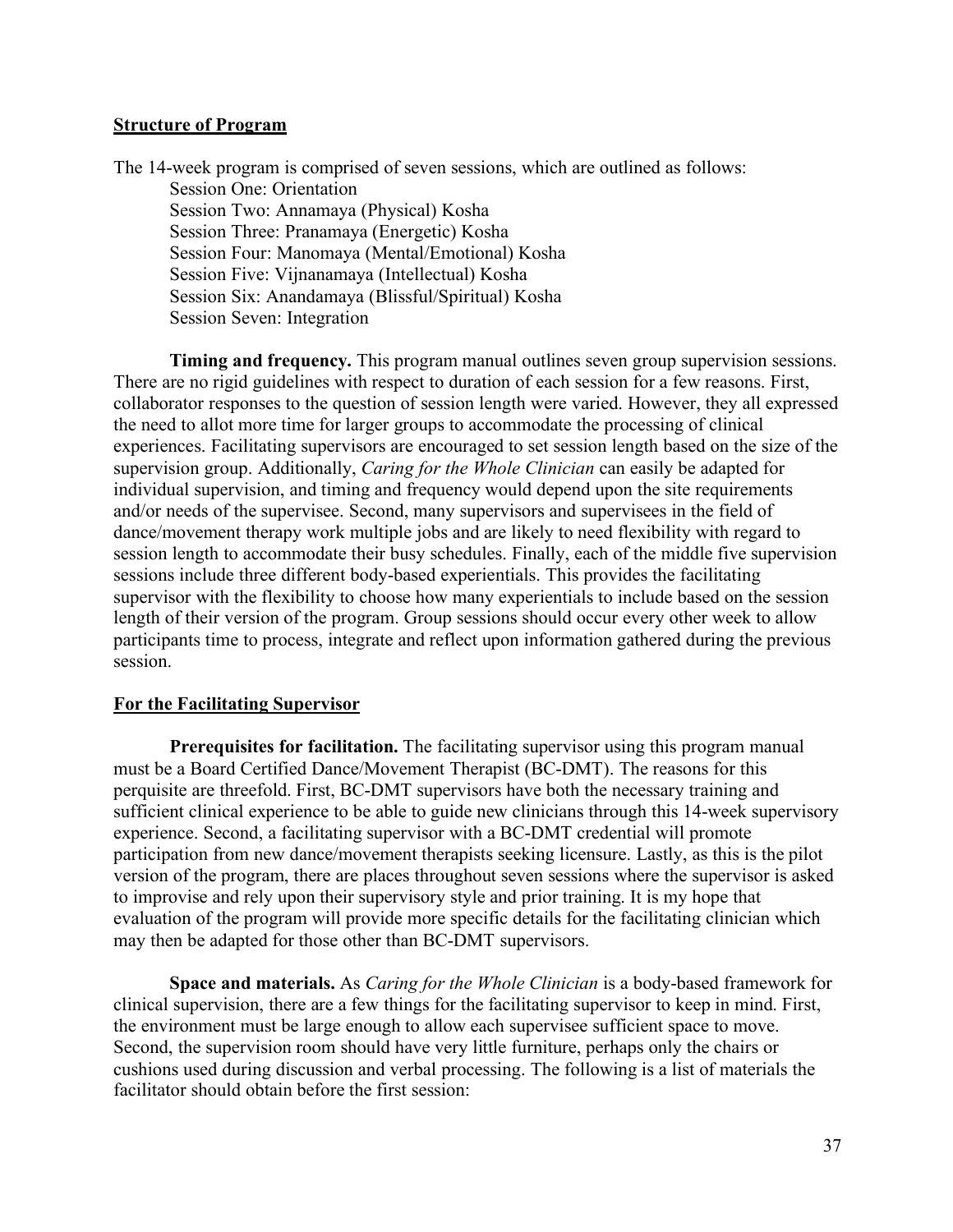## Structure of Program

The 14-week program is comprised of seven sessions, which are outlined as follows:

- Session One: Orientation
- Session Two: Annamaya (Physical) Kosha
- Session Three: Pranamaya (Energetic) Kosha
- Session Four: Manomaya (Mental/Emotional) Kosha
- Session Five: Vijnanamaya (Intellectual) Kosha
- Session Six: Anandamaya (Blissful/Spiritual) Kosha
- Session Seven: Integration

**Timing and frequency.** This program manual outlines seven group supervision sessions. There are no rigid guidelines with respect to duration of each session for a few reasons. First, collaborator responses to the question of session length were varied. However, they all expressed the need to allot more time for larger groups to accommodate the processing of clinical experiences. Facilitating supervisors are encouraged to set session length based on the size of the supervision group. Additionally, *Caring for the Whole Clinician* can easily be adapted for individual supervision, and timing and frequency would depend upon the site requirements and/or needs of the supervisee. Second, many supervisors and supervisees in the field of dance/movement therapy work multiple jobs and are likely to need flexibility with regard to session length to accommodate their busy schedules. Finally, each of the middle five supervision sessions include three different body-based experientials. This provides the facilitating supervisor with the flexibility to choose how many experientials to include based on the session length of their version of the program. Group sessions should occur every other week to allow participants time to process, integrate and reflect upon information gathered during the previous session.

## For the Facilitating Supervisor

**Prerequisites for facilitation.** The facilitating supervisor using this program manual must be a Board Certified Dance/Movement Therapist (BC-DMT). The reasons for this perquisite are threefold. First, BC-DMT supervisors have both the necessary training and sufficient clinical experience to be able to guide new clinicians through this 14-week supervisory experience. Second, a facilitating supervisor with a BC-DMT credential will promote participation from new dance/movement therapists seeking licensure. Lastly, as this is the pilot version of the program, there are places throughout seven sessions where the supervisor is asked to improvise and rely upon their supervisory style and prior training. It is my hope that evaluation of the program will provide more specific details for the facilitating clinician which may then be adapted for those other than BC-DMT supervisors.

**Space and materials.** As *Caring for the Whole Clinician* is a body-based framework for clinical supervision, there are a few things for the facilitating supervisor to keep in mind. First, the environment must be large enough to allow each supervisee sufficient space to move. Second, the supervision room should have very little furniture, perhaps only the chairs or cushions used during discussion and verbal processing. The following is a list of materials the facilitator should obtain before the first session: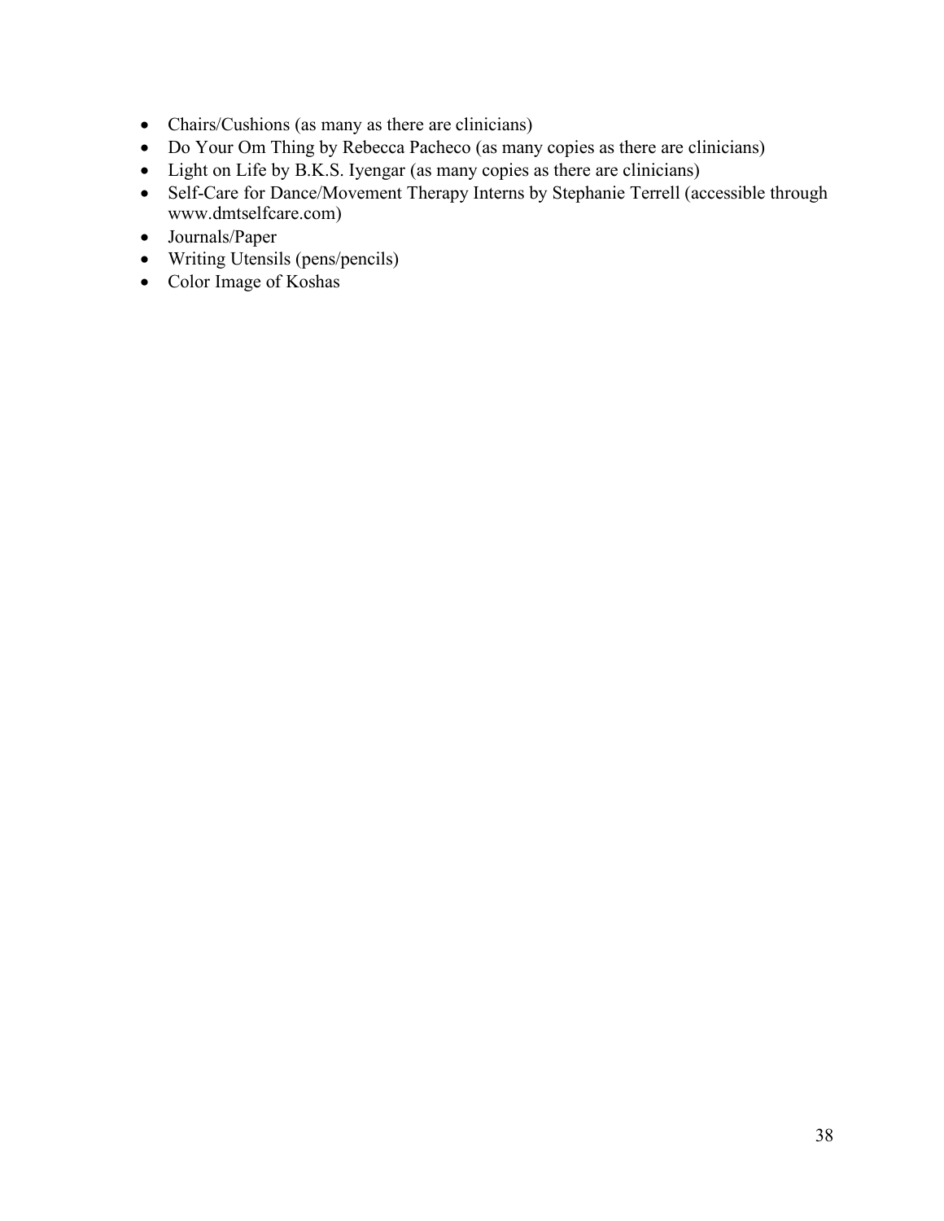- Chairs/Cushions (as many as there are clinicians)
- Do Your Om Thing by Rebecca Pacheco (as many copies as there are clinicians)
- Light on Life by B.K.S. Iyengar (as many copies as there are clinicians)
- Self-Care for Dance/Movement Therapy Interns by Stephanie Terrell (accessible through www.dmtselfcare.com)
- Journals/Paper
- Writing Utensils (pens/pencils)
- Color Image of Koshas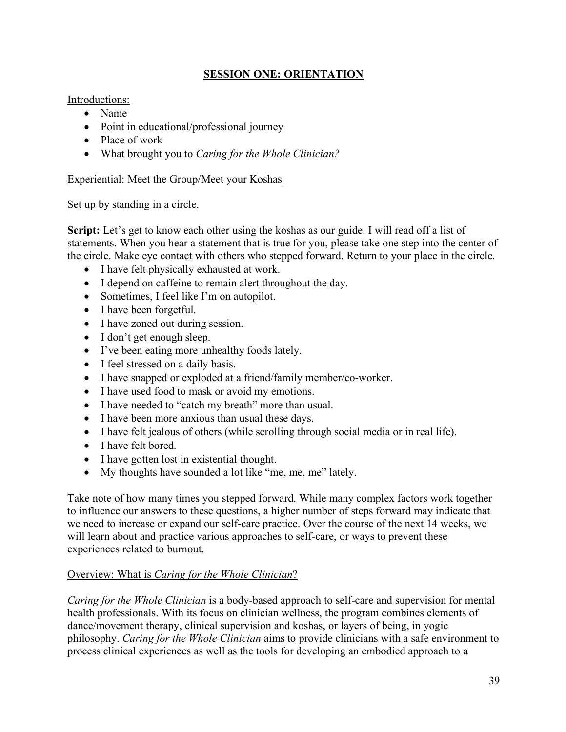## SESSION ONE: ORIENTATION

Introductions:

- Name
- Point in educational/professional journey
- Place of work
- What brought you to *Caring for the Whole Clinician?*

Experiential: Meet the Group/Meet your Koshas

Set up by standing in a circle.

**Script:** Let's get to know each other using the koshas as our guide. I will read off a list of statements. When you hear a statement that is true for you, please take one step into the center of the circle. Make eye contact with others who stepped forward. Return to your place in the circle.

- I have felt physically exhausted at work.
- I depend on caffeine to remain alert throughout the day.
- Sometimes, I feel like I'm on autopilot.
- I have been forgetful.
- I have zoned out during session.
- I don't get enough sleep.
- I've been eating more unhealthy foods lately.
- I feel stressed on a daily basis.
- I have snapped or exploded at a friend/family member/co-worker.
- I have used food to mask or avoid my emotions.
- I have needed to "catch my breath" more than usual.
- I have been more anxious than usual these days.
- I have felt jealous of others (while scrolling through social media or in real life).
- I have felt bored.
- I have gotten lost in existential thought.
- My thoughts have sounded a lot like "me, me, me" lately.

Take note of how many times you stepped forward. While many complex factors work together to influence our answers to these questions, a higher number of steps forward may indicate that we need to increase or expand our self-care practice. Over the course of the next 14 weeks, we will learn about and practice various approaches to self-care, or ways to prevent these experiences related to burnout.

Overview: What is *Caring for the Whole Clinician*?

*Caring for the Whole Clinician* is a body-based approach to self-care and supervision for mental health professionals. With its focus on clinician wellness, the program combines elements of dance/movement therapy, clinical supervision and koshas, or layers of being, in yogic philosophy. *Caring for the Whole Clinician* aims to provide clinicians with a safe environment to process clinical experiences as well as the tools for developing an embodied approach to a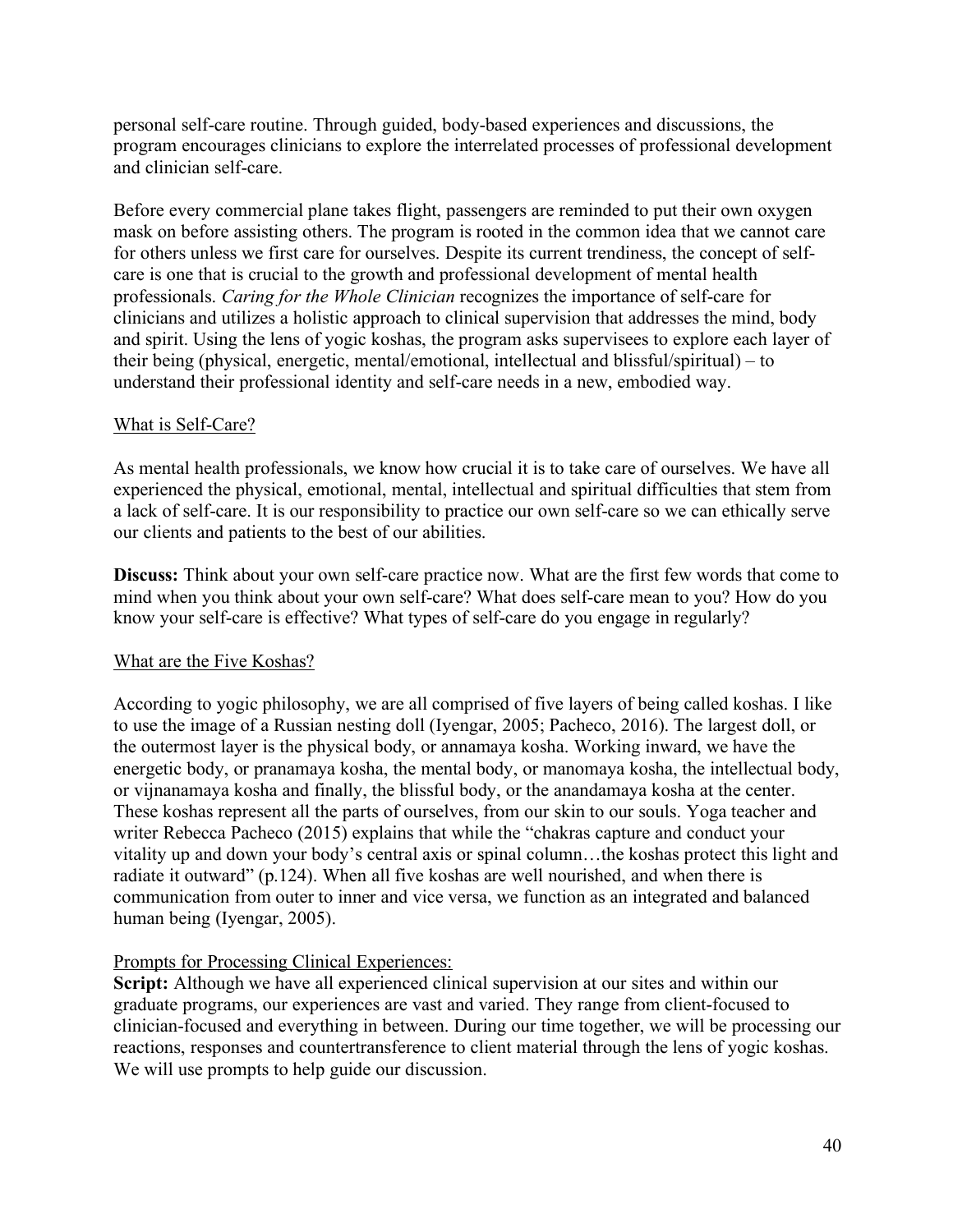personal self-care routine. Through guided, body-based experiences and discussions, the program encourages clinicians to explore the interrelated processes of professional development and clinician self-care.

Before every commercial plane takes flight, passengers are reminded to put their own oxygen mask on before assisting others. The program is rooted in the common idea that we cannot care for others unless we first care for ourselves. Despite its current trendiness, the concept of self-care is one that is crucial to the growth and professional development of mental health professionals. *Caring for the Whole Clinician* recognizes the importance of self-care for clinicians and utilizes a holistic approach to clinical supervision that addresses the mind, body and spirit. Using the lens of yogic koshas, the program asks supervisees to explore each layer of their being (physical, energetic, mental/emotional, intellectual and blissful/spiritual) – to understand their professional identity and self-care needs in a new, embodied way.

<u>What is Self-Care?</u>

As mental health professionals, we know how crucial it is to take care of ourselves. We have all experienced the physical, emotional, mental, intellectual and spiritual difficulties that stem from a lack of self-care. It is our responsibility to practice our own self-care so we can ethically serve our clients and patients to the best of our abilities.

**Discuss:** Think about your own self-care practice now. What are the first few words that come to mind when you think about your own self-care? What does self-care mean to you? How do you know your self-care is effective? What types of self-care do you engage in regularly?

<u>What are the Five Koshas?</u>

According to yogic philosophy, we are all comprised of five layers of being called koshas. I like to use the image of a Russian nesting doll (Iyengar, 2005; Pacheco, 2016). The largest doll, or the outermost layer is the physical body, or annamaya kosha. Working inward, we have the energetic body, or pranamaya kosha, the mental body, or manomaya kosha, the intellectual body, or vijnanamaya kosha and finally, the blissful body, or the anandamaya kosha at the center. These koshas represent all the parts of ourselves, from our skin to our souls. Yoga teacher and writer Rebecca Pacheco (2015) explains that while the "chakras capture and conduct your vitality up and down your body's central axis or spinal column…the koshas protect this light and radiate it outward" (p.124). When all five koshas are well nourished, and when there is communication from outer to inner and vice versa, we function as an integrated and balanced human being (Iyengar, 2005).

<u>Prompts for Processing Clinical Experiences:</u>
**Script:** Although we have all experienced clinical supervision at our sites and within our graduate programs, our experiences are vast and varied. They range from client-focused to clinician-focused and everything in between. During our time together, we will be processing our reactions, responses and countertransference to client material through the lens of yogic koshas. We will use prompts to help guide our discussion.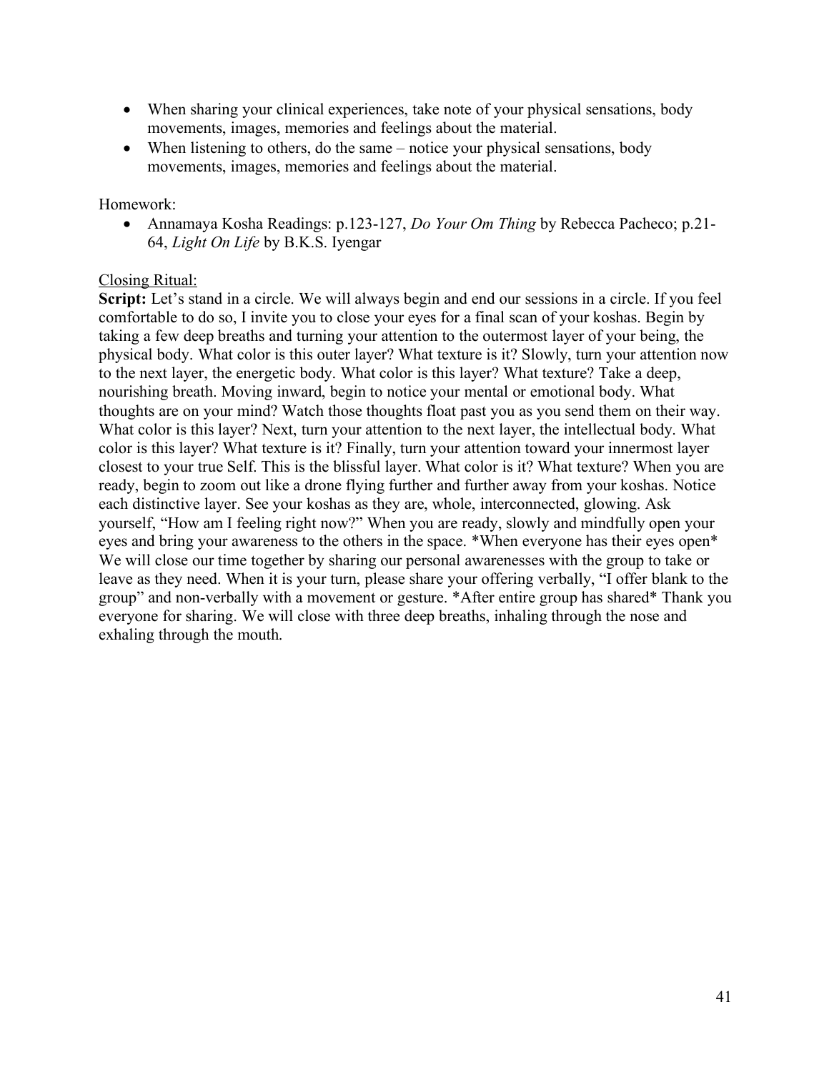- When sharing your clinical experiences, take note of your physical sensations, body movements, images, memories and feelings about the material.
- When listening to others, do the same – notice your physical sensations, body movements, images, memories and feelings about the material.

Homework:

- Annamaya Kosha Readings: p.123-127, *Do Your Om Thing* by Rebecca Pacheco; p.21-64, *Light On Life* by B.K.S. Iyengar

<u>Closing Ritual:</u>

**Script:** Let's stand in a circle. We will always begin and end our sessions in a circle. If you feel comfortable to do so, I invite you to close your eyes for a final scan of your koshas. Begin by taking a few deep breaths and turning your attention to the outermost layer of your being, the physical body. What color is this outer layer? What texture is it? Slowly, turn your attention now to the next layer, the energetic body. What color is this layer? What texture? Take a deep, nourishing breath. Moving inward, begin to notice your mental or emotional body. What thoughts are on your mind? Watch those thoughts float past you as you send them on their way. What color is this layer? Next, turn your attention to the next layer, the intellectual body. What color is this layer? What texture is it? Finally, turn your attention toward your innermost layer closest to your true Self. This is the blissful layer. What color is it? What texture? When you are ready, begin to zoom out like a drone flying further and further away from your koshas. Notice each distinctive layer. See your koshas as they are, whole, interconnected, glowing. Ask yourself, "How am I feeling right now?" When you are ready, slowly and mindfully open your eyes and bring your awareness to the others in the space. *When everyone has their eyes open* We will close our time together by sharing our personal awarenesses with the group to take or leave as they need. When it is your turn, please share your offering verbally, "I offer blank to the group" and non-verbally with a movement or gesture. *After entire group has shared* Thank you everyone for sharing. We will close with three deep breaths, inhaling through the nose and exhaling through the mouth.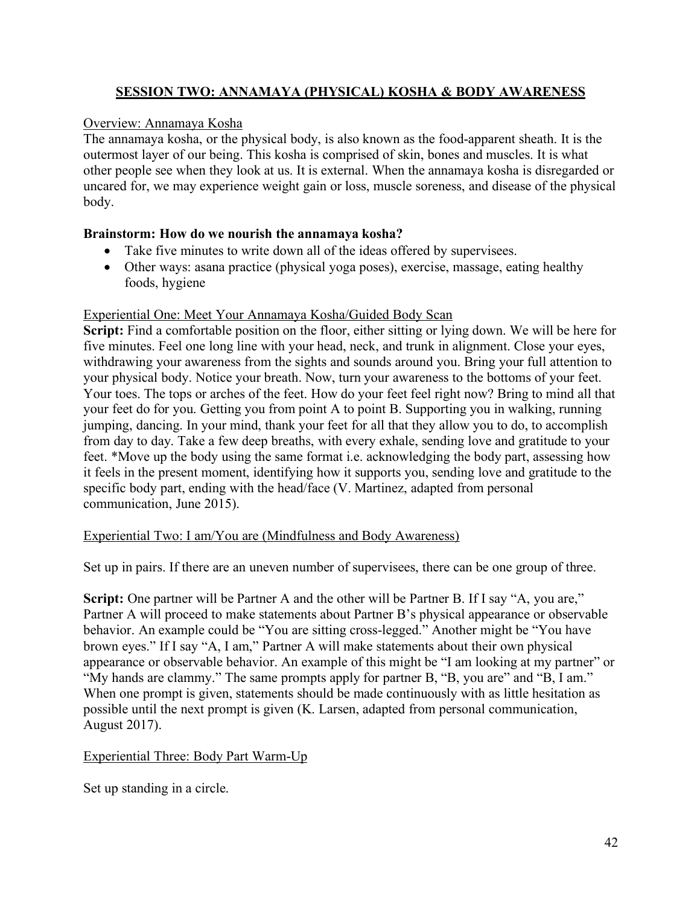## SESSION TWO: ANNAMAYA (PHYSICAL) KOSHA & BODY AWARENESS

Overview: Annamaya Kosha

The annamaya kosha, or the physical body, is also known as the food-apparent sheath. It is the outermost layer of our being. This kosha is comprised of skin, bones and muscles. It is what other people see when they look at us. It is external. When the annamaya kosha is disregarded or uncared for, we may experience weight gain or loss, muscle soreness, and disease of the physical body.

**Brainstorm: How do we nourish the annamaya kosha?**

- Take five minutes to write down all of the ideas offered by supervisees.
- Other ways: asana practice (physical yoga poses), exercise, massage, eating healthy foods, hygiene

Experiential One: Meet Your Annamaya Kosha/Guided Body Scan

**Script:** Find a comfortable position on the floor, either sitting or lying down. We will be here for five minutes. Feel one long line with your head, neck, and trunk in alignment. Close your eyes, withdrawing your awareness from the sights and sounds around you. Bring your full attention to your physical body. Notice your breath. Now, turn your awareness to the bottoms of your feet. Your toes. The tops or arches of the feet. How do your feet feel right now? Bring to mind all that your feet do for you. Getting you from point A to point B. Supporting you in walking, running jumping, dancing. In your mind, thank your feet for all that they allow you to do, to accomplish from day to day. Take a few deep breaths, with every exhale, sending love and gratitude to your feet. *Move up the body using the same format i.e. acknowledging the body part, assessing how it feels in the present moment, identifying how it supports you, sending love and gratitude to the specific body part, ending with the head/face (V. Martinez, adapted from personal communication, June 2015).

Experiential Two: I am/You are (Mindfulness and Body Awareness)

Set up in pairs. If there are an uneven number of supervisees, there can be one group of three.

**Script:** One partner will be Partner A and the other will be Partner B. If I say "A, you are," Partner A will proceed to make statements about Partner B's physical appearance or observable behavior. An example could be "You are sitting cross-legged." Another might be "You have brown eyes." If I say "A, I am," Partner A will make statements about their own physical appearance or observable behavior. An example of this might be "I am looking at my partner" or "My hands are clammy." The same prompts apply for partner B, "B, you are" and "B, I am." When one prompt is given, statements should be made continuously with as little hesitation as possible until the next prompt is given (K. Larsen, adapted from personal communication, August 2017).

Experiential Three: Body Part Warm-Up

Set up standing in a circle.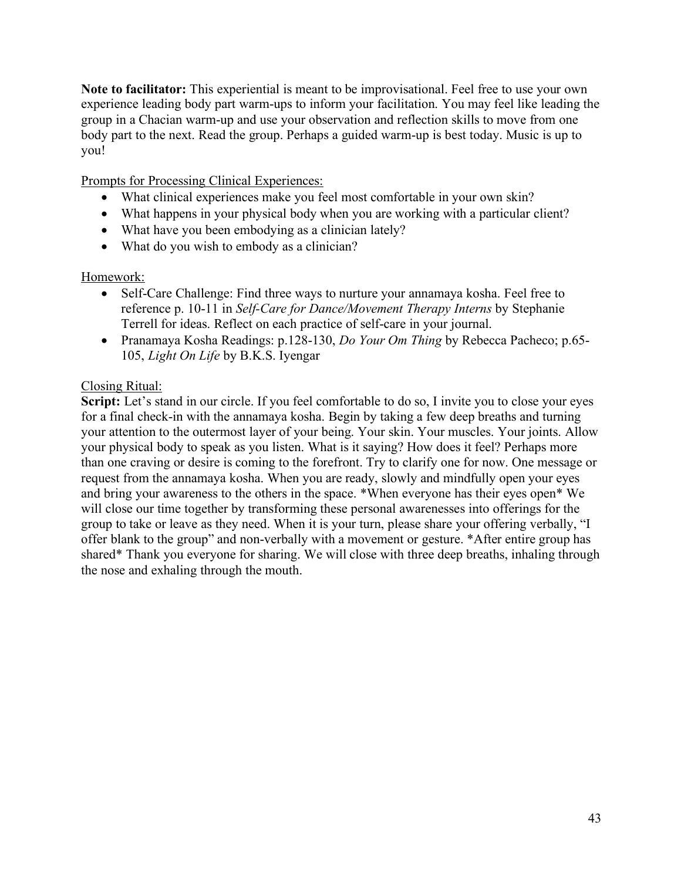**Note to facilitator:** This experiential is meant to be improvisational. Feel free to use your own experience leading body part warm-ups to inform your facilitation. You may feel like leading the group in a Chacian warm-up and use your observation and reflection skills to move from one body part to the next. Read the group. Perhaps a guided warm-up is best today. Music is up to you!

<u>Prompts for Processing Clinical Experiences:</u>

- What clinical experiences make you feel most comfortable in your own skin?
- What happens in your physical body when you are working with a particular client?
- What have you been embodying as a clinician lately?
- What do you wish to embody as a clinician?

<u>Homework:</u>

- Self-Care Challenge: Find three ways to nurture your annamaya kosha. Feel free to reference p. 10-11 in *Self-Care for Dance/Movement Therapy Interns* by Stephanie Terrell for ideas. Reflect on each practice of self-care in your journal.
- Pranamaya Kosha Readings: p.128-130, *Do Your Om Thing* by Rebecca Pacheco; p.65-105, *Light On Life* by B.K.S. Iyengar

<u>Closing Ritual:</u>

**Script:** Let's stand in our circle. If you feel comfortable to do so, I invite you to close your eyes for a final check-in with the annamaya kosha. Begin by taking a few deep breaths and turning your attention to the outermost layer of your being. Your skin. Your muscles. Your joints. Allow your physical body to speak as you listen. What is it saying? How does it feel? Perhaps more than one craving or desire is coming to the forefront. Try to clarify one for now. One message or request from the annamaya kosha. When you are ready, slowly and mindfully open your eyes and bring your awareness to the others in the space. *When everyone has their eyes open* We will close our time together by transforming these personal awarenesses into offerings for the group to take or leave as they need. When it is your turn, please share your offering verbally, "I offer blank to the group" and non-verbally with a movement or gesture. *After entire group has shared* Thank you everyone for sharing. We will close with three deep breaths, inhaling through the nose and exhaling through the mouth.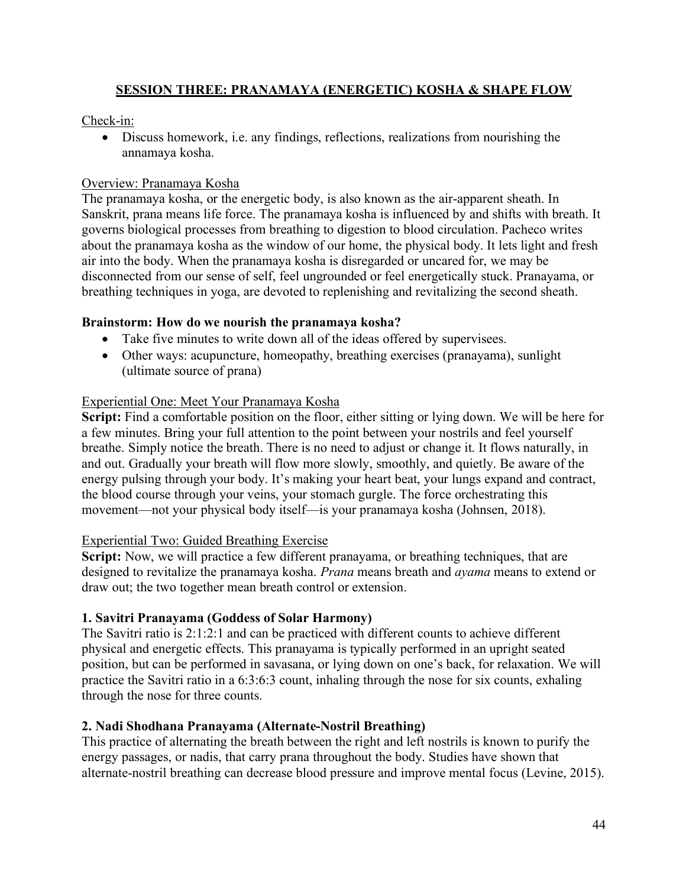## SESSION THREE: PRANAMAYA (ENERGETIC) KOSHA & SHAPE FLOW

Check-in:

- Discuss homework, i.e. any findings, reflections, realizations from nourishing the annamaya kosha.

Overview: Pranamaya Kosha

The pranamaya kosha, or the energetic body, is also known as the air-apparent sheath. In Sanskrit, prana means life force. The pranamaya kosha is influenced by and shifts with breath. It governs biological processes from breathing to digestion to blood circulation. Pacheco writes about the pranamaya kosha as the window of our home, the physical body. It lets light and fresh air into the body. When the pranamaya kosha is disregarded or uncared for, we may be disconnected from our sense of self, feel ungrounded or feel energetically stuck. Pranayama, or breathing techniques in yoga, are devoted to replenishing and revitalizing the second sheath.

**Brainstorm: How do we nourish the pranamaya kosha?**

- Take five minutes to write down all of the ideas offered by supervisees.
- Other ways: acupuncture, homeopathy, breathing exercises (pranayama), sunlight (ultimate source of prana)

Experiential One: Meet Your Pranamaya Kosha

**Script:** Find a comfortable position on the floor, either sitting or lying down. We will be here for a few minutes. Bring your full attention to the point between your nostrils and feel yourself breathe. Simply notice the breath. There is no need to adjust or change it. It flows naturally, in and out. Gradually your breath will flow more slowly, smoothly, and quietly. Be aware of the energy pulsing through your body. It's making your heart beat, your lungs expand and contract, the blood course through your veins, your stomach gurgle. The force orchestrating this movement—not your physical body itself—is your pranamaya kosha (Johnsen, 2018).

Experiential Two: Guided Breathing Exercise

**Script:** Now, we will practice a few different pranayama, or breathing techniques, that are designed to revitalize the pranamaya kosha. *Prana* means breath and *ayama* means to extend or draw out; the two together mean breath control or extension.

**1. Savitri Pranayama (Goddess of Solar Harmony)**

The Savitri ratio is 2:1:2:1 and can be practiced with different counts to achieve different physical and energetic effects. This pranayama is typically performed in an upright seated position, but can be performed in savasana, or lying down on one's back, for relaxation. We will practice the Savitri ratio in a 6:3:6:3 count, inhaling through the nose for six counts, exhaling through the nose for three counts.

**2. Nadi Shodhana Pranayama (Alternate-Nostril Breathing)**

This practice of alternating the breath between the right and left nostrils is known to purify the energy passages, or nadis, that carry prana throughout the body. Studies have shown that alternate-nostril breathing can decrease blood pressure and improve mental focus (Levine, 2015).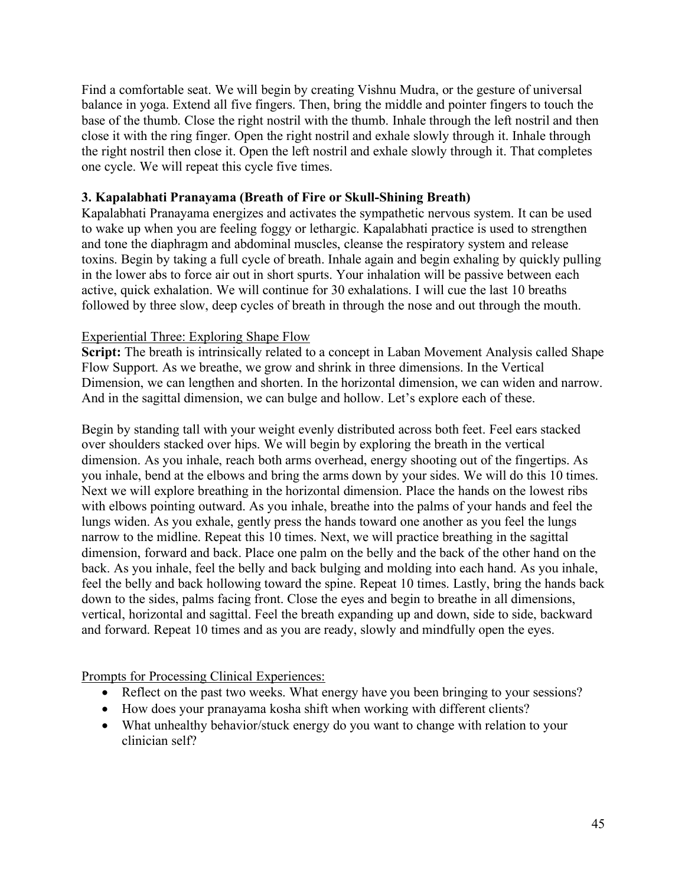Find a comfortable seat. We will begin by creating Vishnu Mudra, or the gesture of universal balance in yoga. Extend all five fingers. Then, bring the middle and pointer fingers to touch the base of the thumb. Close the right nostril with the thumb. Inhale through the left nostril and then close it with the ring finger. Open the right nostril and exhale slowly through it. Inhale through the right nostril then close it. Open the left nostril and exhale slowly through it. That completes one cycle. We will repeat this cycle five times.

**3. Kapalabhati Pranayama (Breath of Fire or Skull-Shining Breath)**

Kapalabhati Pranayama energizes and activates the sympathetic nervous system. It can be used to wake up when you are feeling foggy or lethargic. Kapalabhati practice is used to strengthen and tone the diaphragm and abdominal muscles, cleanse the respiratory system and release toxins. Begin by taking a full cycle of breath. Inhale again and begin exhaling by quickly pulling in the lower abs to force air out in short spurts. Your inhalation will be passive between each active, quick exhalation. We will continue for 30 exhalations. I will cue the last 10 breaths followed by three slow, deep cycles of breath in through the nose and out through the mouth.

Experiential Three: Exploring Shape Flow

**Script:** The breath is intrinsically related to a concept in Laban Movement Analysis called Shape Flow Support. As we breathe, we grow and shrink in three dimensions. In the Vertical Dimension, we can lengthen and shorten. In the horizontal dimension, we can widen and narrow. And in the sagittal dimension, we can bulge and hollow. Let's explore each of these.

Begin by standing tall with your weight evenly distributed across both feet. Feel ears stacked over shoulders stacked over hips. We will begin by exploring the breath in the vertical dimension. As you inhale, reach both arms overhead, energy shooting out of the fingertips. As you inhale, bend at the elbows and bring the arms down by your sides. We will do this 10 times. Next we will explore breathing in the horizontal dimension. Place the hands on the lowest ribs with elbows pointing outward. As you inhale, breathe into the palms of your hands and feel the lungs widen. As you exhale, gently press the hands toward one another as you feel the lungs narrow to the midline. Repeat this 10 times. Next, we will practice breathing in the sagittal dimension, forward and back. Place one palm on the belly and the back of the other hand on the back. As you inhale, feel the belly and back bulging and molding into each hand. As you inhale, feel the belly and back hollowing toward the spine. Repeat 10 times. Lastly, bring the hands back down to the sides, palms facing front. Close the eyes and begin to breathe in all dimensions, vertical, horizontal and sagittal. Feel the breath expanding up and down, side to side, backward and forward. Repeat 10 times and as you are ready, slowly and mindfully open the eyes.

Prompts for Processing Clinical Experiences:

- Reflect on the past two weeks. What energy have you been bringing to your sessions?
- How does your pranayama kosha shift when working with different clients?
- What unhealthy behavior/stuck energy do you want to change with relation to your clinician self?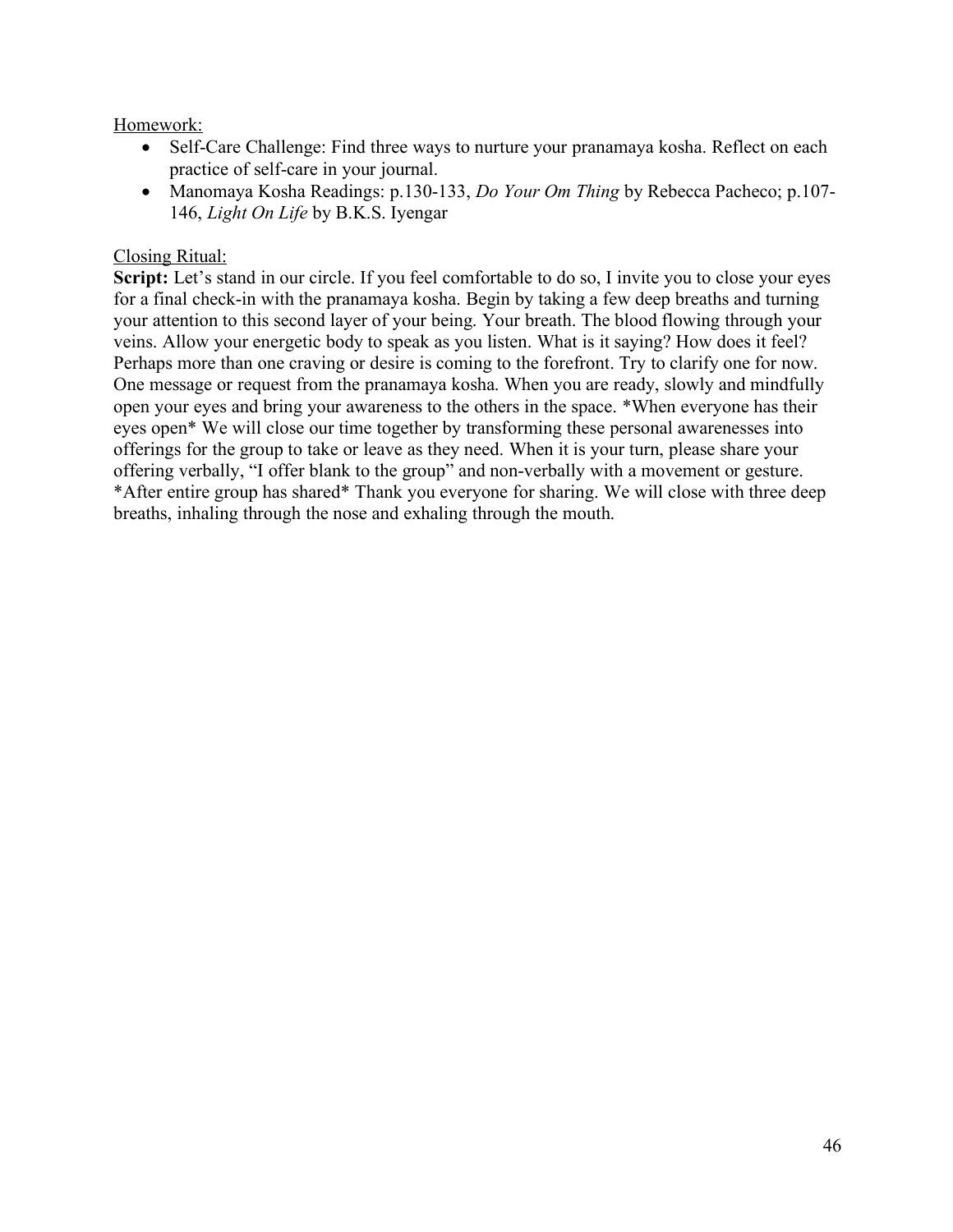Homework:

- Self-Care Challenge: Find three ways to nurture your pranamaya kosha. Reflect on each practice of self-care in your journal.
- Manomaya Kosha Readings: p.130-133, *Do Your Om Thing* by Rebecca Pacheco; p.107-146, *Light On Life* by B.K.S. Iyengar

Closing Ritual:

**Script:** Let's stand in our circle. If you feel comfortable to do so, I invite you to close your eyes for a final check-in with the pranamaya kosha. Begin by taking a few deep breaths and turning your attention to this second layer of your being. Your breath. The blood flowing through your veins. Allow your energetic body to speak as you listen. What is it saying? How does it feel? Perhaps more than one craving or desire is coming to the forefront. Try to clarify one for now. One message or request from the pranamaya kosha. When you are ready, slowly and mindfully open your eyes and bring your awareness to the others in the space. *When everyone has their eyes open* We will close our time together by transforming these personal awarenesses into offerings for the group to take or leave as they need. When it is your turn, please share your offering verbally, "I offer blank to the group" and non-verbally with a movement or gesture. *After entire group has shared* Thank you everyone for sharing. We will close with three deep breaths, inhaling through the nose and exhaling through the mouth.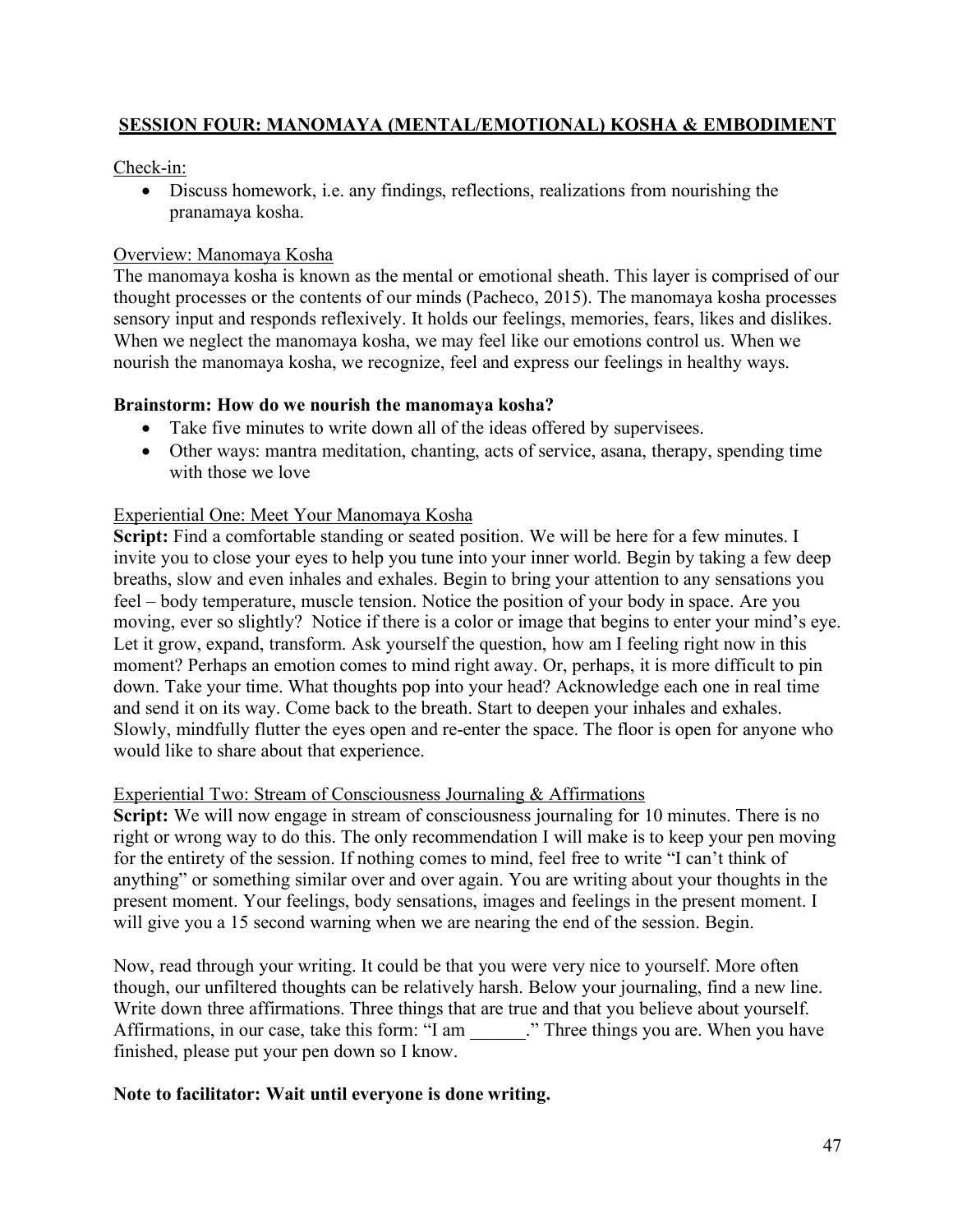## SESSION FOUR: MANOMAYA (MENTAL/EMOTIONAL) KOSHA & EMBODIMENT

Check-in:

- Discuss homework, i.e. any findings, reflections, realizations from nourishing the pranamaya kosha.

Overview: Manomaya Kosha

The manomaya kosha is known as the mental or emotional sheath. This layer is comprised of our thought processes or the contents of our minds (Pacheco, 2015). The manomaya kosha processes sensory input and responds reflexively. It holds our feelings, memories, fears, likes and dislikes. When we neglect the manomaya kosha, we may feel like our emotions control us. When we nourish the manomaya kosha, we recognize, feel and express our feelings in healthy ways.

**Brainstorm: How do we nourish the manomaya kosha?**

- Take five minutes to write down all of the ideas offered by supervisees.
- Other ways: mantra meditation, chanting, acts of service, asana, therapy, spending time with those we love

Experiential One: Meet Your Manomaya Kosha

**Script:** Find a comfortable standing or seated position. We will be here for a few minutes. I invite you to close your eyes to help you tune into your inner world. Begin by taking a few deep breaths, slow and even inhales and exhales. Begin to bring your attention to any sensations you feel – body temperature, muscle tension. Notice the position of your body in space. Are you moving, ever so slightly? Notice if there is a color or image that begins to enter your mind's eye. Let it grow, expand, transform. Ask yourself the question, how am I feeling right now in this moment? Perhaps an emotion comes to mind right away. Or, perhaps, it is more difficult to pin down. Take your time. What thoughts pop into your head? Acknowledge each one in real time and send it on its way. Come back to the breath. Start to deepen your inhales and exhales. Slowly, mindfully flutter the eyes open and re-enter the space. The floor is open for anyone who would like to share about that experience.

Experiential Two: Stream of Consciousness Journaling & Affirmations

**Script:** We will now engage in stream of consciousness journaling for 10 minutes. There is no right or wrong way to do this. The only recommendation I will make is to keep your pen moving for the entirety of the session. If nothing comes to mind, feel free to write "I can't think of anything" or something similar over and over again. You are writing about your thoughts in the present moment. Your feelings, body sensations, images and feelings in the present moment. I will give you a 15 second warning when we are nearing the end of the session. Begin.

Now, read through your writing. It could be that you were very nice to yourself. More often though, our unfiltered thoughts can be relatively harsh. Below your journaling, find a new line. Write down three affirmations. Three things that are true and that you believe about yourself. Affirmations, in our case, take this form: "I am ______." Three things you are. When you have finished, please put your pen down so I know.

**Note to facilitator: Wait until everyone is done writing.**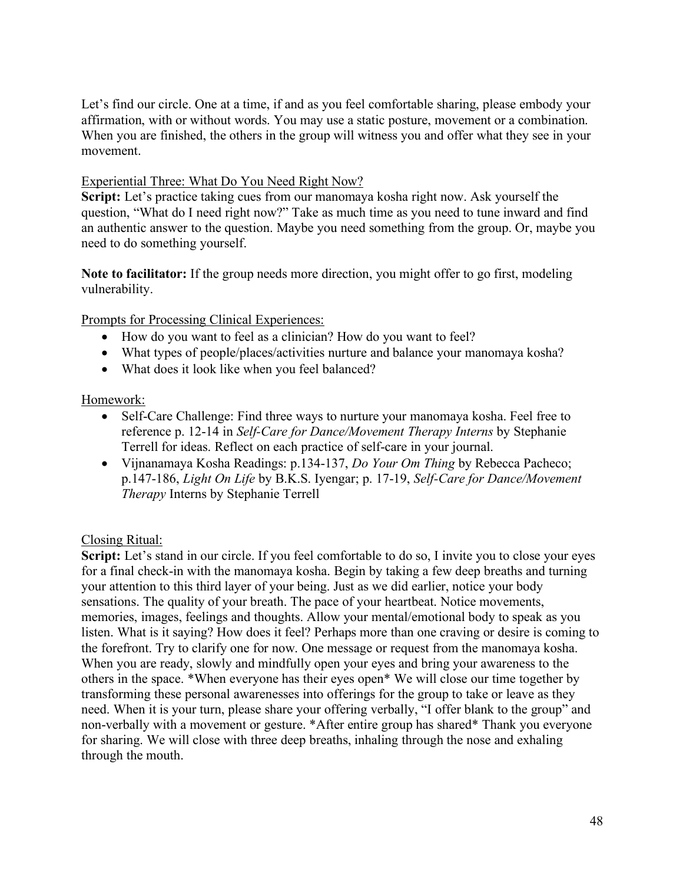Let's find our circle. One at a time, if and as you feel comfortable sharing, please embody your affirmation, with or without words. You may use a static posture, movement or a combination. When you are finished, the others in the group will witness you and offer what they see in your movement.

Experiential Three: What Do You Need Right Now?

**Script:** Let's practice taking cues from our manomaya kosha right now. Ask yourself the question, "What do I need right now?" Take as much time as you need to tune inward and find an authentic answer to the question. Maybe you need something from the group. Or, maybe you need to do something yourself.

**Note to facilitator:** If the group needs more direction, you might offer to go first, modeling vulnerability.

Prompts for Processing Clinical Experiences:

- How do you want to feel as a clinician? How do you want to feel?
- What types of people/places/activities nurture and balance your manomaya kosha?
- What does it look like when you feel balanced?

Homework:

- Self-Care Challenge: Find three ways to nurture your manomaya kosha. Feel free to reference p. 12-14 in *Self-Care for Dance/Movement Therapy Interns* by Stephanie Terrell for ideas. Reflect on each practice of self-care in your journal.
- Vijnanamaya Kosha Readings: p.134-137, *Do Your Om Thing* by Rebecca Pacheco; p.147-186, *Light On Life* by B.K.S. Iyengar; p. 17-19, *Self-Care for Dance/Movement Therapy* Interns by Stephanie Terrell

Closing Ritual:

**Script:** Let's stand in our circle. If you feel comfortable to do so, I invite you to close your eyes for a final check-in with the manomaya kosha. Begin by taking a few deep breaths and turning your attention to this third layer of your being. Just as we did earlier, notice your body sensations. The quality of your breath. The pace of your heartbeat. Notice movements, memories, images, feelings and thoughts. Allow your mental/emotional body to speak as you listen. What is it saying? How does it feel? Perhaps more than one craving or desire is coming to the forefront. Try to clarify one for now. One message or request from the manomaya kosha. When you are ready, slowly and mindfully open your eyes and bring your awareness to the others in the space. *When everyone has their eyes open* We will close our time together by transforming these personal awarenesses into offerings for the group to take or leave as they need. When it is your turn, please share your offering verbally, "I offer blank to the group" and non-verbally with a movement or gesture. *After entire group has shared* Thank you everyone for sharing. We will close with three deep breaths, inhaling through the nose and exhaling through the mouth.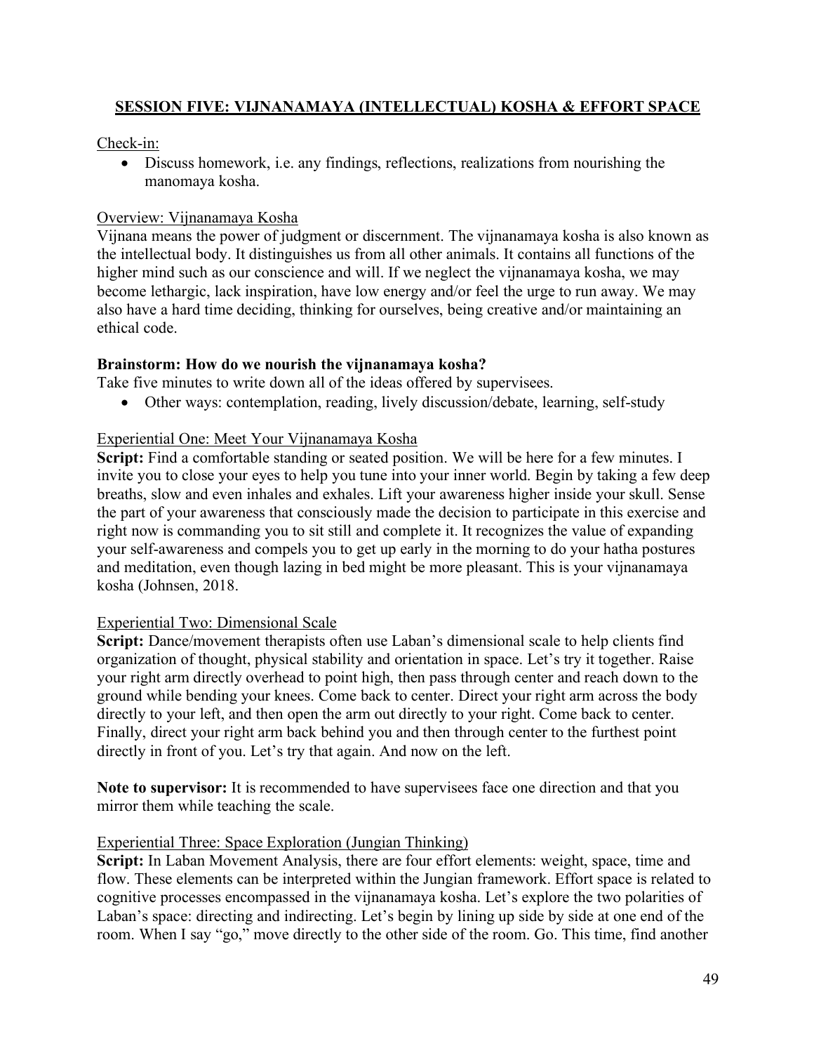## SESSION FIVE: VIJNANAMAYA (INTELLECTUAL) KOSHA & EFFORT SPACE

Check-in:

- Discuss homework, i.e. any findings, reflections, realizations from nourishing the manomaya kosha.

Overview: Vijnanamaya Kosha

Vijnana means the power of judgment or discernment. The vijnanamaya kosha is also known as the intellectual body. It distinguishes us from all other animals. It contains all functions of the higher mind such as our conscience and will. If we neglect the vijnanamaya kosha, we may become lethargic, lack inspiration, have low energy and/or feel the urge to run away. We may also have a hard time deciding, thinking for ourselves, being creative and/or maintaining an ethical code.

**Brainstorm: How do we nourish the vijnanamaya kosha?**

Take five minutes to write down all of the ideas offered by supervisees.

- Other ways: contemplation, reading, lively discussion/debate, learning, self-study

Experiential One: Meet Your Vijnanamaya Kosha

**Script:** Find a comfortable standing or seated position. We will be here for a few minutes. I invite you to close your eyes to help you tune into your inner world. Begin by taking a few deep breaths, slow and even inhales and exhales. Lift your awareness higher inside your skull. Sense the part of your awareness that consciously made the decision to participate in this exercise and right now is commanding you to sit still and complete it. It recognizes the value of expanding your self-awareness and compels you to get up early in the morning to do your hatha postures and meditation, even though lazing in bed might be more pleasant. This is your vijnanamaya kosha (Johnsen, 2018.

Experiential Two: Dimensional Scale

**Script:** Dance/movement therapists often use Laban's dimensional scale to help clients find organization of thought, physical stability and orientation in space. Let's try it together. Raise your right arm directly overhead to point high, then pass through center and reach down to the ground while bending your knees. Come back to center. Direct your right arm across the body directly to your left, and then open the arm out directly to your right. Come back to center. Finally, direct your right arm back behind you and then through center to the furthest point directly in front of you. Let's try that again. And now on the left.

**Note to supervisor:** It is recommended to have supervisees face one direction and that you mirror them while teaching the scale.

Experiential Three: Space Exploration (Jungian Thinking)

**Script:** In Laban Movement Analysis, there are four effort elements: weight, space, time and flow. These elements can be interpreted within the Jungian framework. Effort space is related to cognitive processes encompassed in the vijnanamaya kosha. Let's explore the two polarities of Laban's space: directing and indirecting. Let's begin by lining up side by side at one end of the room. When I say "go," move directly to the other side of the room. Go. This time, find another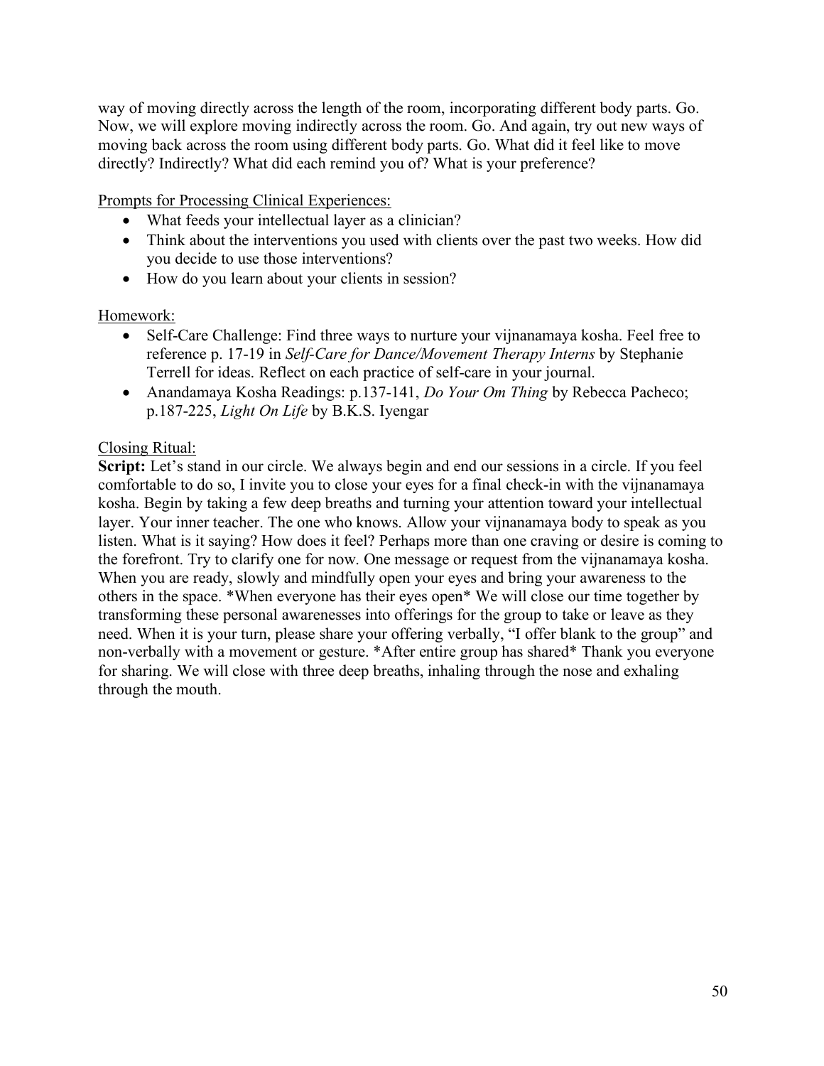way of moving directly across the length of the room, incorporating different body parts. Go. Now, we will explore moving indirectly across the room. Go. And again, try out new ways of moving back across the room using different body parts. Go. What did it feel like to move directly? Indirectly? What did each remind you of? What is your preference?

<u>Prompts for Processing Clinical Experiences:</u>

- What feeds your intellectual layer as a clinician?
- Think about the interventions you used with clients over the past two weeks. How did you decide to use those interventions?
- How do you learn about your clients in session?

<u>Homework:</u>

- Self-Care Challenge: Find three ways to nurture your vijnanamaya kosha. Feel free to reference p. 17-19 in *Self-Care for Dance/Movement Therapy Interns* by Stephanie Terrell for ideas. Reflect on each practice of self-care in your journal.
- Anandamaya Kosha Readings: p.137-141, *Do Your Om Thing* by Rebecca Pacheco; p.187-225, *Light On Life* by B.K.S. Iyengar

<u>Closing Ritual:</u>

**Script:** Let's stand in our circle. We always begin and end our sessions in a circle. If you feel comfortable to do so, I invite you to close your eyes for a final check-in with the vijnanamaya kosha. Begin by taking a few deep breaths and turning your attention toward your intellectual layer. Your inner teacher. The one who knows. Allow your vijnanamaya body to speak as you listen. What is it saying? How does it feel? Perhaps more than one craving or desire is coming to the forefront. Try to clarify one for now. One message or request from the vijnanamaya kosha. When you are ready, slowly and mindfully open your eyes and bring your awareness to the others in the space. *When everyone has their eyes open* We will close our time together by transforming these personal awarenesses into offerings for the group to take or leave as they need. When it is your turn, please share your offering verbally, "I offer blank to the group" and non-verbally with a movement or gesture. *After entire group has shared* Thank you everyone for sharing. We will close with three deep breaths, inhaling through the nose and exhaling through the mouth.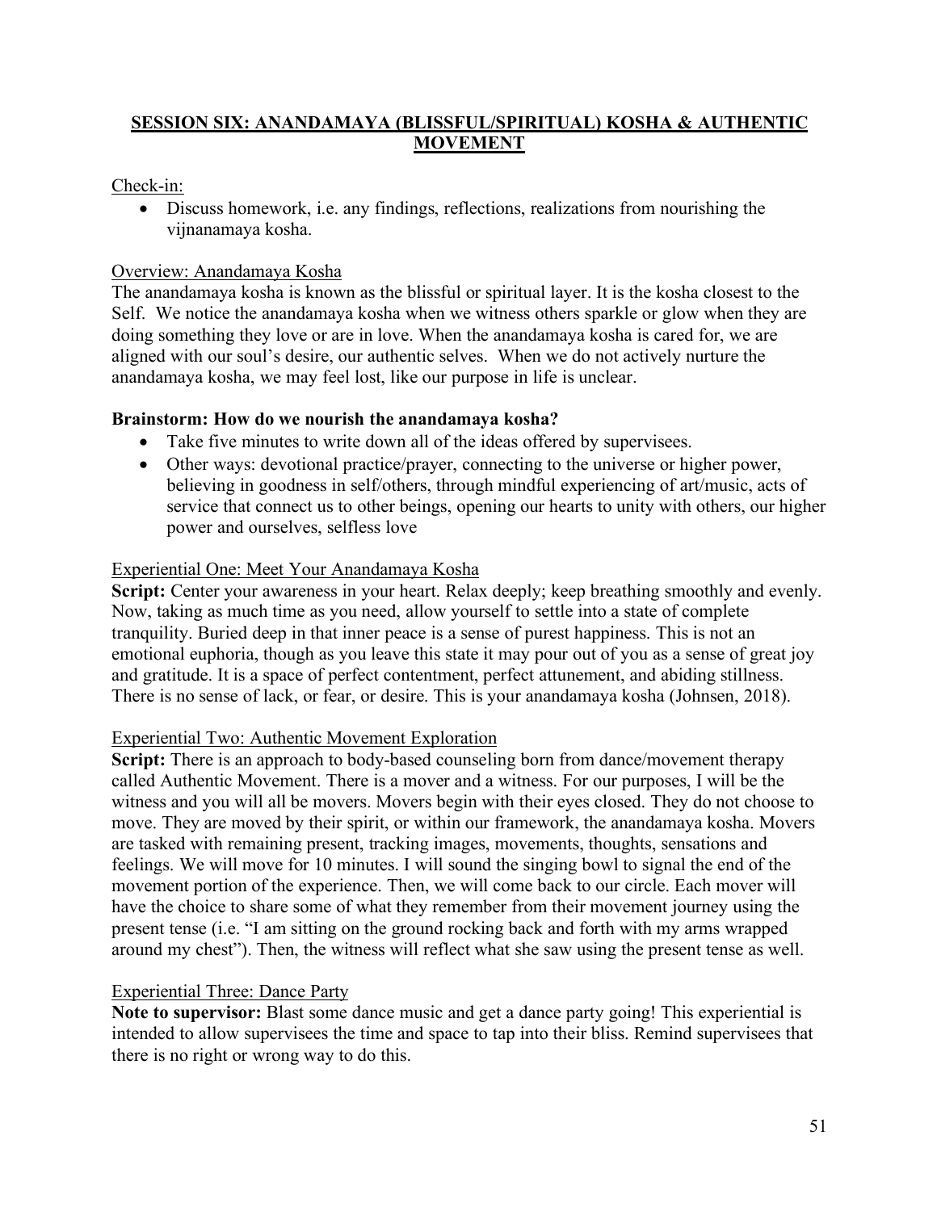## SESSION SIX: ANANDAMAYA (BLISSFUL/SPIRITUAL) KOSHA & AUTHENTIC MOVEMENT

Check-in:

- Discuss homework, i.e. any findings, reflections, realizations from nourishing the vijnanamaya kosha.

Overview: Anandamaya Kosha

The anandamaya kosha is known as the blissful or spiritual layer. It is the kosha closest to the Self. We notice the anandamaya kosha when we witness others sparkle or glow when they are doing something they love or are in love. When the anandamaya kosha is cared for, we are aligned with our soul's desire, our authentic selves. When we do not actively nurture the anandamaya kosha, we may feel lost, like our purpose in life is unclear.

**Brainstorm: How do we nourish the anandamaya kosha?**

- Take five minutes to write down all of the ideas offered by supervisees.
- Other ways: devotional practice/prayer, connecting to the universe or higher power, believing in goodness in self/others, through mindful experiencing of art/music, acts of service that connect us to other beings, opening our hearts to unity with others, our higher power and ourselves, selfless love

Experiential One: Meet Your Anandamaya Kosha

**Script:** Center your awareness in your heart. Relax deeply; keep breathing smoothly and evenly. Now, taking as much time as you need, allow yourself to settle into a state of complete tranquility. Buried deep in that inner peace is a sense of purest happiness. This is not an emotional euphoria, though as you leave this state it may pour out of you as a sense of great joy and gratitude. It is a space of perfect contentment, perfect attunement, and abiding stillness. There is no sense of lack, or fear, or desire. This is your anandamaya kosha (Johnsen, 2018).

Experiential Two: Authentic Movement Exploration

**Script:** There is an approach to body-based counseling born from dance/movement therapy called Authentic Movement. There is a mover and a witness. For our purposes, I will be the witness and you will all be movers. Movers begin with their eyes closed. They do not choose to move. They are moved by their spirit, or within our framework, the anandamaya kosha. Movers are tasked with remaining present, tracking images, movements, thoughts, sensations and feelings. We will move for 10 minutes. I will sound the singing bowl to signal the end of the movement portion of the experience. Then, we will come back to our circle. Each mover will have the choice to share some of what they remember from their movement journey using the present tense (i.e. "I am sitting on the ground rocking back and forth with my arms wrapped around my chest"). Then, the witness will reflect what she saw using the present tense as well.

Experiential Three: Dance Party

**Note to supervisor:** Blast some dance music and get a dance party going! This experiential is intended to allow supervisees the time and space to tap into their bliss. Remind supervisees that there is no right or wrong way to do this.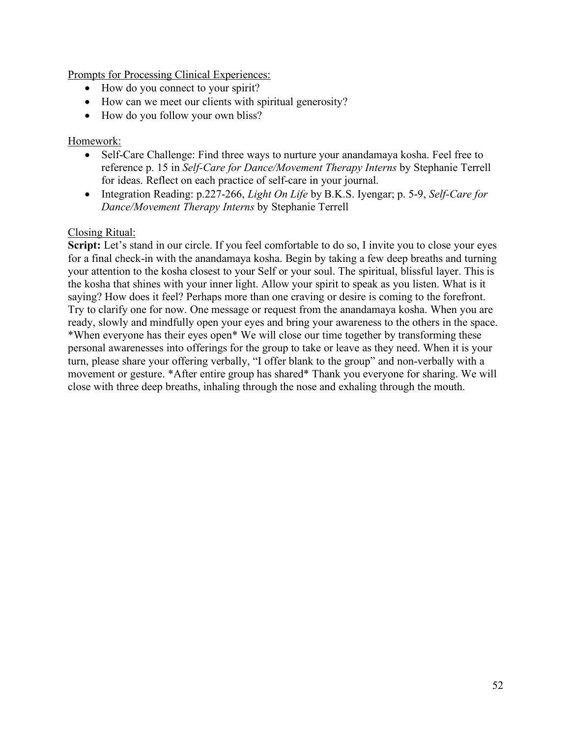Prompts for Processing Clinical Experiences:

- How do you connect to your spirit?
- How can we meet our clients with spiritual generosity?
- How do you follow your own bliss?

Homework:

- Self-Care Challenge: Find three ways to nurture your anandamaya kosha. Feel free to reference p. 15 in *Self-Care for Dance/Movement Therapy Interns* by Stephanie Terrell for ideas. Reflect on each practice of self-care in your journal.
- Integration Reading: p.227-266, *Light On Life* by B.K.S. Iyengar; p. 5-9, *Self-Care for Dance/Movement Therapy Interns* by Stephanie Terrell

Closing Ritual:

**Script:** Let's stand in our circle. If you feel comfortable to do so, I invite you to close your eyes for a final check-in with the anandamaya kosha. Begin by taking a few deep breaths and turning your attention to the kosha closest to your Self or your soul. The spiritual, blissful layer. This is the kosha that shines with your inner light. Allow your spirit to speak as you listen. What is it saying? How does it feel? Perhaps more than one craving or desire is coming to the forefront. Try to clarify one for now. One message or request from the anandamaya kosha. When you are ready, slowly and mindfully open your eyes and bring your awareness to the others in the space. *When everyone has their eyes open* We will close our time together by transforming these personal awarenesses into offerings for the group to take or leave as they need. When it is your turn, please share your offering verbally, "I offer blank to the group" and non-verbally with a movement or gesture. *After entire group has shared* Thank you everyone for sharing. We will close with three deep breaths, inhaling through the nose and exhaling through the mouth.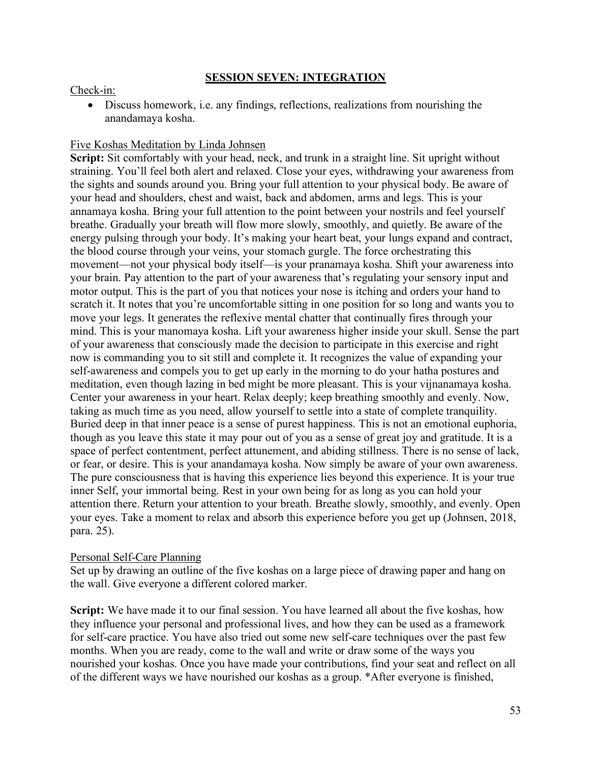## SESSION SEVEN: INTEGRATION

Check-in:

- Discuss homework, i.e. any findings, reflections, realizations from nourishing the anandamaya kosha.

Five Koshas Meditation by Linda Johnsen

**Script:** Sit comfortably with your head, neck, and trunk in a straight line. Sit upright without straining. You'll feel both alert and relaxed. Close your eyes, withdrawing your awareness from the sights and sounds around you. Bring your full attention to your physical body. Be aware of your head and shoulders, chest and waist, back and abdomen, arms and legs. This is your annamaya kosha. Bring your full attention to the point between your nostrils and feel yourself breathe. Gradually your breath will flow more slowly, smoothly, and quietly. Be aware of the energy pulsing through your body. It's making your heart beat, your lungs expand and contract, the blood course through your veins, your stomach gurgle. The force orchestrating this movement—not your physical body itself—is your pranamaya kosha. Shift your awareness into your brain. Pay attention to the part of your awareness that's regulating your sensory input and motor output. This is the part of you that notices your nose is itching and orders your hand to scratch it. It notes that you're uncomfortable sitting in one position for so long and wants you to move your legs. It generates the reflexive mental chatter that continually fires through your mind. This is your manomaya kosha. Lift your awareness higher inside your skull. Sense the part of your awareness that consciously made the decision to participate in this exercise and right now is commanding you to sit still and complete it. It recognizes the value of expanding your self-awareness and compels you to get up early in the morning to do your hatha postures and meditation, even though lazing in bed might be more pleasant. This is your vijnanamaya kosha. Center your awareness in your heart. Relax deeply; keep breathing smoothly and evenly. Now, taking as much time as you need, allow yourself to settle into a state of complete tranquility. Buried deep in that inner peace is a sense of purest happiness. This is not an emotional euphoria, though as you leave this state it may pour out of you as a sense of great joy and gratitude. It is a space of perfect contentment, perfect attunement, and abiding stillness. There is no sense of lack, or fear, or desire. This is your anandamaya kosha. Now simply be aware of your own awareness. The pure consciousness that is having this experience lies beyond this experience. It is your true inner Self, your immortal being. Rest in your own being for as long as you can hold your attention there. Return your attention to your breath. Breathe slowly, smoothly, and evenly. Open your eyes. Take a moment to relax and absorb this experience before you get up (Johnsen, 2018, para. 25).

Personal Self-Care Planning

Set up by drawing an outline of the five koshas on a large piece of drawing paper and hang on the wall. Give everyone a different colored marker.

**Script:** We have made it to our final session. You have learned all about the five koshas, how they influence your personal and professional lives, and how they can be used as a framework for self-care practice. You have also tried out some new self-care techniques over the past few months. When you are ready, come to the wall and write or draw some of the ways you nourished your koshas. Once you have made your contributions, find your seat and reflect on all of the different ways we have nourished our koshas as a group. *After everyone is finished,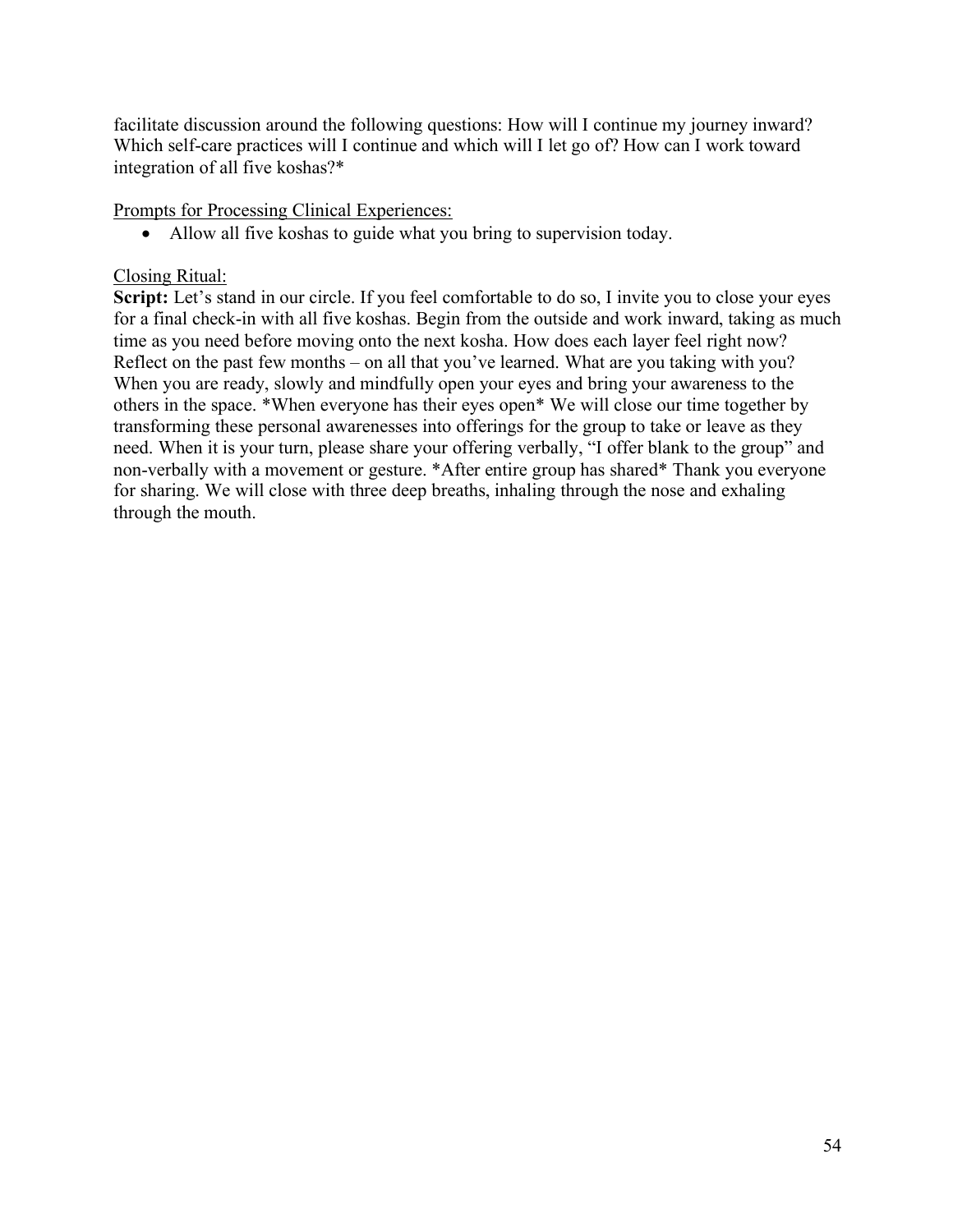facilitate discussion around the following questions: How will I continue my journey inward? Which self-care practices will I continue and which will I let go of? How can I work toward integration of all five koshas?*

<u>Prompts for Processing Clinical Experiences:</u>

- Allow all five koshas to guide what you bring to supervision today.

<u>Closing Ritual:</u>

**Script:** Let's stand in our circle. If you feel comfortable to do so, I invite you to close your eyes for a final check-in with all five koshas. Begin from the outside and work inward, taking as much time as you need before moving onto the next kosha. How does each layer feel right now? Reflect on the past few months – on all that you've learned. What are you taking with you? When you are ready, slowly and mindfully open your eyes and bring your awareness to the others in the space. *When everyone has their eyes open* We will close our time together by transforming these personal awarenesses into offerings for the group to take or leave as they need. When it is your turn, please share your offering verbally, "I offer blank to the group" and non-verbally with a movement or gesture. *After entire group has shared* Thank you everyone for sharing. We will close with three deep breaths, inhaling through the nose and exhaling through the mouth.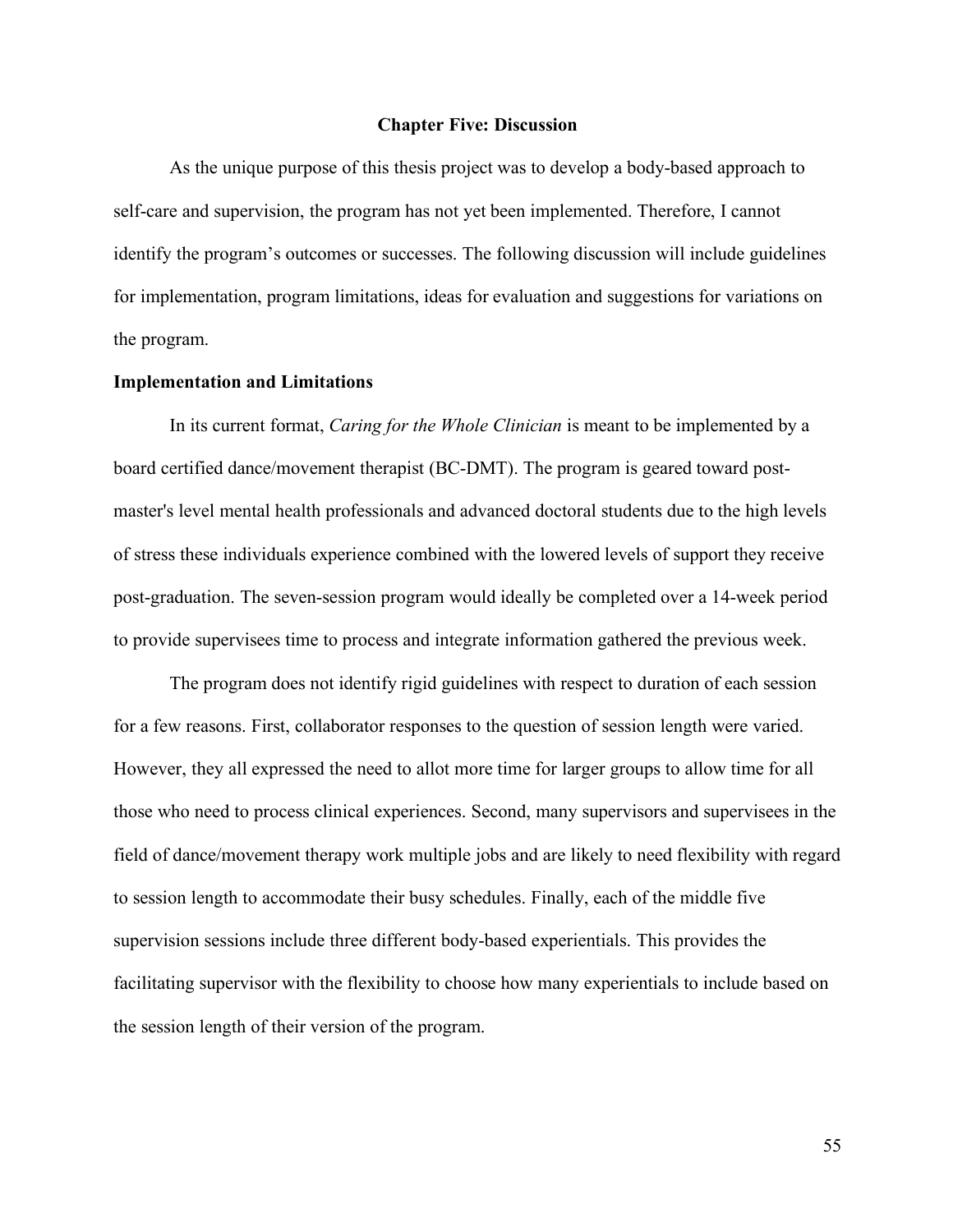# Chapter Five: Discussion

As the unique purpose of this thesis project was to develop a body-based approach to self-care and supervision, the program has not yet been implemented. Therefore, I cannot identify the program's outcomes or successes. The following discussion will include guidelines for implementation, program limitations, ideas for evaluation and suggestions for variations on the program.

## Implementation and Limitations

In its current format, *Caring for the Whole Clinician* is meant to be implemented by a board certified dance/movement therapist (BC-DMT). The program is geared toward post-master's level mental health professionals and advanced doctoral students due to the high levels of stress these individuals experience combined with the lowered levels of support they receive post-graduation. The seven-session program would ideally be completed over a 14-week period to provide supervisees time to process and integrate information gathered the previous week.

The program does not identify rigid guidelines with respect to duration of each session for a few reasons. First, collaborator responses to the question of session length were varied. However, they all expressed the need to allot more time for larger groups to allow time for all those who need to process clinical experiences. Second, many supervisors and supervisees in the field of dance/movement therapy work multiple jobs and are likely to need flexibility with regard to session length to accommodate their busy schedules. Finally, each of the middle five supervision sessions include three different body-based experientials. This provides the facilitating supervisor with the flexibility to choose how many experientials to include based on the session length of their version of the program.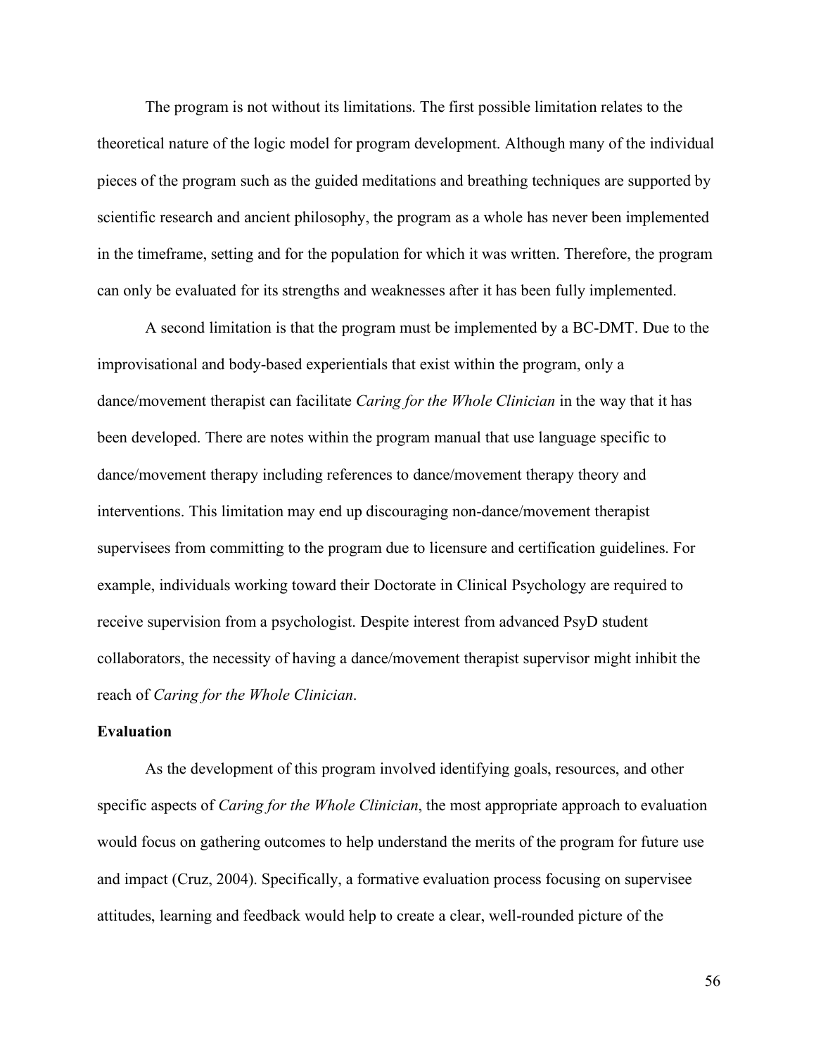The program is not without its limitations. The first possible limitation relates to the theoretical nature of the logic model for program development. Although many of the individual pieces of the program such as the guided meditations and breathing techniques are supported by scientific research and ancient philosophy, the program as a whole has never been implemented in the timeframe, setting and for the population for which it was written. Therefore, the program can only be evaluated for its strengths and weaknesses after it has been fully implemented.

A second limitation is that the program must be implemented by a BC-DMT. Due to the improvisational and body-based experientials that exist within the program, only a dance/movement therapist can facilitate *Caring for the Whole Clinician* in the way that it has been developed. There are notes within the program manual that use language specific to dance/movement therapy including references to dance/movement therapy theory and interventions. This limitation may end up discouraging non-dance/movement therapist supervisees from committing to the program due to licensure and certification guidelines. For example, individuals working toward their Doctorate in Clinical Psychology are required to receive supervision from a psychologist. Despite interest from advanced PsyD student collaborators, the necessity of having a dance/movement therapist supervisor might inhibit the reach of *Caring for the Whole Clinician*.

**Evaluation**

As the development of this program involved identifying goals, resources, and other specific aspects of *Caring for the Whole Clinician*, the most appropriate approach to evaluation would focus on gathering outcomes to help understand the merits of the program for future use and impact (Cruz, 2004). Specifically, a formative evaluation process focusing on supervisee attitudes, learning and feedback would help to create a clear, well-rounded picture of the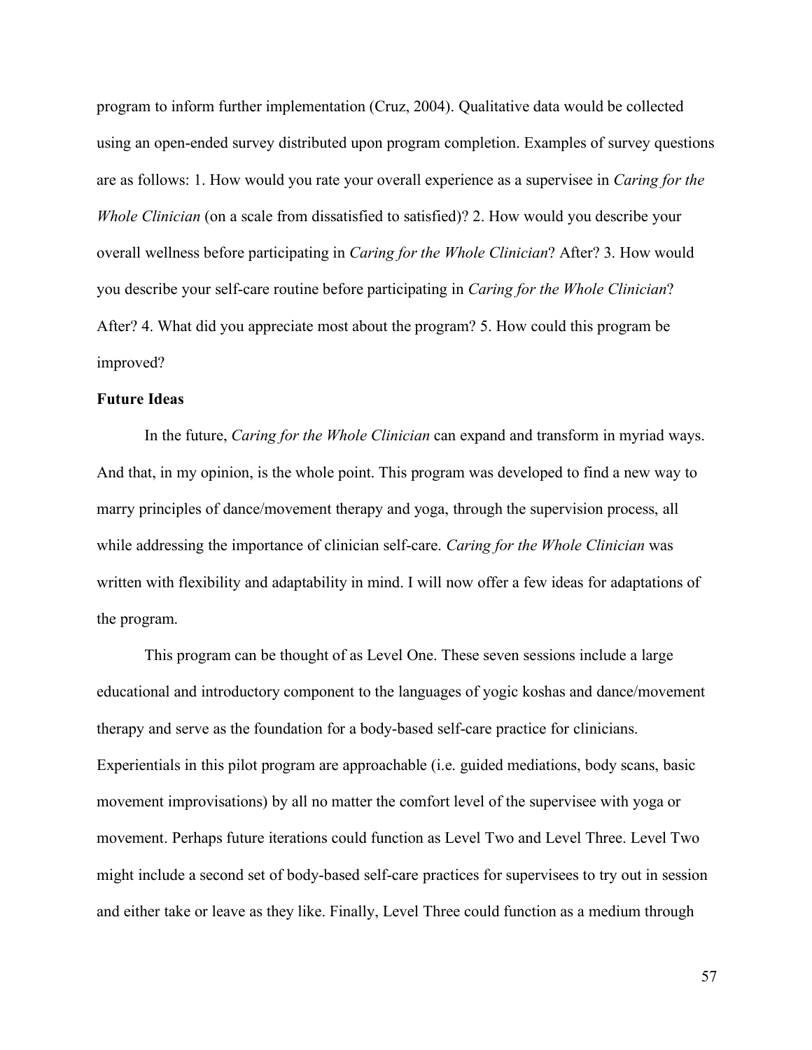program to inform further implementation (Cruz, 2004). Qualitative data would be collected using an open-ended survey distributed upon program completion. Examples of survey questions are as follows: 1. How would you rate your overall experience as a supervisee in *Caring for the Whole Clinician* (on a scale from dissatisfied to satisfied)? 2. How would you describe your overall wellness before participating in *Caring for the Whole Clinician*? After? 3. How would you describe your self-care routine before participating in *Caring for the Whole Clinician*? After? 4. What did you appreciate most about the program? 5. How could this program be improved?

**Future Ideas**

In the future, *Caring for the Whole Clinician* can expand and transform in myriad ways. And that, in my opinion, is the whole point. This program was developed to find a new way to marry principles of dance/movement therapy and yoga, through the supervision process, all while addressing the importance of clinician self-care. *Caring for the Whole Clinician* was written with flexibility and adaptability in mind. I will now offer a few ideas for adaptations of the program.

This program can be thought of as Level One. These seven sessions include a large educational and introductory component to the languages of yogic koshas and dance/movement therapy and serve as the foundation for a body-based self-care practice for clinicians. Experientials in this pilot program are approachable (i.e. guided mediations, body scans, basic movement improvisations) by all no matter the comfort level of the supervisee with yoga or movement. Perhaps future iterations could function as Level Two and Level Three. Level Two might include a second set of body-based self-care practices for supervisees to try out in session and either take or leave as they like. Finally, Level Three could function as a medium through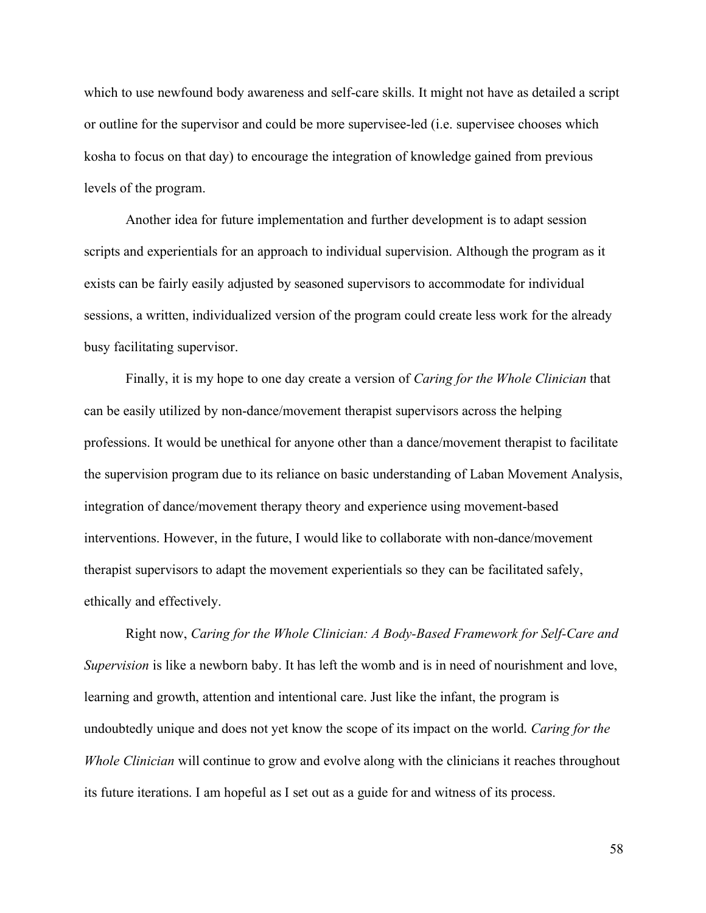which to use newfound body awareness and self-care skills. It might not have as detailed a script or outline for the supervisor and could be more supervisee-led (i.e. supervisee chooses which kosha to focus on that day) to encourage the integration of knowledge gained from previous levels of the program.

Another idea for future implementation and further development is to adapt session scripts and experientials for an approach to individual supervision. Although the program as it exists can be fairly easily adjusted by seasoned supervisors to accommodate for individual sessions, a written, individualized version of the program could create less work for the already busy facilitating supervisor.

Finally, it is my hope to one day create a version of *Caring for the Whole Clinician* that can be easily utilized by non-dance/movement therapist supervisors across the helping professions. It would be unethical for anyone other than a dance/movement therapist to facilitate the supervision program due to its reliance on basic understanding of Laban Movement Analysis, integration of dance/movement therapy theory and experience using movement-based interventions. However, in the future, I would like to collaborate with non-dance/movement therapist supervisors to adapt the movement experientials so they can be facilitated safely, ethically and effectively.

Right now, *Caring for the Whole Clinician: A Body-Based Framework for Self-Care and Supervision* is like a newborn baby. It has left the womb and is in need of nourishment and love, learning and growth, attention and intentional care. Just like the infant, the program is undoubtedly unique and does not yet know the scope of its impact on the world. *Caring for the Whole Clinician* will continue to grow and evolve along with the clinicians it reaches throughout its future iterations. I am hopeful as I set out as a guide for and witness of its process.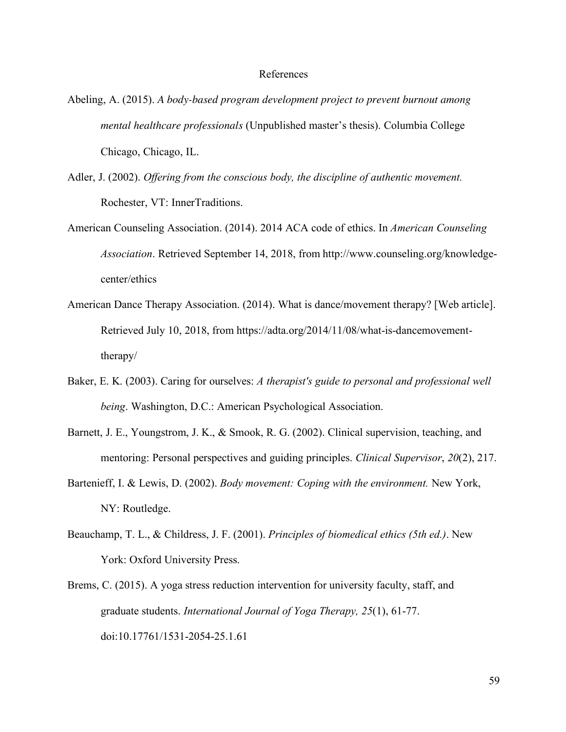# References

Abeling, A. (2015). *A body-based program development project to prevent burnout among mental healthcare professionals* (Unpublished master's thesis). Columbia College Chicago, Chicago, IL.

Adler, J. (2002). *Offering from the conscious body, the discipline of authentic movement.* Rochester, VT: InnerTraditions.

American Counseling Association. (2014). 2014 ACA code of ethics. In *American Counseling Association*. Retrieved September 14, 2018, from http://www.counseling.org/knowledge-center/ethics

American Dance Therapy Association. (2014). What is dance/movement therapy? [Web article]. Retrieved July 10, 2018, from https://adta.org/2014/11/08/what-is-dancemovement-therapy/

Baker, E. K. (2003). Caring for ourselves: *A therapist's guide to personal and professional well being*. Washington, D.C.: American Psychological Association.

Barnett, J. E., Youngstrom, J. K., & Smook, R. G. (2002). Clinical supervision, teaching, and mentoring: Personal perspectives and guiding principles. *Clinical Supervisor*, *20*(2), 217.

Bartenieff, I. & Lewis, D. (2002). *Body movement: Coping with the environment.* New York, NY: Routledge.

Beauchamp, T. L., & Childress, J. F. (2001). *Principles of biomedical ethics (5th ed.)*. New York: Oxford University Press.

Brems, C. (2015). A yoga stress reduction intervention for university faculty, staff, and graduate students. *International Journal of Yoga Therapy, 25*(1), 61-77. doi:10.17761/1531-2054-25.1.61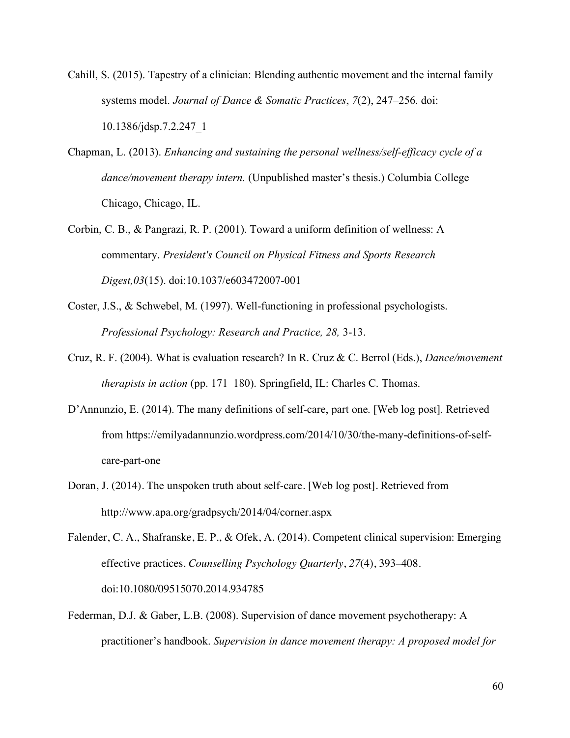Cahill, S. (2015). Tapestry of a clinician: Blending authentic movement and the internal family systems model. *Journal of Dance & Somatic Practices*, *7*(2), 247–256. doi: 10.1386/jdsp.7.2.247_1

Chapman, L. (2013). *Enhancing and sustaining the personal wellness/self-efficacy cycle of a dance/movement therapy intern.* (Unpublished master's thesis.) Columbia College Chicago, Chicago, IL.

Corbin, C. B., & Pangrazi, R. P. (2001). Toward a uniform definition of wellness: A commentary. *President's Council on Physical Fitness and Sports Research Digest,03*(15). doi:10.1037/e603472007-001

Coster, J.S., & Schwebel, M. (1997). Well-functioning in professional psychologists. *Professional Psychology: Research and Practice, 28,* 3-13.

Cruz, R. F. (2004). What is evaluation research? In R. Cruz & C. Berrol (Eds.), *Dance/movement therapists in action* (pp. 171–180). Springfield, IL: Charles C. Thomas.

D'Annunzio, E. (2014). The many definitions of self-care, part one. [Web log post]. Retrieved from https://emilyadannunzio.wordpress.com/2014/10/30/the-many-definitions-of-self-care-part-one

Doran, J. (2014). The unspoken truth about self-care. [Web log post]. Retrieved from http://www.apa.org/gradpsych/2014/04/corner.aspx

Falender, C. A., Shafranske, E. P., & Ofek, A. (2014). Competent clinical supervision: Emerging effective practices. *Counselling Psychology Quarterly*, *27*(4), 393–408. doi:10.1080/09515070.2014.934785

Federman, D.J. & Gaber, L.B. (2008). Supervision of dance movement psychotherapy: A practitioner's handbook. *Supervision in dance movement therapy: A proposed model for*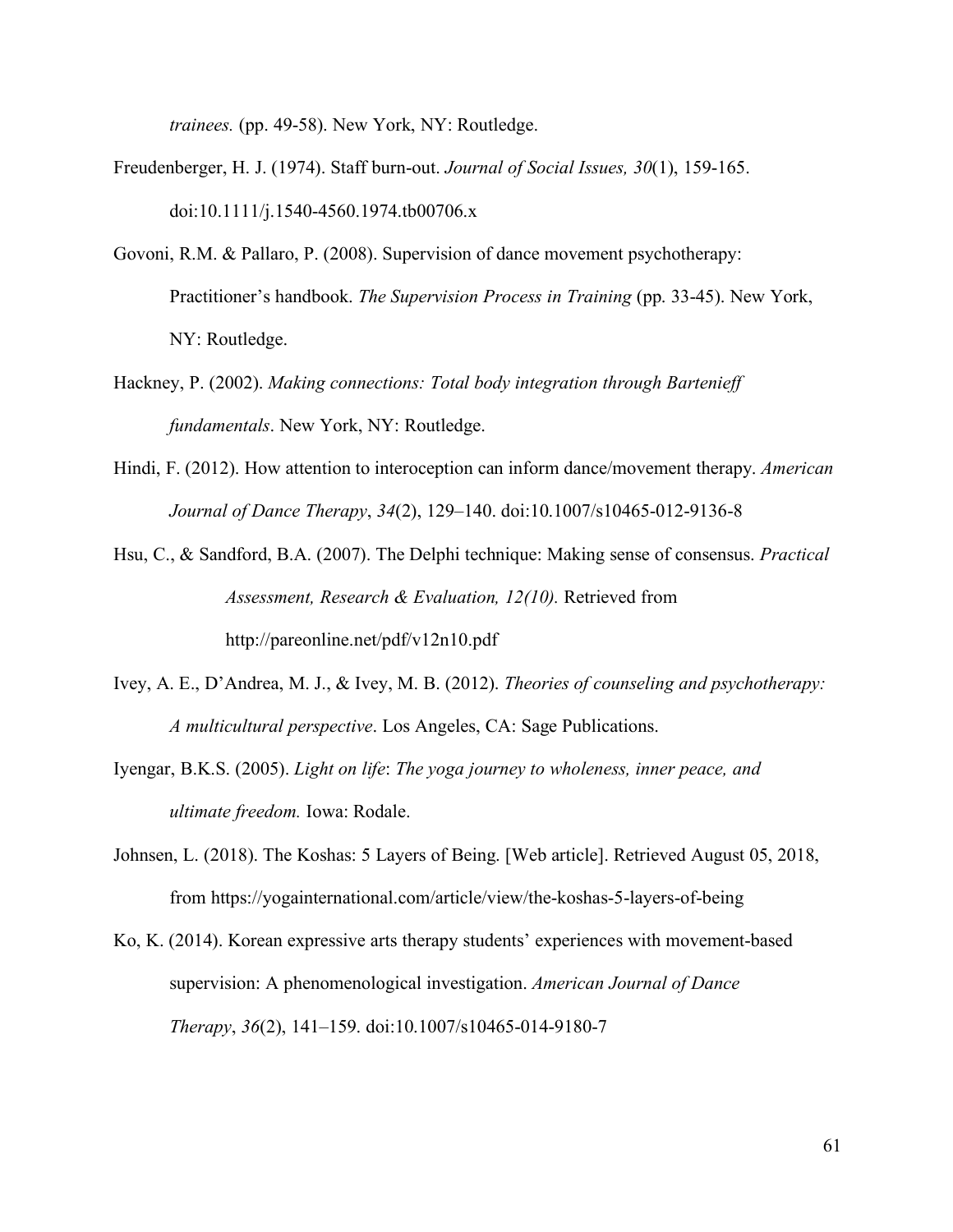*trainees.* (pp. 49-58). New York, NY: Routledge.

Freudenberger, H. J. (1974). Staff burn-out. *Journal of Social Issues, 30*(1), 159-165. doi:10.1111/j.1540-4560.1974.tb00706.x

Govoni, R.M. & Pallaro, P. (2008). Supervision of dance movement psychotherapy: Practitioner's handbook. *The Supervision Process in Training* (pp. 33-45). New York, NY: Routledge.

Hackney, P. (2002). *Making connections: Total body integration through Bartenieff fundamentals*. New York, NY: Routledge.

Hindi, F. (2012). How attention to interoception can inform dance/movement therapy. *American Journal of Dance Therapy*, *34*(2), 129–140. doi:10.1007/s10465-012-9136-8

Hsu, C., & Sandford, B.A. (2007). The Delphi technique: Making sense of consensus. *Practical Assessment, Research & Evaluation, 12(10).* Retrieved from http://pareonline.net/pdf/v12n10.pdf

Ivey, A. E., D'Andrea, M. J., & Ivey, M. B. (2012). *Theories of counseling and psychotherapy: A multicultural perspective*. Los Angeles, CA: Sage Publications.

Iyengar, B.K.S. (2005). *Light on life*: *The yoga journey to wholeness, inner peace, and ultimate freedom.* Iowa: Rodale.

Johnsen, L. (2018). The Koshas: 5 Layers of Being. [Web article]. Retrieved August 05, 2018, from https://yogainternational.com/article/view/the-koshas-5-layers-of-being

Ko, K. (2014). Korean expressive arts therapy students' experiences with movement-based supervision: A phenomenological investigation. *American Journal of Dance Therapy*, *36*(2), 141–159. doi:10.1007/s10465-014-9180-7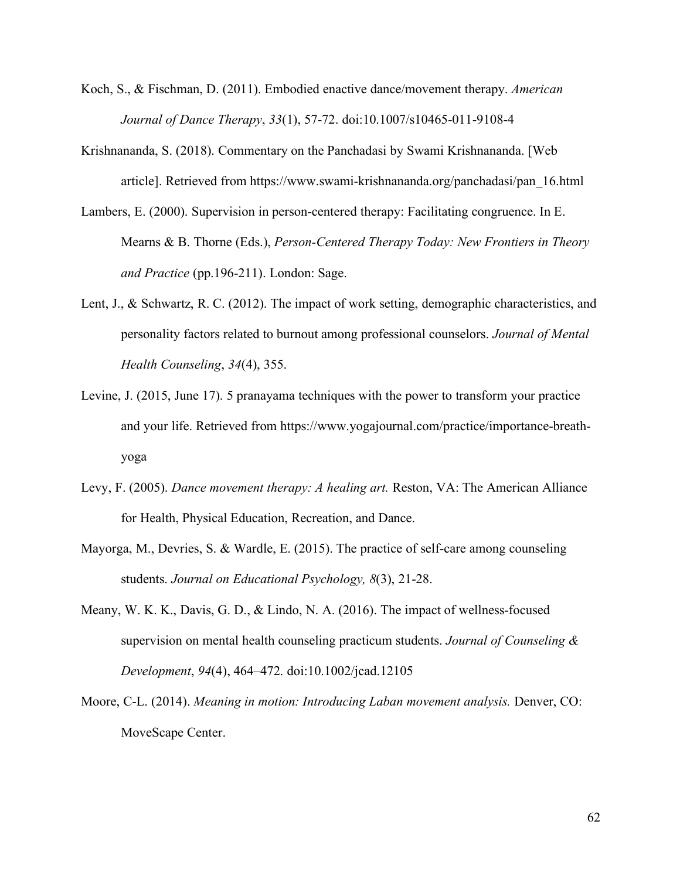Koch, S., & Fischman, D. (2011). Embodied enactive dance/movement therapy. *American Journal of Dance Therapy*, *33*(1), 57-72. doi:10.1007/s10465-011-9108-4

Krishnananda, S. (2018). Commentary on the Panchadasi by Swami Krishnananda. [Web article]. Retrieved from https://www.swami-krishnananda.org/panchadasi/pan_16.html

Lambers, E. (2000). Supervision in person-centered therapy: Facilitating congruence. In E. Mearns & B. Thorne (Eds.), *Person-Centered Therapy Today: New Frontiers in Theory and Practice* (pp.196-211). London: Sage.

Lent, J., & Schwartz, R. C. (2012). The impact of work setting, demographic characteristics, and personality factors related to burnout among professional counselors. *Journal of Mental Health Counseling*, *34*(4), 355.

Levine, J. (2015, June 17). 5 pranayama techniques with the power to transform your practice and your life. Retrieved from https://www.yogajournal.com/practice/importance-breath-yoga

Levy, F. (2005). *Dance movement therapy: A healing art.* Reston, VA: The American Alliance for Health, Physical Education, Recreation, and Dance.

Mayorga, M., Devries, S. & Wardle, E. (2015). The practice of self-care among counseling students. *Journal on Educational Psychology, 8*(3), 21-28.

Meany, W. K. K., Davis, G. D., & Lindo, N. A. (2016). The impact of wellness-focused supervision on mental health counseling practicum students. *Journal of Counseling & Development*, *94*(4), 464–472. doi:10.1002/jcad.12105

Moore, C-L. (2014). *Meaning in motion: Introducing Laban movement analysis.* Denver, CO: MoveScape Center.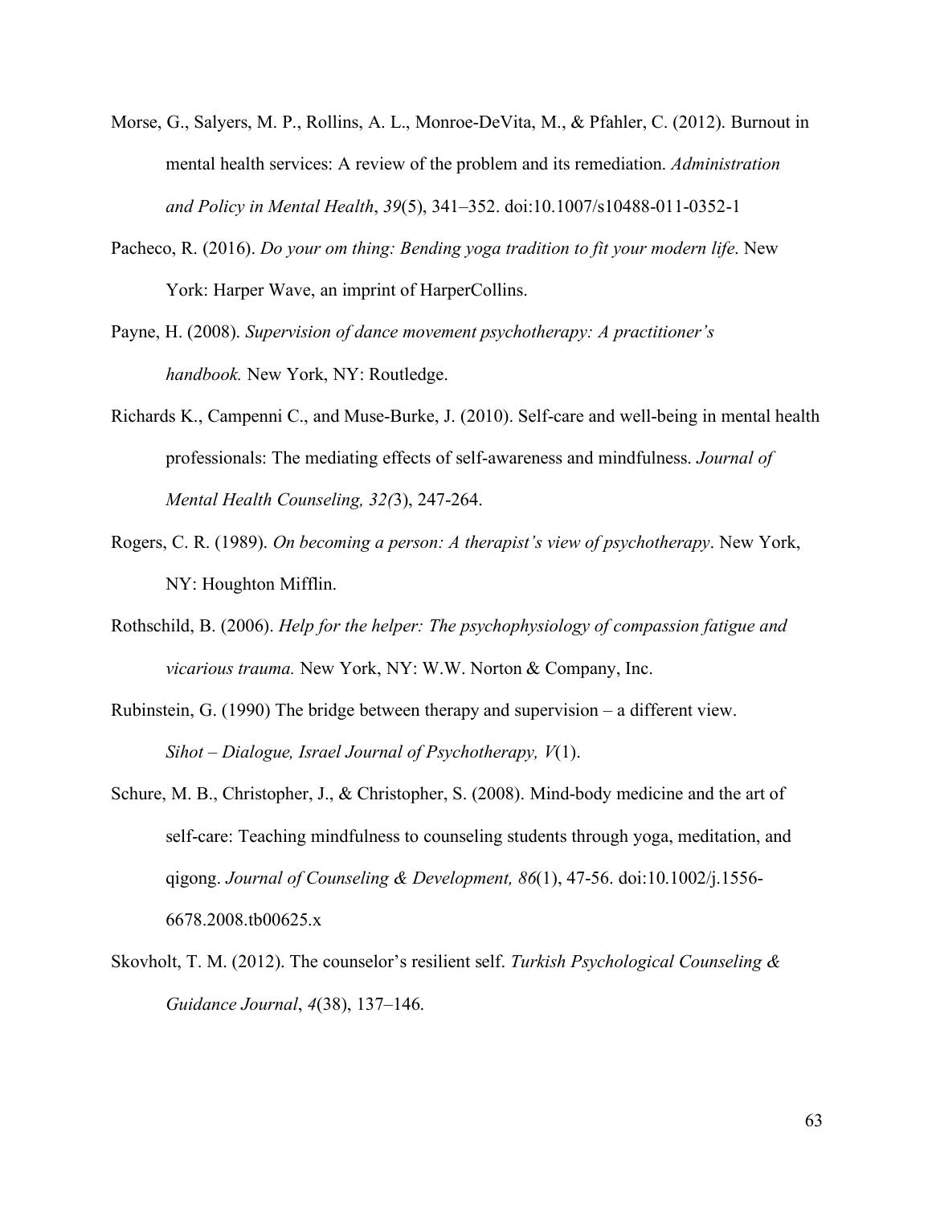Morse, G., Salyers, M. P., Rollins, A. L., Monroe-DeVita, M., & Pfahler, C. (2012). Burnout in mental health services: A review of the problem and its remediation. *Administration and Policy in Mental Health*, *39*(5), 341–352. doi:10.1007/s10488-011-0352-1

Pacheco, R. (2016). *Do your om thing: Bending yoga tradition to fit your modern life*. New York: Harper Wave, an imprint of HarperCollins.

Payne, H. (2008). *Supervision of dance movement psychotherapy: A practitioner's handbook.* New York, NY: Routledge.

Richards K., Campenni C., and Muse-Burke, J. (2010). Self-care and well-being in mental health professionals: The mediating effects of self-awareness and mindfulness. *Journal of Mental Health Counseling, 32(*3), 247-264.

Rogers, C. R. (1989). *On becoming a person: A therapist's view of psychotherapy*. New York, NY: Houghton Mifflin.

Rothschild, B. (2006). *Help for the helper: The psychophysiology of compassion fatigue and vicarious trauma.* New York, NY: W.W. Norton & Company, Inc.

Rubinstein, G. (1990) The bridge between therapy and supervision – a different view. *Sihot – Dialogue, Israel Journal of Psychotherapy, V*(1).

Schure, M. B., Christopher, J., & Christopher, S. (2008). Mind-body medicine and the art of self-care: Teaching mindfulness to counseling students through yoga, meditation, and qigong. *Journal of Counseling & Development, 86*(1), 47-56. doi:10.1002/j.1556-6678.2008.tb00625.x

Skovholt, T. M. (2012). The counselor's resilient self. *Turkish Psychological Counseling & Guidance Journal*, *4*(38), 137–146.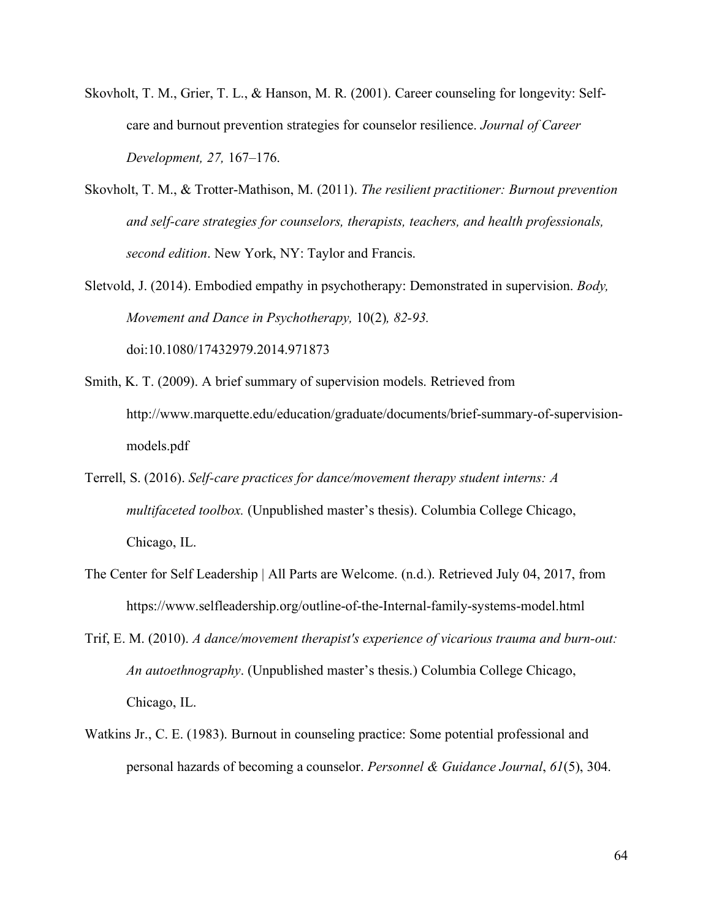Skovholt, T. M., Grier, T. L., & Hanson, M. R. (2001). Career counseling for longevity: Self-care and burnout prevention strategies for counselor resilience. *Journal of Career Development, 27,* 167–176.

Skovholt, T. M., & Trotter-Mathison, M. (2011). *The resilient practitioner: Burnout prevention and self-care strategies for counselors, therapists, teachers, and health professionals, second edition*. New York, NY: Taylor and Francis.

Sletvold, J. (2014). Embodied empathy in psychotherapy: Demonstrated in supervision. *Body, Movement and Dance in Psychotherapy,* 10(2)*, 82-93.* doi:10.1080/17432979.2014.971873

Smith, K. T. (2009). A brief summary of supervision models. Retrieved from http://www.marquette.edu/education/graduate/documents/brief-summary-of-supervision-models.pdf

Terrell, S. (2016). *Self-care practices for dance/movement therapy student interns: A multifaceted toolbox.* (Unpublished master's thesis). Columbia College Chicago, Chicago, IL.

The Center for Self Leadership | All Parts are Welcome. (n.d.). Retrieved July 04, 2017, from https://www.selfleadership.org/outline-of-the-Internal-family-systems-model.html

Trif, E. M. (2010). *A dance/movement therapist's experience of vicarious trauma and burn-out: An autoethnography*. (Unpublished master's thesis.) Columbia College Chicago, Chicago, IL.

Watkins Jr., C. E. (1983). Burnout in counseling practice: Some potential professional and personal hazards of becoming a counselor. *Personnel & Guidance Journal*, *61*(5), 304.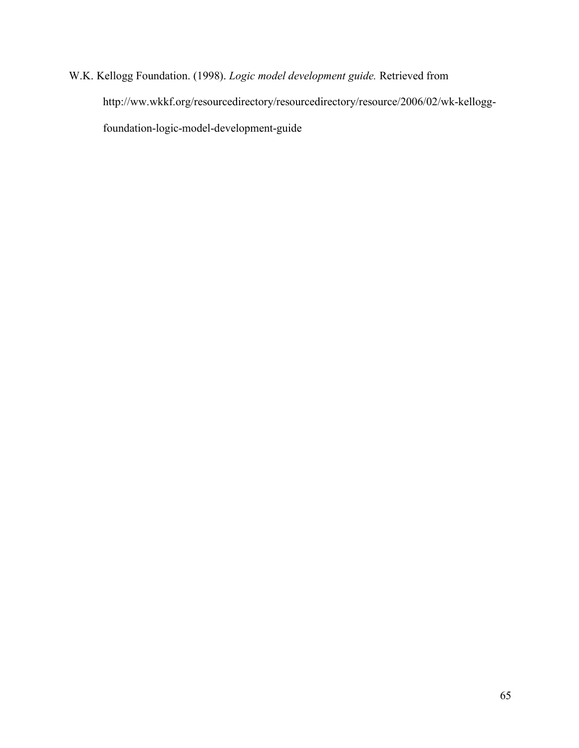W.K. Kellogg Foundation. (1998). *Logic model development guide.* Retrieved from http://ww.wkkf.org/resourcedirectory/resourcedirectory/resource/2006/02/wk-kellogg-foundation-logic-model-development-guide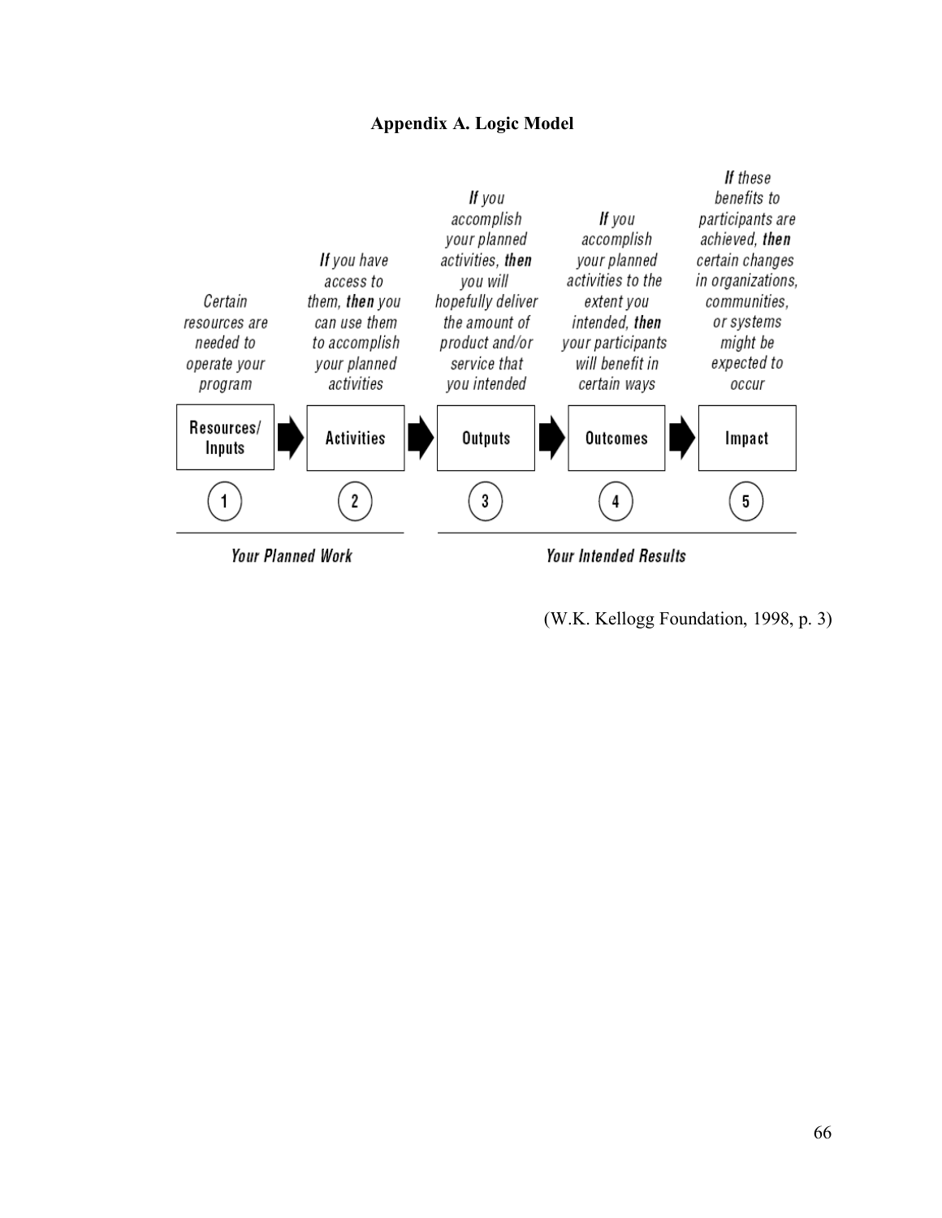## Appendix A. Logic Model

| Certain resources are needed to operate your program | ***If*** you have access to them, ***then*** you can use them to accomplish your planned activities | ***If*** you accomplish your planned activities, ***then*** you will hopefully deliver the amount of product and/or service that you intended | ***If*** you accomplish your planned activities to the extent you intended, ***then*** your participants will benefit in certain ways | ***If*** these benefits to participants are achieved, ***then*** certain changes in organizations, communities, or systems might be expected to occur |
|---|---|---|---|---|
| **Resources/ Inputs** → | **Activities** → | **Outputs** → | **Outcomes** → | **Impact** |
| 1 | 2 | 3 | 4 | 5 |
| *Your Planned Work* | | *Your Intended Results* | | |

(W.K. Kellogg Foundation, 1998, p. 3)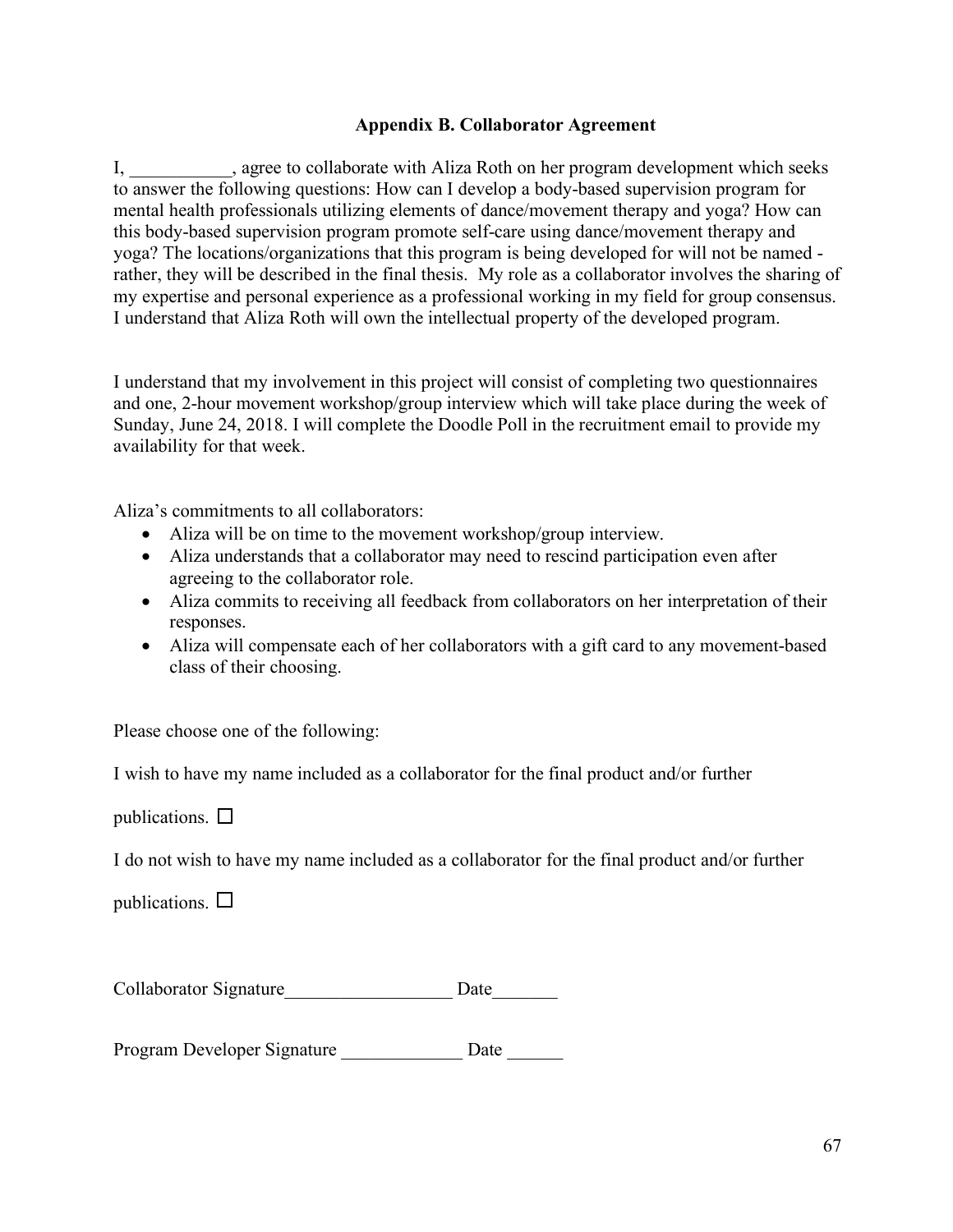### Appendix B. Collaborator Agreement

I, ___________, agree to collaborate with Aliza Roth on her program development which seeks to answer the following questions: How can I develop a body-based supervision program for mental health professionals utilizing elements of dance/movement therapy and yoga? How can this body-based supervision program promote self-care using dance/movement therapy and yoga? The locations/organizations that this program is being developed for will not be named - rather, they will be described in the final thesis. My role as a collaborator involves the sharing of my expertise and personal experience as a professional working in my field for group consensus. I understand that Aliza Roth will own the intellectual property of the developed program.

I understand that my involvement in this project will consist of completing two questionnaires and one, 2-hour movement workshop/group interview which will take place during the week of Sunday, June 24, 2018. I will complete the Doodle Poll in the recruitment email to provide my availability for that week.

Aliza's commitments to all collaborators:

- Aliza will be on time to the movement workshop/group interview.
- Aliza understands that a collaborator may need to rescind participation even after agreeing to the collaborator role.
- Aliza commits to receiving all feedback from collaborators on her interpretation of their responses.
- Aliza will compensate each of her collaborators with a gift card to any movement-based class of their choosing.

Please choose one of the following:

I wish to have my name included as a collaborator for the final product and/or further publications. ☐

I do not wish to have my name included as a collaborator for the final product and/or further publications. ☐

Collaborator Signature__________________ Date_______

Program Developer Signature _____________ Date ______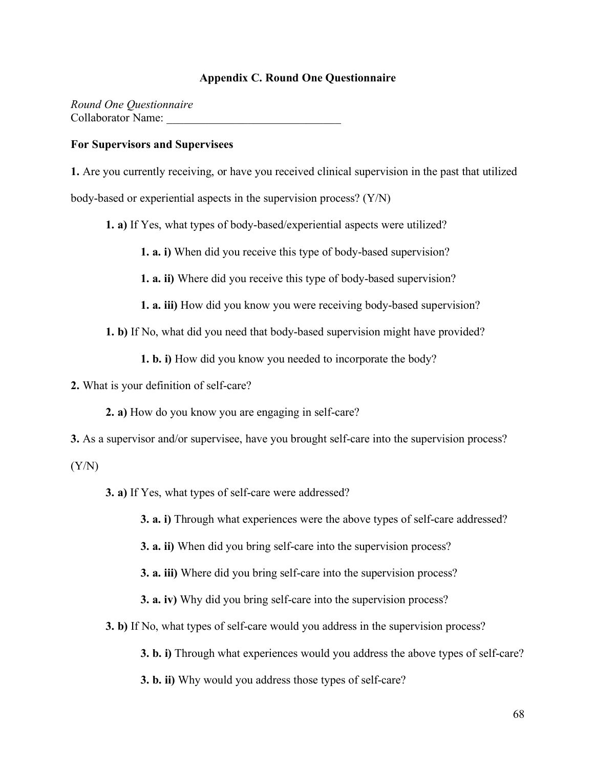## Appendix C. Round One Questionnaire

*Round One Questionnaire*
Collaborator Name: ______________________________

**For Supervisors and Supervisees**

**1.** Are you currently receiving, or have you received clinical supervision in the past that utilized body-based or experiential aspects in the supervision process? (Y/N)

- **1. a)** If Yes, what types of body-based/experiential aspects were utilized?
  - **1. a. i)** When did you receive this type of body-based supervision?
  - **1. a. ii)** Where did you receive this type of body-based supervision?
  - **1. a. iii)** How did you know you were receiving body-based supervision?
- **1. b)** If No, what did you need that body-based supervision might have provided?
  - **1. b. i)** How did you know you needed to incorporate the body?

**2.** What is your definition of self-care?

- **2. a)** How do you know you are engaging in self-care?

**3.** As a supervisor and/or supervisee, have you brought self-care into the supervision process? (Y/N)

- **3. a)** If Yes, what types of self-care were addressed?
  - **3. a. i)** Through what experiences were the above types of self-care addressed?
  - **3. a. ii)** When did you bring self-care into the supervision process?
  - **3. a. iii)** Where did you bring self-care into the supervision process?
  - **3. a. iv)** Why did you bring self-care into the supervision process?
- **3. b)** If No, what types of self-care would you address in the supervision process?
  - **3. b. i)** Through what experiences would you address the above types of self-care?
  - **3. b. ii)** Why would you address those types of self-care?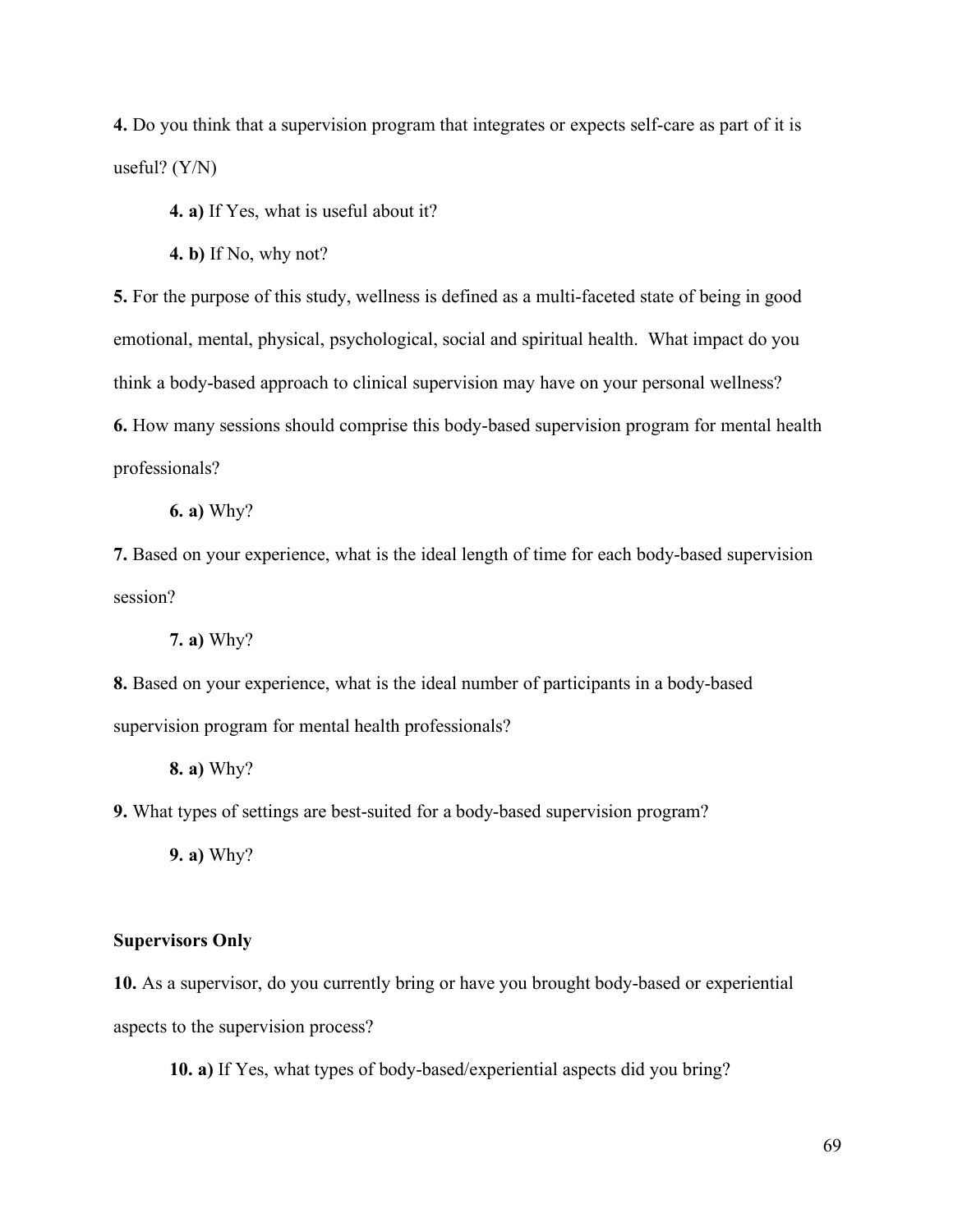**4.** Do you think that a supervision program that integrates or expects self-care as part of it is useful? (Y/N)

**4. a)** If Yes, what is useful about it?

**4. b)** If No, why not?

**5.** For the purpose of this study, wellness is defined as a multi-faceted state of being in good emotional, mental, physical, psychological, social and spiritual health. What impact do you think a body-based approach to clinical supervision may have on your personal wellness?

**6.** How many sessions should comprise this body-based supervision program for mental health professionals?

**6. a)** Why?

**7.** Based on your experience, what is the ideal length of time for each body-based supervision session?

**7. a)** Why?

**8.** Based on your experience, what is the ideal number of participants in a body-based supervision program for mental health professionals?

**8. a)** Why?

**9.** What types of settings are best-suited for a body-based supervision program?

**9. a)** Why?

**Supervisors Only**

**10.** As a supervisor, do you currently bring or have you brought body-based or experiential aspects to the supervision process?

**10. a)** If Yes, what types of body-based/experiential aspects did you bring?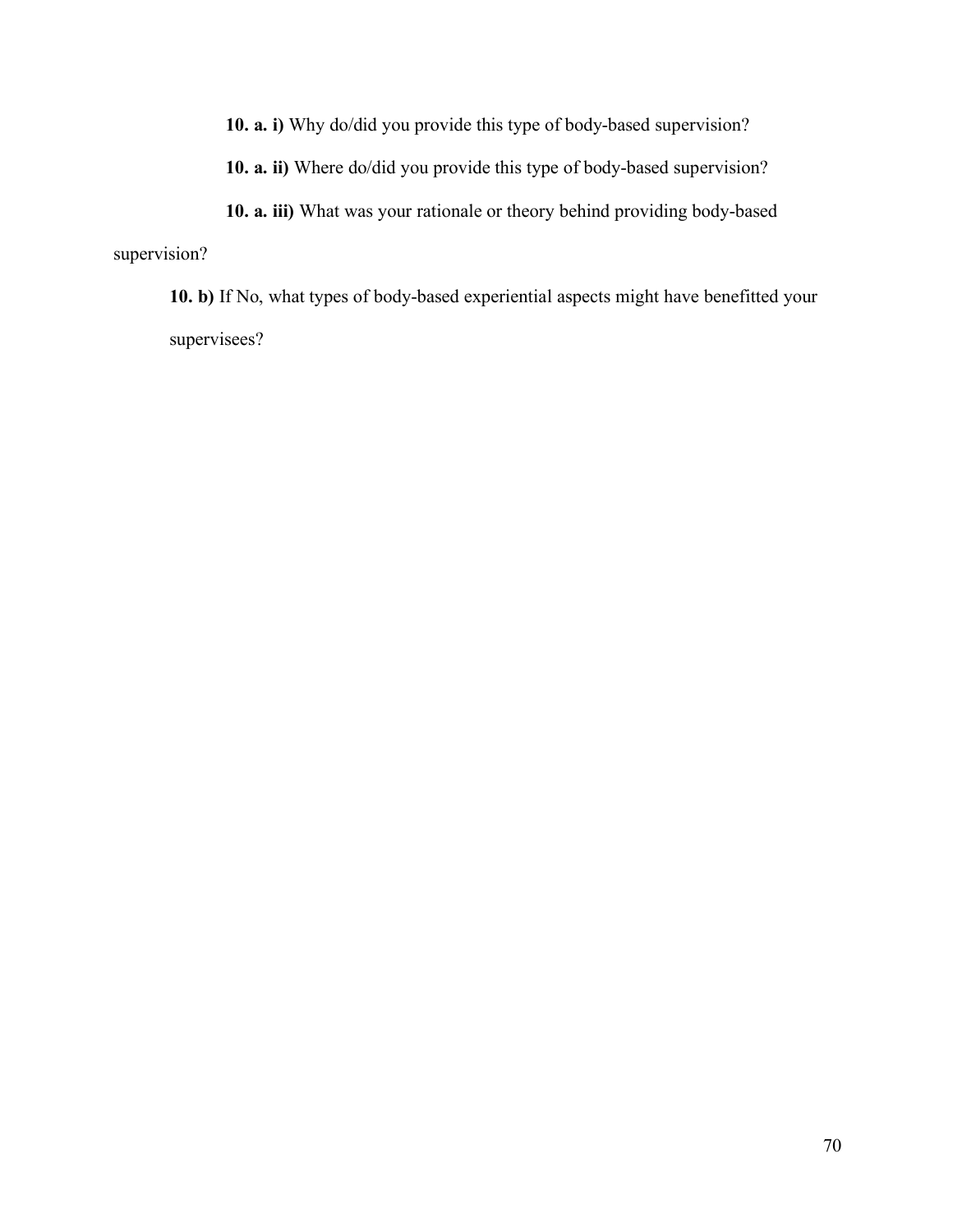**10. a. i)** Why do/did you provide this type of body-based supervision?

**10. a. ii)** Where do/did you provide this type of body-based supervision?

**10. a. iii)** What was your rationale or theory behind providing body-based supervision?

**10. b)** If No, what types of body-based experiential aspects might have benefitted your supervisees?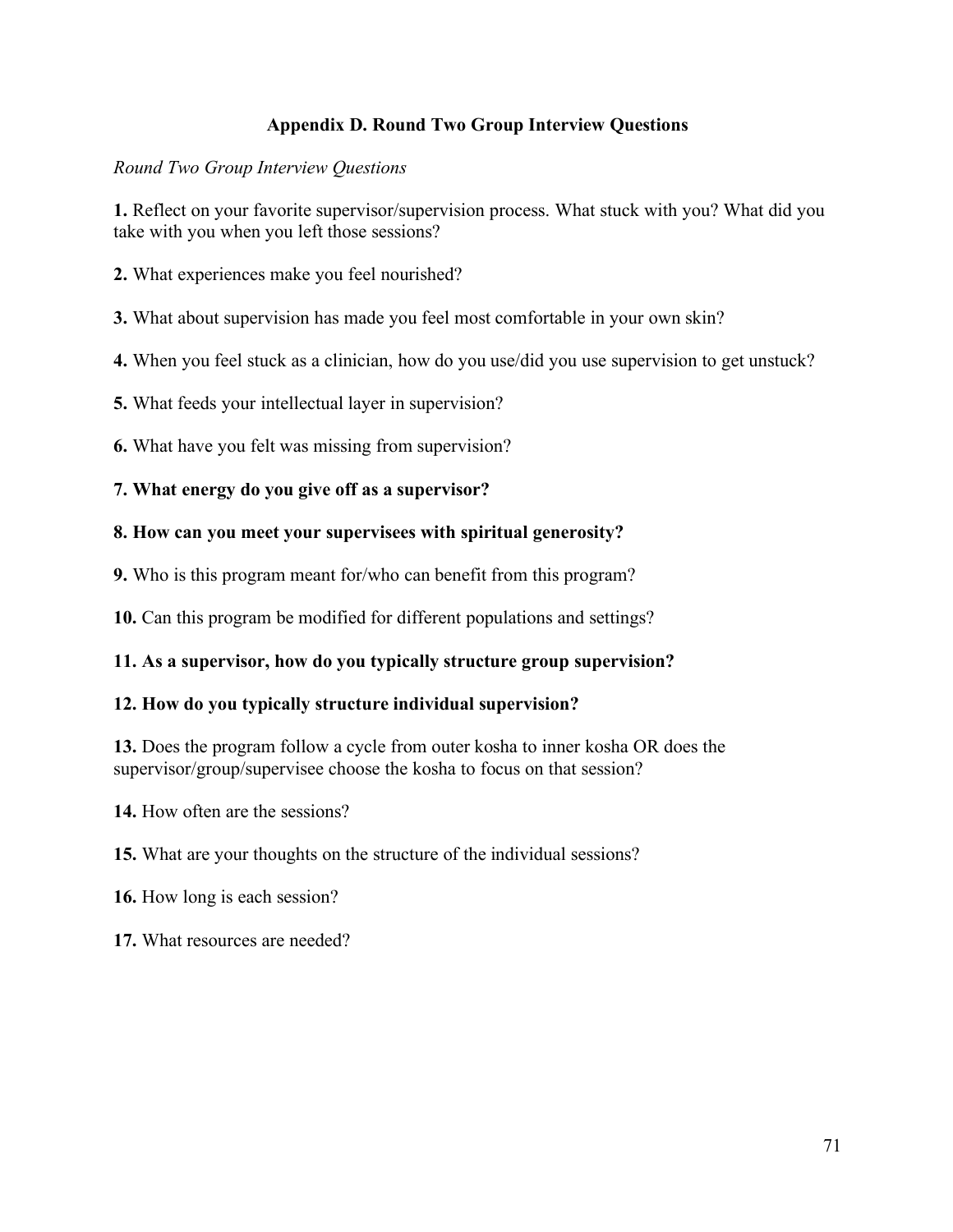## Appendix D. Round Two Group Interview Questions

*Round Two Group Interview Questions*

**1.** Reflect on your favorite supervisor/supervision process. What stuck with you? What did you take with you when you left those sessions?

**2.** What experiences make you feel nourished?

**3.** What about supervision has made you feel most comfortable in your own skin?

**4.** When you feel stuck as a clinician, how do you use/did you use supervision to get unstuck?

**5.** What feeds your intellectual layer in supervision?

**6.** What have you felt was missing from supervision?

**7. What energy do you give off as a supervisor?**

**8. How can you meet your supervisees with spiritual generosity?**

**9.** Who is this program meant for/who can benefit from this program?

**10.** Can this program be modified for different populations and settings?

**11. As a supervisor, how do you typically structure group supervision?**

**12. How do you typically structure individual supervision?**

**13.** Does the program follow a cycle from outer kosha to inner kosha OR does the supervisor/group/supervisee choose the kosha to focus on that session?

**14.** How often are the sessions?

**15.** What are your thoughts on the structure of the individual sessions?

**16.** How long is each session?

**17.** What resources are needed?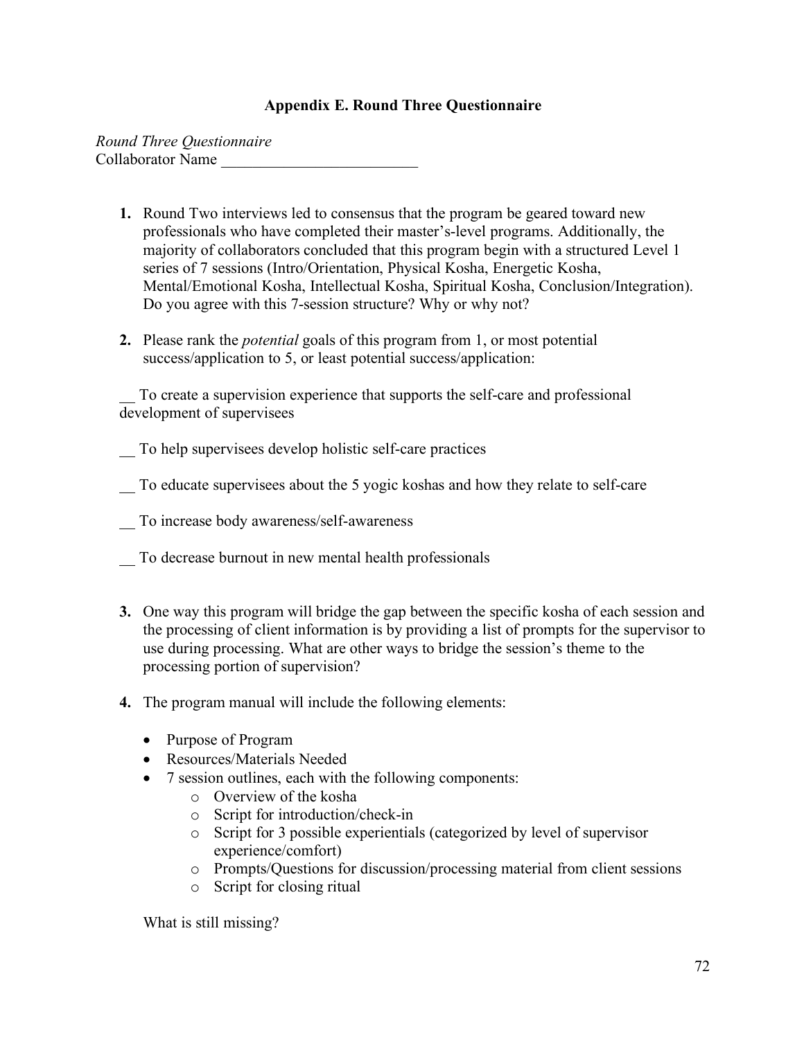## Appendix E. Round Three Questionnaire

*Round Three Questionnaire*
Collaborator Name _________________________

1. Round Two interviews led to consensus that the program be geared toward new professionals who have completed their master's-level programs. Additionally, the majority of collaborators concluded that this program begin with a structured Level 1 series of 7 sessions (Intro/Orientation, Physical Kosha, Energetic Kosha, Mental/Emotional Kosha, Intellectual Kosha, Spiritual Kosha, Conclusion/Integration). Do you agree with this 7-session structure? Why or why not?

2. Please rank the *potential* goals of this program from 1, or most potential success/application to 5, or least potential success/application:

__ To create a supervision experience that supports the self-care and professional development of supervisees

__ To help supervisees develop holistic self-care practices

__ To educate supervisees about the 5 yogic koshas and how they relate to self-care

__ To increase body awareness/self-awareness

__ To decrease burnout in new mental health professionals

3. One way this program will bridge the gap between the specific kosha of each session and the processing of client information is by providing a list of prompts for the supervisor to use during processing. What are other ways to bridge the session's theme to the processing portion of supervision?

4. The program manual will include the following elements:

   - Purpose of Program
   - Resources/Materials Needed
   - 7 session outlines, each with the following components:
     - Overview of the kosha
     - Script for introduction/check-in
     - Script for 3 possible experientials (categorized by level of supervisor experience/comfort)
     - Prompts/Questions for discussion/processing material from client sessions
     - Script for closing ritual

   What is still missing?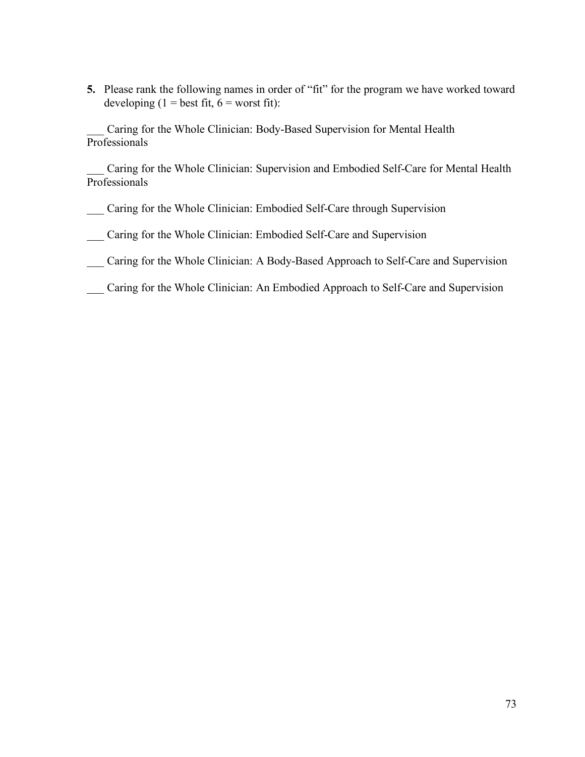**5.** Please rank the following names in order of "fit" for the program we have worked toward developing (1 = best fit, 6 = worst fit):

___ Caring for the Whole Clinician: Body-Based Supervision for Mental Health Professionals

___ Caring for the Whole Clinician: Supervision and Embodied Self-Care for Mental Health Professionals

___ Caring for the Whole Clinician: Embodied Self-Care through Supervision

___ Caring for the Whole Clinician: Embodied Self-Care and Supervision

___ Caring for the Whole Clinician: A Body-Based Approach to Self-Care and Supervision

___ Caring for the Whole Clinician: An Embodied Approach to Self-Care and Supervision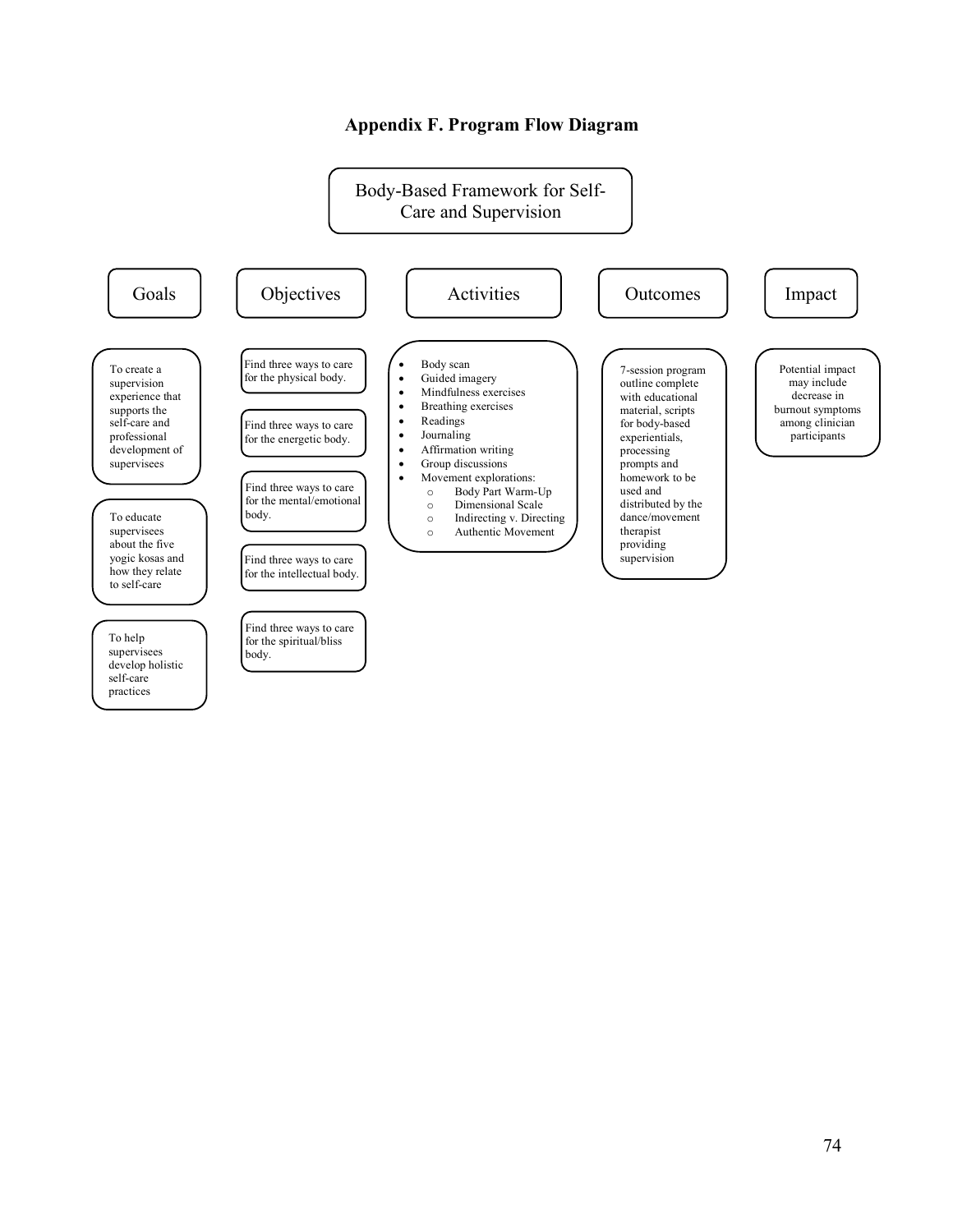# Appendix F. Program Flow Diagram

Body-Based Framework for Self-Care and Supervision

Goals

To create a supervision experience that supports the self-care and professional development of supervisees

To educate supervisees about the five yogic kosas and how they relate to self-care

To help supervisees develop holistic self-care practices

Objectives

Find three ways to care for the physical body.

Find three ways to care for the energetic body.

Find three ways to care for the mental/emotional body.

Find three ways to care for the intellectual body.

Find three ways to care for the spiritual/bliss body.

Activities

- Body scan
- Guided imagery
- Mindfulness exercises
- Breathing exercises
- Readings
- Journaling
- Affirmation writing
- Group discussions
- Movement explorations:
  - Body Part Warm-Up
  - Dimensional Scale
  - Indirecting v. Directing
  - Authentic Movement

Outcomes

7-session program outline complete with educational material, scripts for body-based experientials, processing prompts and homework to be used and distributed by the dance/movement therapist providing supervision

Impact

Potential impact may include decrease in burnout symptoms among clinician participants